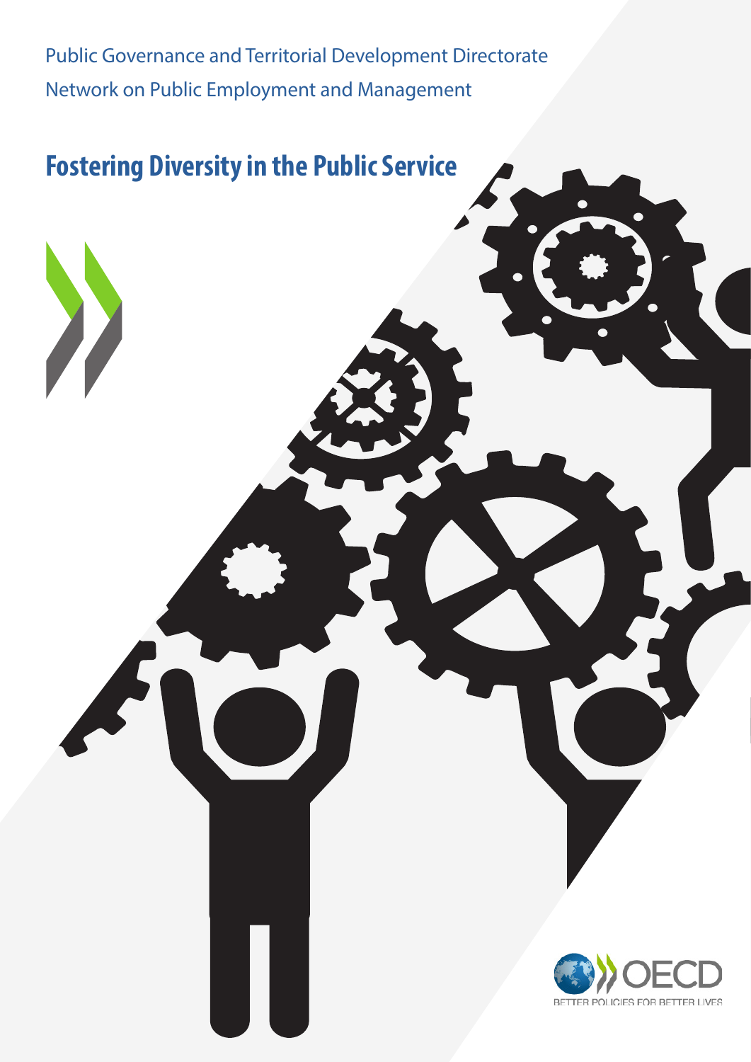Public Governance and Territorial Development Directorate

Network on Public Employment and Management

# Fostering Diversity in the Public Service

OECD

BETTER POLICIES FOR BETTER LIVES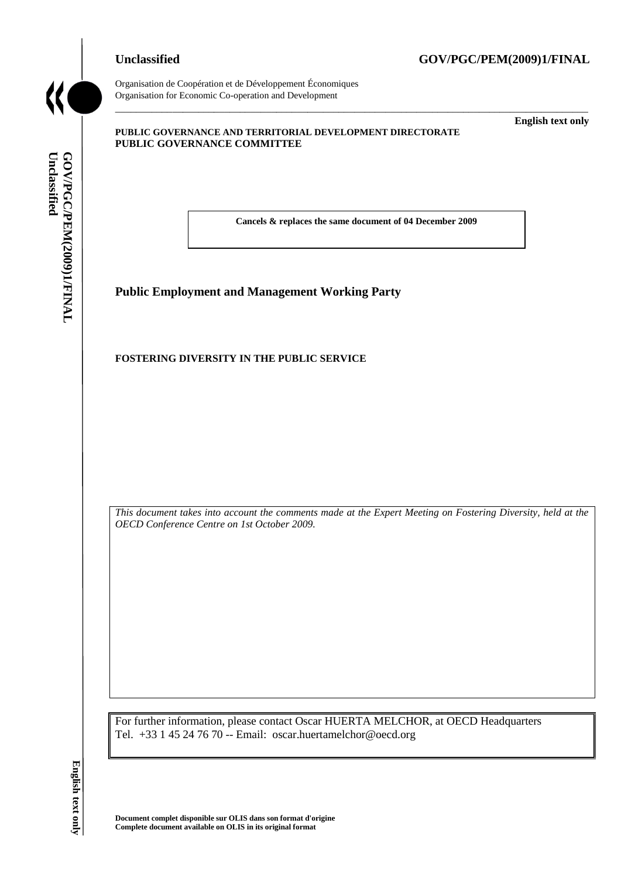Unclassified **GOV/PGC/PEM(2009)1/FINAL**

Organisation de Coopération et de Développement Économiques
Organisation for Economic Co-operation and Development

**English text only**

**PUBLIC GOVERNANCE AND TERRITORIAL DEVELOPMENT DIRECTORATE**
**PUBLIC GOVERNANCE COMMITTEE**

**Cancels & replaces the same document of 04 December 2009**

## Public Employment and Management Working Party

**FOSTERING DIVERSITY IN THE PUBLIC SERVICE**

*This document takes into account the comments made at the Expert Meeting on Fostering Diversity, held at the OECD Conference Centre on 1st October 2009.*

For further information, please contact Oscar HUERTA MELCHOR, at OECD Headquarters
Tel. +33 1 45 24 76 70 -- Email: oscar.huertamelchor@oecd.org

**Document complet disponible sur OLIS dans son format d'origine**
**Complete document available on OLIS in its original format**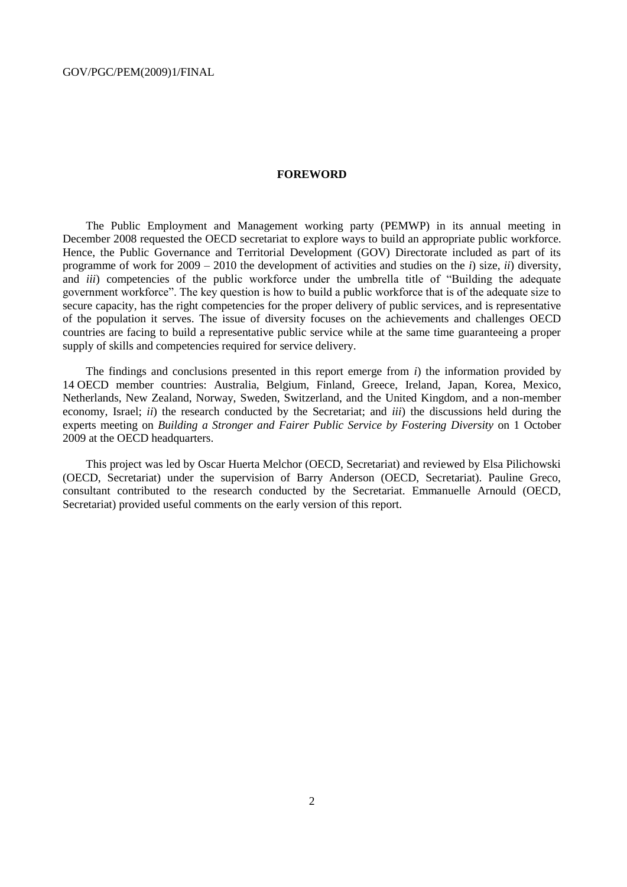## FOREWORD

The Public Employment and Management working party (PEMWP) in its annual meeting in December 2008 requested the OECD secretariat to explore ways to build an appropriate public workforce. Hence, the Public Governance and Territorial Development (GOV) Directorate included as part of its programme of work for 2009 – 2010 the development of activities and studies on the *i*) size, *ii*) diversity, and *iii*) competencies of the public workforce under the umbrella title of "Building the adequate government workforce". The key question is how to build a public workforce that is of the adequate size to secure capacity, has the right competencies for the proper delivery of public services, and is representative of the population it serves. The issue of diversity focuses on the achievements and challenges OECD countries are facing to build a representative public service while at the same time guaranteeing a proper supply of skills and competencies required for service delivery.

The findings and conclusions presented in this report emerge from *i*) the information provided by 14 OECD member countries: Australia, Belgium, Finland, Greece, Ireland, Japan, Korea, Mexico, Netherlands, New Zealand, Norway, Sweden, Switzerland, and the United Kingdom, and a non-member economy, Israel; *ii*) the research conducted by the Secretariat; and *iii*) the discussions held during the experts meeting on *Building a Stronger and Fairer Public Service by Fostering Diversity* on 1 October 2009 at the OECD headquarters.

This project was led by Oscar Huerta Melchor (OECD, Secretariat) and reviewed by Elsa Pilichowski (OECD, Secretariat) under the supervision of Barry Anderson (OECD, Secretariat). Pauline Greco, consultant contributed to the research conducted by the Secretariat. Emmanuelle Arnould (OECD, Secretariat) provided useful comments on the early version of this report.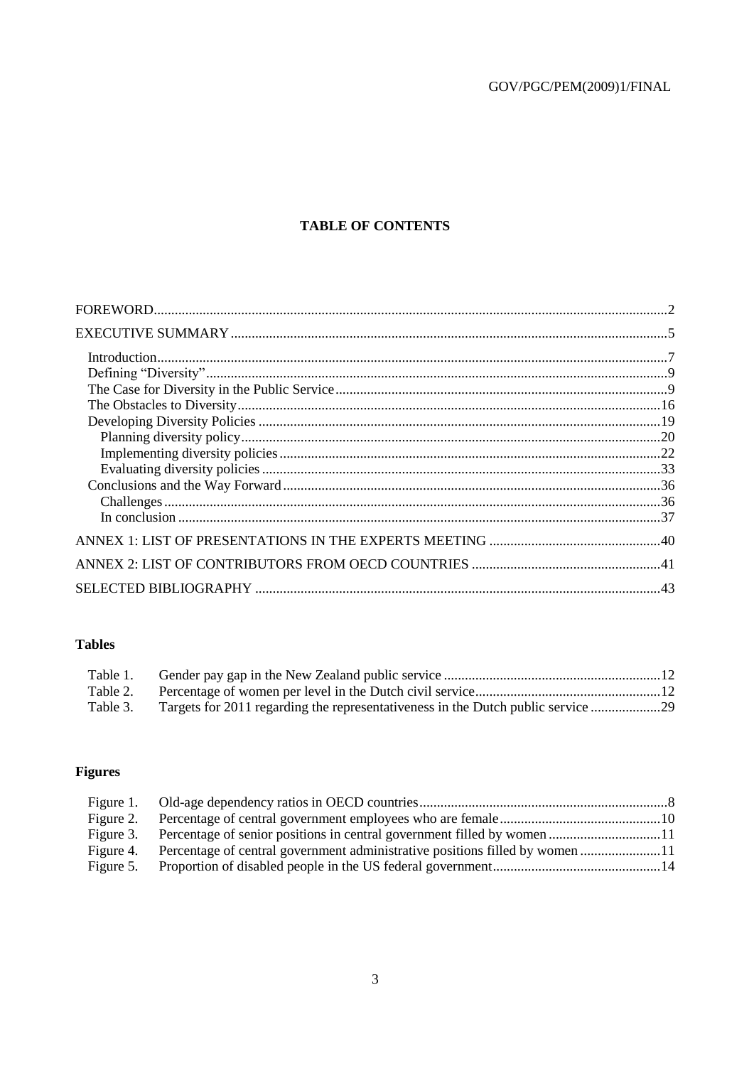## TABLE OF CONTENTS

FOREWORD ..................................................................................................................................... 2

EXECUTIVE SUMMARY ................................................................................................................. 5

- Introduction ................................................................................................................................ 7
- Defining "Diversity" ..................................................................................................................... 9
- The Case for Diversity in the Public Service ............................................................................... 9
- The Obstacles to Diversity ......................................................................................................... 16
- Developing Diversity Policies ..................................................................................................... 19
  - Planning diversity policy ....................................................................................................... 20
  - Implementing diversity policies ............................................................................................ 22
  - Evaluating diversity policies ................................................................................................. 33
- Conclusions and the Way Forward ............................................................................................ 36
  - Challenges ............................................................................................................................. 36
  - In conclusion ......................................................................................................................... 37

ANNEX 1: LIST OF PRESENTATIONS IN THE EXPERTS MEETING .............................................. 40

ANNEX 2: LIST OF CONTRIBUTORS FROM OECD COUNTRIES .................................................... 41

SELECTED BIBLIOGRAPHY ............................................................................................................ 43

### Tables

- Table 1. Gender pay gap in the New Zealand public service .................................................... 12
- Table 2. Percentage of women per level in the Dutch civil service ........................................... 12
- Table 3. Targets for 2011 regarding the representativeness in the Dutch public service ......... 29

### Figures

- Figure 1. Old-age dependency ratios in OECD countries ............................................................ 8
- Figure 2. Percentage of central government employees who are female ................................. 10
- Figure 3. Percentage of senior positions in central government filled by women .................... 11
- Figure 4. Percentage of central government administrative positions filled by women ........... 11
- Figure 5. Proportion of disabled people in the US federal government .................................... 14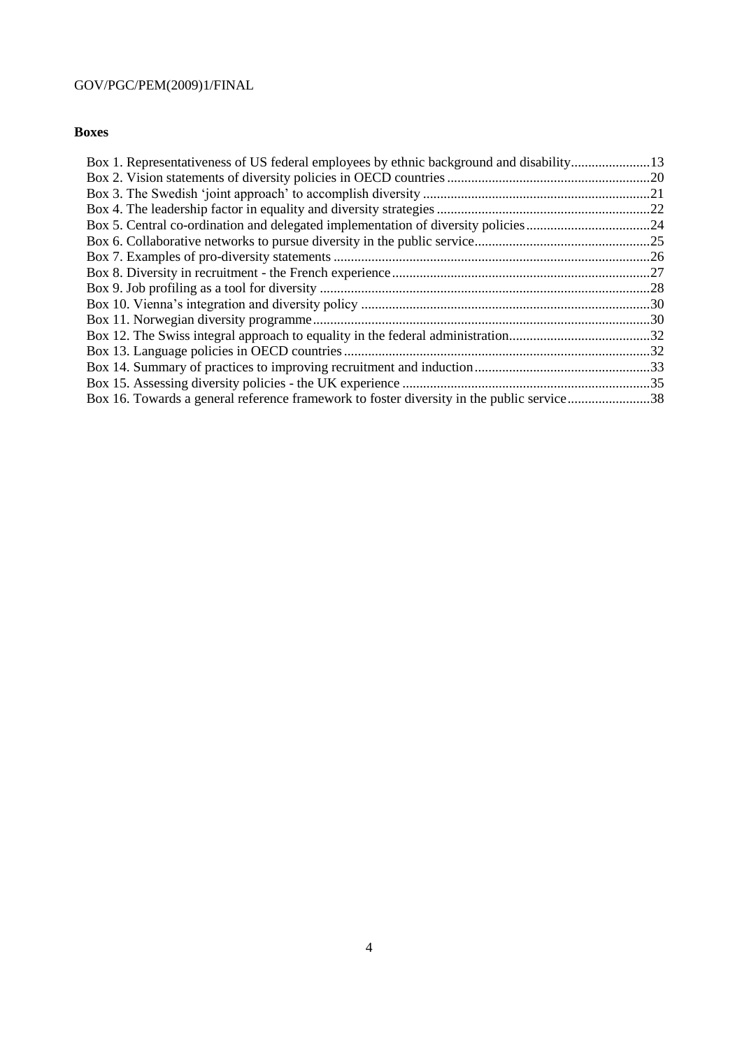**Boxes**

Box 1. Representativeness of US federal employees by ethnic background and disability.......................13
Box 2. Vision statements of diversity policies in OECD countries...........................................................20
Box 3. The Swedish 'joint approach' to accomplish diversity..................................................................21
Box 4. The leadership factor in equality and diversity strategies..............................................................22
Box 5. Central co-ordination and delegated implementation of diversity policies....................................24
Box 6. Collaborative networks to pursue diversity in the public service...................................................25
Box 7. Examples of pro-diversity statements............................................................................................26
Box 8. Diversity in recruitment - the French experience...........................................................................27
Box 9. Job profiling as a tool for diversity................................................................................................28
Box 10. Vienna's integration and diversity policy....................................................................................30
Box 11. Norwegian diversity programme..................................................................................................30
Box 12. The Swiss integral approach to equality in the federal administration.........................................32
Box 13. Language policies in OECD countries.........................................................................................32
Box 14. Summary of practices to improving recruitment and induction...................................................33
Box 15. Assessing diversity policies - the UK experience........................................................................35
Box 16. Towards a general reference framework to foster diversity in the public service........................38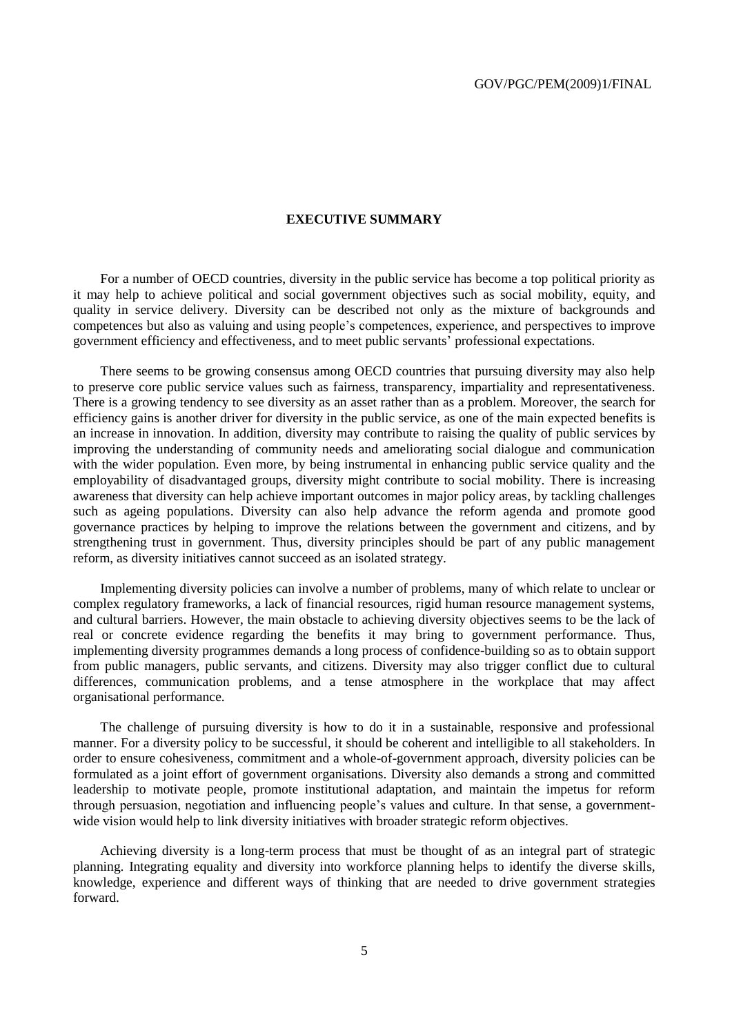# EXECUTIVE SUMMARY

For a number of OECD countries, diversity in the public service has become a top political priority as it may help to achieve political and social government objectives such as social mobility, equity, and quality in service delivery. Diversity can be described not only as the mixture of backgrounds and competences but also as valuing and using people's competences, experience, and perspectives to improve government efficiency and effectiveness, and to meet public servants' professional expectations.

There seems to be growing consensus among OECD countries that pursuing diversity may also help to preserve core public service values such as fairness, transparency, impartiality and representativeness. There is a growing tendency to see diversity as an asset rather than as a problem. Moreover, the search for efficiency gains is another driver for diversity in the public service, as one of the main expected benefits is an increase in innovation. In addition, diversity may contribute to raising the quality of public services by improving the understanding of community needs and ameliorating social dialogue and communication with the wider population. Even more, by being instrumental in enhancing public service quality and the employability of disadvantaged groups, diversity might contribute to social mobility. There is increasing awareness that diversity can help achieve important outcomes in major policy areas, by tackling challenges such as ageing populations. Diversity can also help advance the reform agenda and promote good governance practices by helping to improve the relations between the government and citizens, and by strengthening trust in government. Thus, diversity principles should be part of any public management reform, as diversity initiatives cannot succeed as an isolated strategy.

Implementing diversity policies can involve a number of problems, many of which relate to unclear or complex regulatory frameworks, a lack of financial resources, rigid human resource management systems, and cultural barriers. However, the main obstacle to achieving diversity objectives seems to be the lack of real or concrete evidence regarding the benefits it may bring to government performance. Thus, implementing diversity programmes demands a long process of confidence-building so as to obtain support from public managers, public servants, and citizens. Diversity may also trigger conflict due to cultural differences, communication problems, and a tense atmosphere in the workplace that may affect organisational performance.

The challenge of pursuing diversity is how to do it in a sustainable, responsive and professional manner. For a diversity policy to be successful, it should be coherent and intelligible to all stakeholders. In order to ensure cohesiveness, commitment and a whole-of-government approach, diversity policies can be formulated as a joint effort of government organisations. Diversity also demands a strong and committed leadership to motivate people, promote institutional adaptation, and maintain the impetus for reform through persuasion, negotiation and influencing people's values and culture. In that sense, a government-wide vision would help to link diversity initiatives with broader strategic reform objectives.

Achieving diversity is a long-term process that must be thought of as an integral part of strategic planning. Integrating equality and diversity into workforce planning helps to identify the diverse skills, knowledge, experience and different ways of thinking that are needed to drive government strategies forward.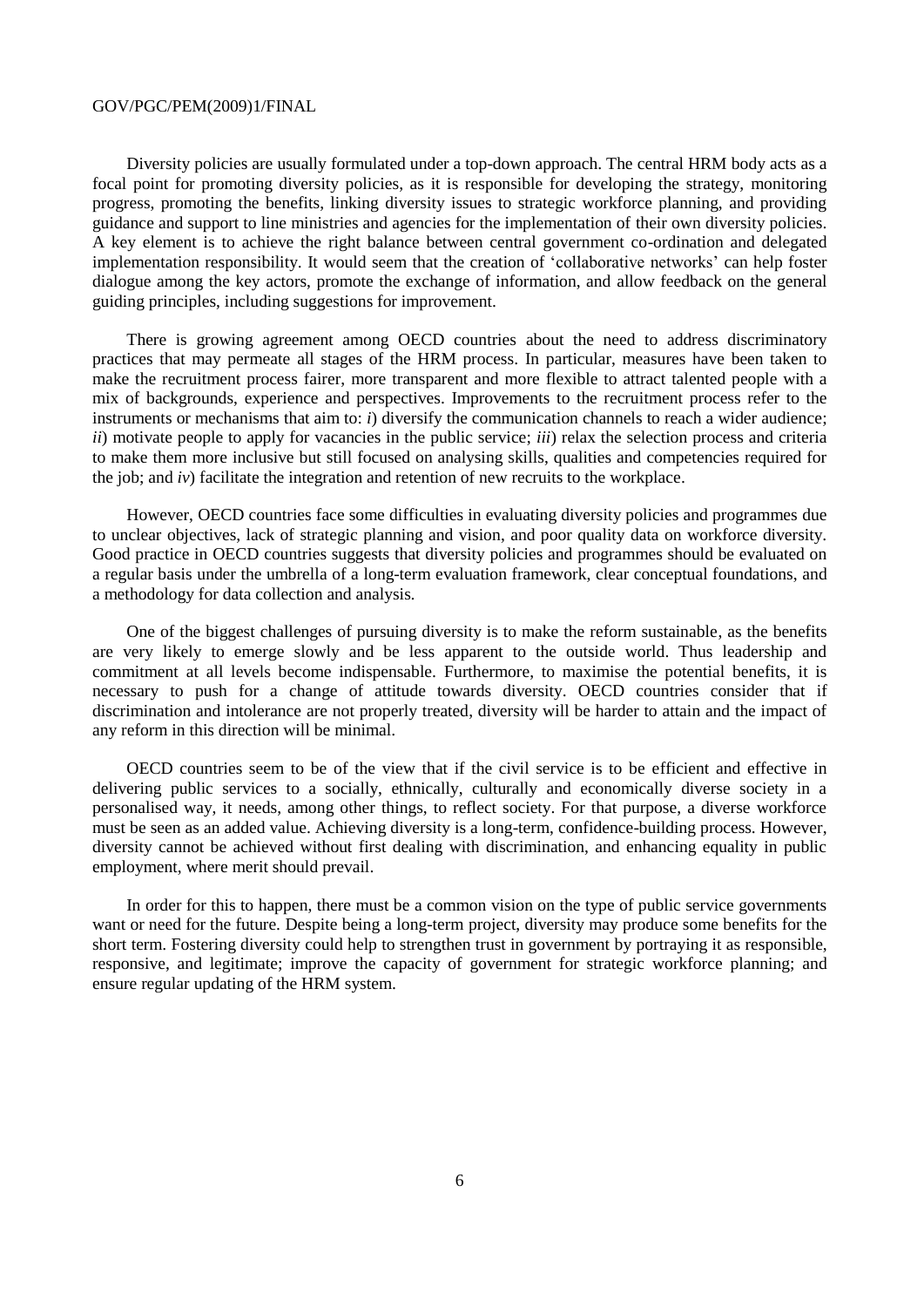Diversity policies are usually formulated under a top-down approach. The central HRM body acts as a focal point for promoting diversity policies, as it is responsible for developing the strategy, monitoring progress, promoting the benefits, linking diversity issues to strategic workforce planning, and providing guidance and support to line ministries and agencies for the implementation of their own diversity policies. A key element is to achieve the right balance between central government co-ordination and delegated implementation responsibility. It would seem that the creation of 'collaborative networks' can help foster dialogue among the key actors, promote the exchange of information, and allow feedback on the general guiding principles, including suggestions for improvement.

There is growing agreement among OECD countries about the need to address discriminatory practices that may permeate all stages of the HRM process. In particular, measures have been taken to make the recruitment process fairer, more transparent and more flexible to attract talented people with a mix of backgrounds, experience and perspectives. Improvements to the recruitment process refer to the instruments or mechanisms that aim to: *i*) diversify the communication channels to reach a wider audience; *ii*) motivate people to apply for vacancies in the public service; *iii*) relax the selection process and criteria to make them more inclusive but still focused on analysing skills, qualities and competencies required for the job; and *iv*) facilitate the integration and retention of new recruits to the workplace.

However, OECD countries face some difficulties in evaluating diversity policies and programmes due to unclear objectives, lack of strategic planning and vision, and poor quality data on workforce diversity. Good practice in OECD countries suggests that diversity policies and programmes should be evaluated on a regular basis under the umbrella of a long-term evaluation framework, clear conceptual foundations, and a methodology for data collection and analysis.

One of the biggest challenges of pursuing diversity is to make the reform sustainable, as the benefits are very likely to emerge slowly and be less apparent to the outside world. Thus leadership and commitment at all levels become indispensable. Furthermore, to maximise the potential benefits, it is necessary to push for a change of attitude towards diversity. OECD countries consider that if discrimination and intolerance are not properly treated, diversity will be harder to attain and the impact of any reform in this direction will be minimal.

OECD countries seem to be of the view that if the civil service is to be efficient and effective in delivering public services to a socially, ethnically, culturally and economically diverse society in a personalised way, it needs, among other things, to reflect society. For that purpose, a diverse workforce must be seen as an added value. Achieving diversity is a long-term, confidence-building process. However, diversity cannot be achieved without first dealing with discrimination, and enhancing equality in public employment, where merit should prevail.

In order for this to happen, there must be a common vision on the type of public service governments want or need for the future. Despite being a long-term project, diversity may produce some benefits for the short term. Fostering diversity could help to strengthen trust in government by portraying it as responsible, responsive, and legitimate; improve the capacity of government for strategic workforce planning; and ensure regular updating of the HRM system.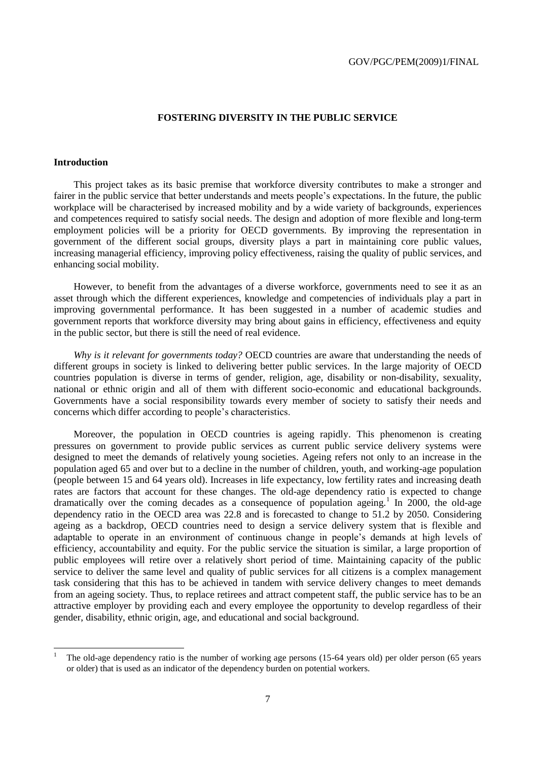## FOSTERING DIVERSITY IN THE PUBLIC SERVICE

### Introduction

This project takes as its basic premise that workforce diversity contributes to make a stronger and fairer in the public service that better understands and meets people's expectations. In the future, the public workplace will be characterised by increased mobility and by a wide variety of backgrounds, experiences and competences required to satisfy social needs. The design and adoption of more flexible and long-term employment policies will be a priority for OECD governments. By improving the representation in government of the different social groups, diversity plays a part in maintaining core public values, increasing managerial efficiency, improving policy effectiveness, raising the quality of public services, and enhancing social mobility.

However, to benefit from the advantages of a diverse workforce, governments need to see it as an asset through which the different experiences, knowledge and competencies of individuals play a part in improving governmental performance. It has been suggested in a number of academic studies and government reports that workforce diversity may bring about gains in efficiency, effectiveness and equity in the public sector, but there is still the need of real evidence.

*Why is it relevant for governments today?* OECD countries are aware that understanding the needs of different groups in society is linked to delivering better public services. In the large majority of OECD countries population is diverse in terms of gender, religion, age, disability or non-disability, sexuality, national or ethnic origin and all of them with different socio-economic and educational backgrounds. Governments have a social responsibility towards every member of society to satisfy their needs and concerns which differ according to people's characteristics.

Moreover, the population in OECD countries is ageing rapidly. This phenomenon is creating pressures on government to provide public services as current public service delivery systems were designed to meet the demands of relatively young societies. Ageing refers not only to an increase in the population aged 65 and over but to a decline in the number of children, youth, and working-age population (people between 15 and 64 years old). Increases in life expectancy, low fertility rates and increasing death rates are factors that account for these changes. The old-age dependency ratio is expected to change dramatically over the coming decades as a consequence of population ageing.[1] In 2000, the old-age dependency ratio in the OECD area was 22.8 and is forecasted to change to 51.2 by 2050. Considering ageing as a backdrop, OECD countries need to design a service delivery system that is flexible and adaptable to operate in an environment of continuous change in people's demands at high levels of efficiency, accountability and equity. For the public service the situation is similar, a large proportion of public employees will retire over a relatively short period of time. Maintaining capacity of the public service to deliver the same level and quality of public services for all citizens is a complex management task considering that this has to be achieved in tandem with service delivery changes to meet demands from an ageing society. Thus, to replace retirees and attract competent staff, the public service has to be an attractive employer by providing each and every employee the opportunity to develop regardless of their gender, disability, ethnic origin, age, and educational and social background.

---

[1] The old-age dependency ratio is the number of working age persons (15-64 years old) per older person (65 years or older) that is used as an indicator of the dependency burden on potential workers.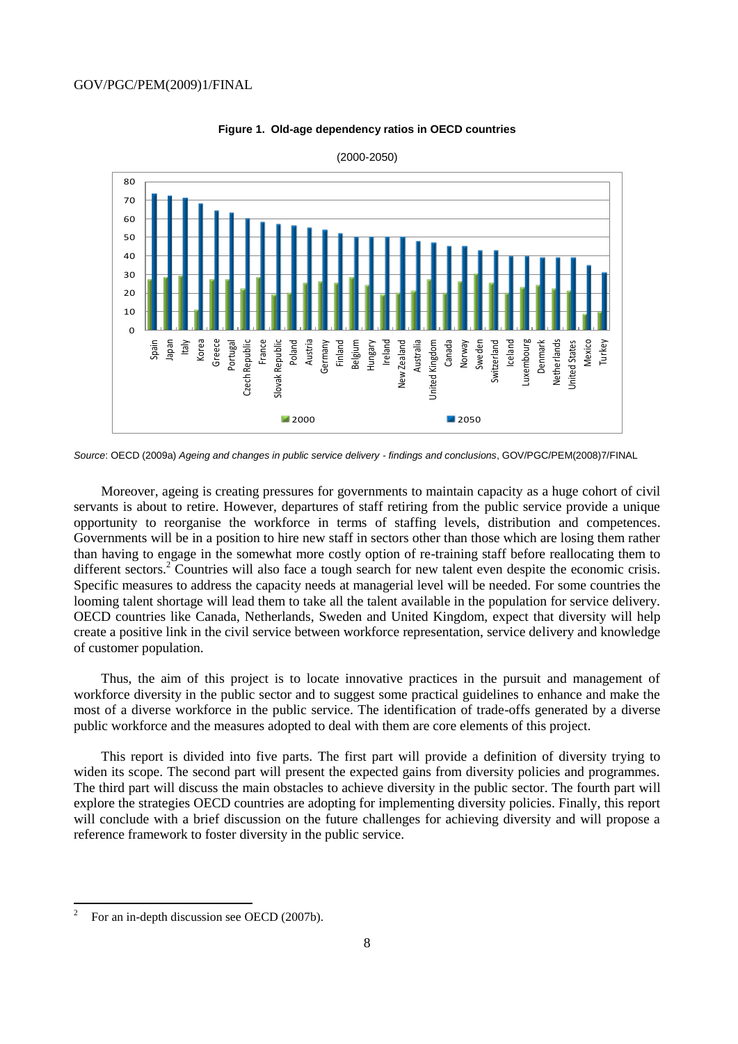**Figure 1. Old-age dependency ratios in OECD countries**

(2000-2050)

*Source*: OECD (2009a) *Ageing and changes in public service delivery - findings and conclusions*, GOV/PGC/PEM(2008)7/FINAL

Moreover, ageing is creating pressures for governments to maintain capacity as a huge cohort of civil servants is about to retire. However, departures of staff retiring from the public service provide a unique opportunity to reorganise the workforce in terms of staffing levels, distribution and competences. Governments will be in a position to hire new staff in sectors other than those which are losing them rather than having to engage in the somewhat more costly option of re-training staff before reallocating them to different sectors.[2] Countries will also face a tough search for new talent even despite the economic crisis. Specific measures to address the capacity needs at managerial level will be needed. For some countries the looming talent shortage will lead them to take all the talent available in the population for service delivery. OECD countries like Canada, Netherlands, Sweden and United Kingdom, expect that diversity will help create a positive link in the civil service between workforce representation, service delivery and knowledge of customer population.

Thus, the aim of this project is to locate innovative practices in the pursuit and management of workforce diversity in the public sector and to suggest some practical guidelines to enhance and make the most of a diverse workforce in the public service. The identification of trade-offs generated by a diverse public workforce and the measures adopted to deal with them are core elements of this project.

This report is divided into five parts. The first part will provide a definition of diversity trying to widen its scope. The second part will present the expected gains from diversity policies and programmes. The third part will discuss the main obstacles to achieve diversity in the public sector. The fourth part will explore the strategies OECD countries are adopting for implementing diversity policies. Finally, this report will conclude with a brief discussion on the future challenges for achieving diversity and will propose a reference framework to foster diversity in the public service.

---

[2] For an in-depth discussion see OECD (2007b).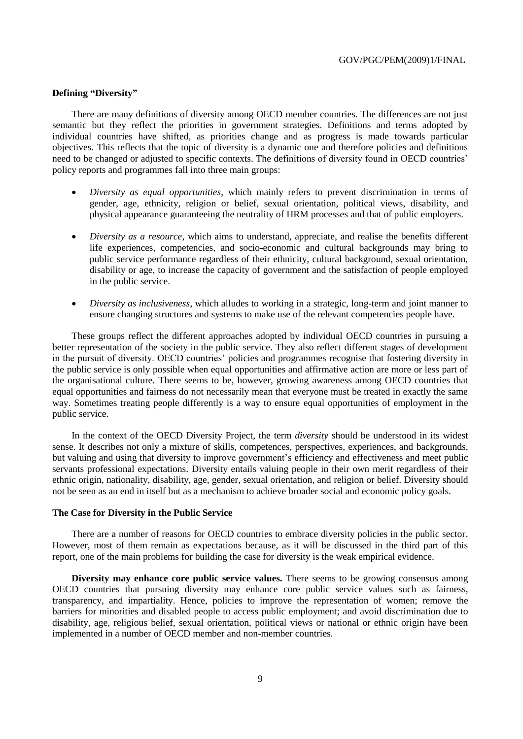### Defining "Diversity"

There are many definitions of diversity among OECD member countries. The differences are not just semantic but they reflect the priorities in government strategies. Definitions and terms adopted by individual countries have shifted, as priorities change and as progress is made towards particular objectives. This reflects that the topic of diversity is a dynamic one and therefore policies and definitions need to be changed or adjusted to specific contexts. The definitions of diversity found in OECD countries' policy reports and programmes fall into three main groups:

- *Diversity as equal opportunities*, which mainly refers to prevent discrimination in terms of gender, age, ethnicity, religion or belief, sexual orientation, political views, disability, and physical appearance guaranteeing the neutrality of HRM processes and that of public employers.
- *Diversity as a resource*, which aims to understand, appreciate, and realise the benefits different life experiences, competencies, and socio-economic and cultural backgrounds may bring to public service performance regardless of their ethnicity, cultural background, sexual orientation, disability or age, to increase the capacity of government and the satisfaction of people employed in the public service.
- *Diversity as inclusiveness*, which alludes to working in a strategic, long-term and joint manner to ensure changing structures and systems to make use of the relevant competencies people have.

These groups reflect the different approaches adopted by individual OECD countries in pursuing a better representation of the society in the public service. They also reflect different stages of development in the pursuit of diversity. OECD countries' policies and programmes recognise that fostering diversity in the public service is only possible when equal opportunities and affirmative action are more or less part of the organisational culture. There seems to be, however, growing awareness among OECD countries that equal opportunities and fairness do not necessarily mean that everyone must be treated in exactly the same way. Sometimes treating people differently is a way to ensure equal opportunities of employment in the public service.

In the context of the OECD Diversity Project, the term *diversity* should be understood in its widest sense. It describes not only a mixture of skills, competences, perspectives, experiences, and backgrounds, but valuing and using that diversity to improve government's efficiency and effectiveness and meet public servants professional expectations. Diversity entails valuing people in their own merit regardless of their ethnic origin, nationality, disability, age, gender, sexual orientation, and religion or belief. Diversity should not be seen as an end in itself but as a mechanism to achieve broader social and economic policy goals.

### The Case for Diversity in the Public Service

There are a number of reasons for OECD countries to embrace diversity policies in the public sector. However, most of them remain as expectations because, as it will be discussed in the third part of this report, one of the main problems for building the case for diversity is the weak empirical evidence.

**Diversity may enhance core public service values.** There seems to be growing consensus among OECD countries that pursuing diversity may enhance core public service values such as fairness, transparency, and impartiality. Hence, policies to improve the representation of women; remove the barriers for minorities and disabled people to access public employment; and avoid discrimination due to disability, age, religious belief, sexual orientation, political views or national or ethnic origin have been implemented in a number of OECD member and non-member countries.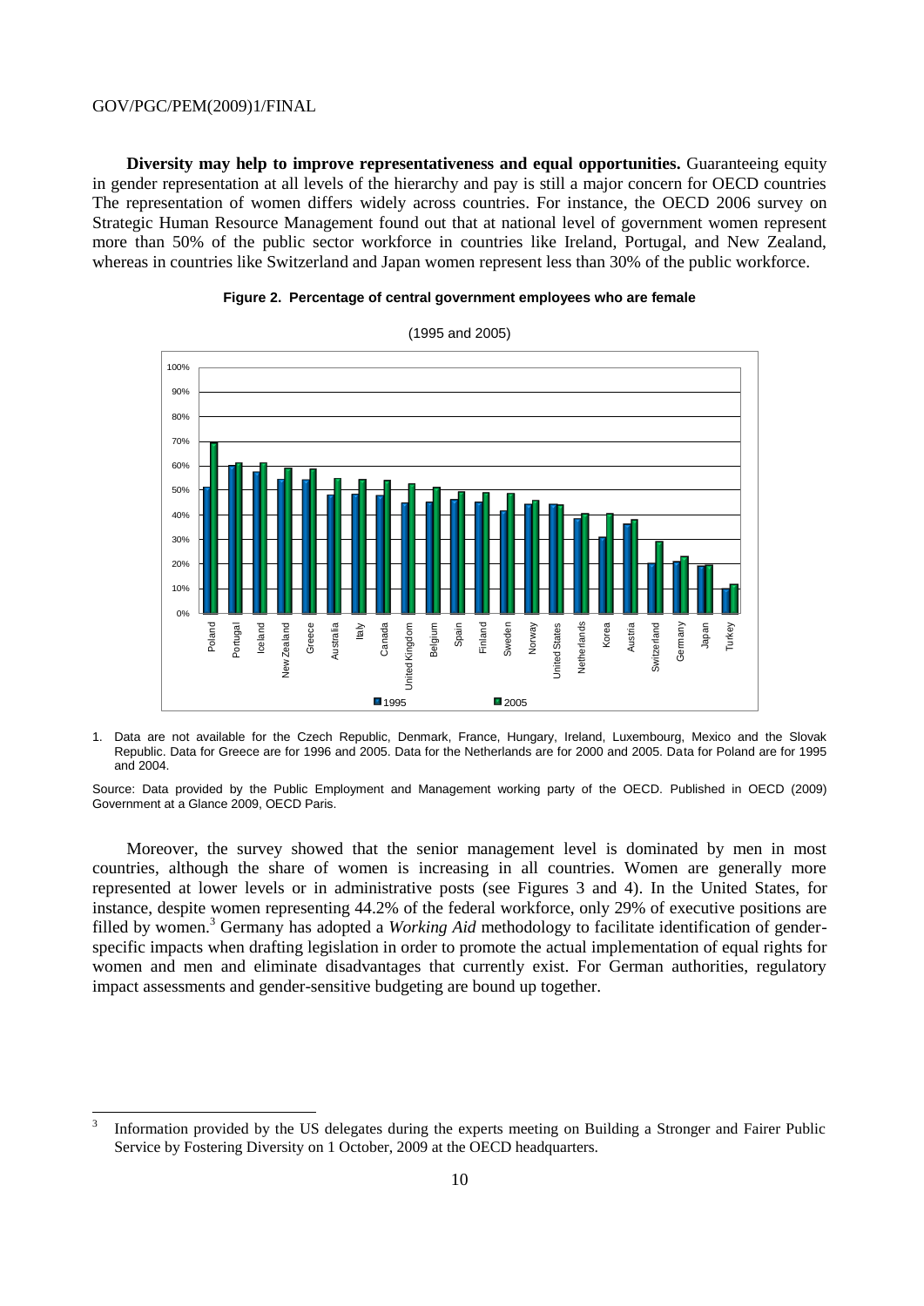**Diversity may help to improve representativeness and equal opportunities.** Guaranteeing equity in gender representation at all levels of the hierarchy and pay is still a major concern for OECD countries The representation of women differs widely across countries. For instance, the OECD 2006 survey on Strategic Human Resource Management found out that at national level of government women represent more than 50% of the public sector workforce in countries like Ireland, Portugal, and New Zealand, whereas in countries like Switzerland and Japan women represent less than 30% of the public workforce.

**Figure 2. Percentage of central government employees who are female**

(1995 and 2005)

1. Data are not available for the Czech Republic, Denmark, France, Hungary, Ireland, Luxembourg, Mexico and the Slovak Republic. Data for Greece are for 1996 and 2005. Data for the Netherlands are for 2000 and 2005. Data for Poland are for 1995 and 2004.

Source: Data provided by the Public Employment and Management working party of the OECD. Published in OECD (2009) Government at a Glance 2009, OECD Paris.

Moreover, the survey showed that the senior management level is dominated by men in most countries, although the share of women is increasing in all countries. Women are generally more represented at lower levels or in administrative posts (see Figures 3 and 4). In the United States, for instance, despite women representing 44.2% of the federal workforce, only 29% of executive positions are filled by women.[3] Germany has adopted a *Working Aid* methodology to facilitate identification of gender-specific impacts when drafting legislation in order to promote the actual implementation of equal rights for women and men and eliminate disadvantages that currently exist. For German authorities, regulatory impact assessments and gender-sensitive budgeting are bound up together.

[3] Information provided by the US delegates during the experts meeting on Building a Stronger and Fairer Public Service by Fostering Diversity on 1 October, 2009 at the OECD headquarters.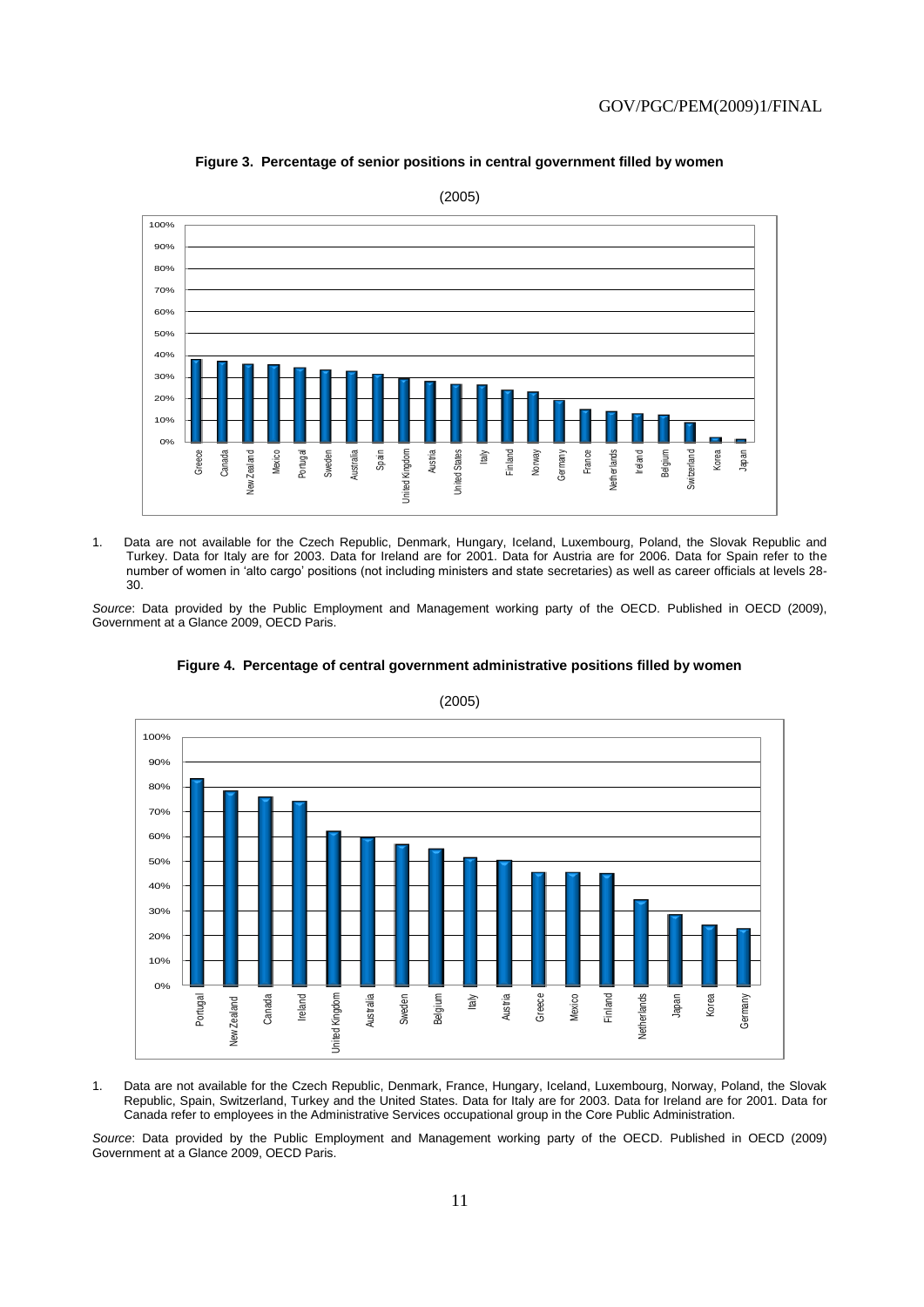**Figure 3. Percentage of senior positions in central government filled by women**

(2005)

1. Data are not available for the Czech Republic, Denmark, Hungary, Iceland, Luxembourg, Poland, the Slovak Republic and Turkey. Data for Italy are for 2003. Data for Ireland are for 2001. Data for Austria are for 2006. Data for Spain refer to the number of women in 'alto cargo' positions (not including ministers and state secretaries) as well as career officials at levels 28-30.

*Source*: Data provided by the Public Employment and Management working party of the OECD. Published in OECD (2009), Government at a Glance 2009, OECD Paris.

**Figure 4. Percentage of central government administrative positions filled by women**

(2005)

1. Data are not available for the Czech Republic, Denmark, France, Hungary, Iceland, Luxembourg, Norway, Poland, the Slovak Republic, Spain, Switzerland, Turkey and the United States. Data for Italy are for 2003. Data for Ireland are for 2001. Data for Canada refer to employees in the Administrative Services occupational group in the Core Public Administration.

*Source*: Data provided by the Public Employment and Management working party of the OECD. Published in OECD (2009) Government at a Glance 2009, OECD Paris.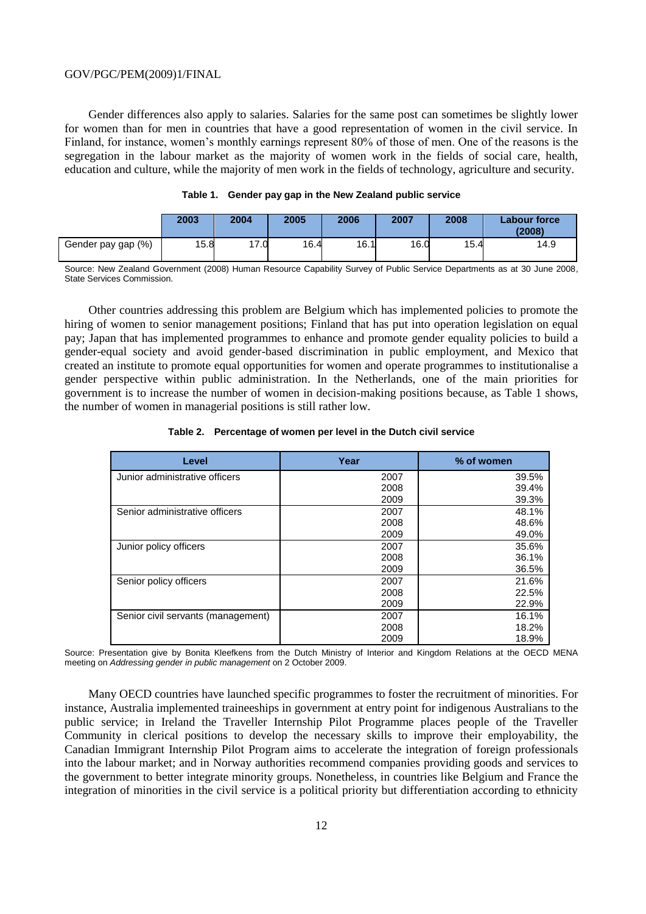Gender differences also apply to salaries. Salaries for the same post can sometimes be slightly lower for women than for men in countries that have a good representation of women in the civil service. In Finland, for instance, women's monthly earnings represent 80% of those of men. One of the reasons is the segregation in the labour market as the majority of women work in the fields of social care, health, education and culture, while the majority of men work in the fields of technology, agriculture and security.

**Table 1. Gender pay gap in the New Zealand public service**

| | 2003 | 2004 | 2005 | 2006 | 2007 | 2008 | Labour force (2008) |
|---|---|---|---|---|---|---|---|
| Gender pay gap (%) | 15.8 | 17.0 | 16.4 | 16.1 | 16.0 | 15.4 | 14.9 |

Source: New Zealand Government (2008) Human Resource Capability Survey of Public Service Departments as at 30 June 2008, State Services Commission.

Other countries addressing this problem are Belgium which has implemented policies to promote the hiring of women to senior management positions; Finland that has put into operation legislation on equal pay; Japan that has implemented programmes to enhance and promote gender equality policies to build a gender-equal society and avoid gender-based discrimination in public employment, and Mexico that created an institute to promote equal opportunities for women and operate programmes to institutionalise a gender perspective within public administration. In the Netherlands, one of the main priorities for government is to increase the number of women in decision-making positions because, as Table 1 shows, the number of women in managerial positions is still rather low.

**Table 2. Percentage of women per level in the Dutch civil service**

| Level | Year | % of women |
|---|---|---|
| Junior administrative officers | 2007 | 39.5% |
| | 2008 | 39.4% |
| | 2009 | 39.3% |
| Senior administrative officers | 2007 | 48.1% |
| | 2008 | 48.6% |
| | 2009 | 49.0% |
| Junior policy officers | 2007 | 35.6% |
| | 2008 | 36.1% |
| | 2009 | 36.5% |
| Senior policy officers | 2007 | 21.6% |
| | 2008 | 22.5% |
| | 2009 | 22.9% |
| Senior civil servants (management) | 2007 | 16.1% |
| | 2008 | 18.2% |
| | 2009 | 18.9% |

Source: Presentation give by Bonita Kleefkens from the Dutch Ministry of Interior and Kingdom Relations at the OECD MENA meeting on *Addressing gender in public management* on 2 October 2009.

Many OECD countries have launched specific programmes to foster the recruitment of minorities. For instance, Australia implemented traineeships in government at entry point for indigenous Australians to the public service; in Ireland the Traveller Internship Pilot Programme places people of the Traveller Community in clerical positions to develop the necessary skills to improve their employability, the Canadian Immigrant Internship Pilot Program aims to accelerate the integration of foreign professionals into the labour market; and in Norway authorities recommend companies providing goods and services to the government to better integrate minority groups. Nonetheless, in countries like Belgium and France the integration of minorities in the civil service is a political priority but differentiation according to ethnicity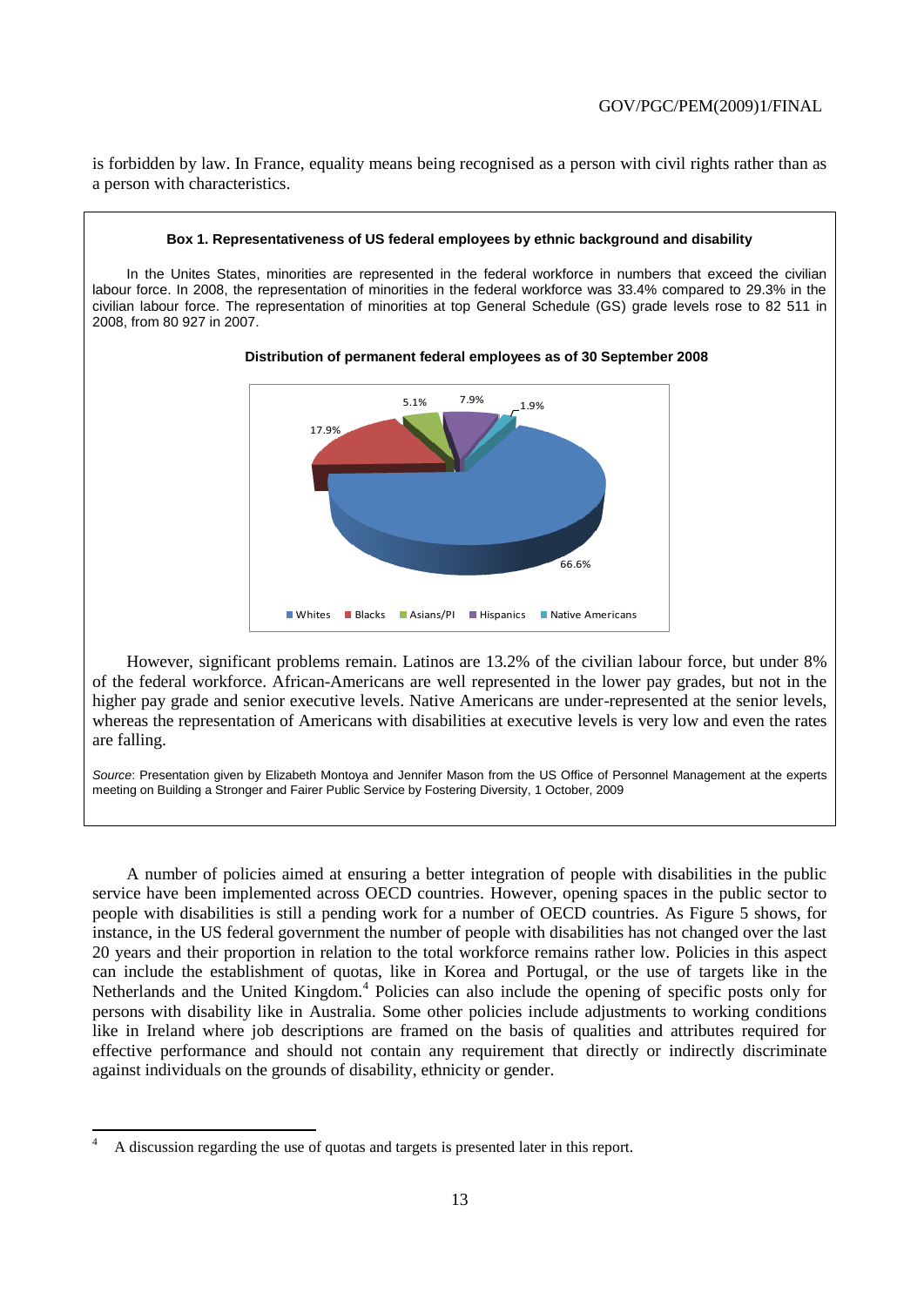is forbidden by law. In France, equality means being recognised as a person with civil rights rather than as a person with characteristics.

**Box 1. Representativeness of US federal employees by ethnic background and disability**

In the Unites States, minorities are represented in the federal workforce in numbers that exceed the civilian labour force. In 2008, the representation of minorities in the federal workforce was 33.4% compared to 29.3% in the civilian labour force. The representation of minorities at top General Schedule (GS) grade levels rose to 82 511 in 2008, from 80 927 in 2007.

**Distribution of permanent federal employees as of 30 September 2008**

| Group | Share |
|---|---|
| Whites | 66.6% |
| Blacks | 17.9% |
| Asians/PI | 5.1% |
| Hispanics | 7.9% |
| Native Americans | 1.9% |

However, significant problems remain. Latinos are 13.2% of the civilian labour force, but under 8% of the federal workforce. African-Americans are well represented in the lower pay grades, but not in the higher pay grade and senior executive levels. Native Americans are under-represented at the senior levels, whereas the representation of Americans with disabilities at executive levels is very low and even the rates are falling.

*Source*: Presentation given by Elizabeth Montoya and Jennifer Mason from the US Office of Personnel Management at the experts meeting on Building a Stronger and Fairer Public Service by Fostering Diversity, 1 October, 2009

A number of policies aimed at ensuring a better integration of people with disabilities in the public service have been implemented across OECD countries. However, opening spaces in the public sector to people with disabilities is still a pending work for a number of OECD countries. As Figure 5 shows, for instance, in the US federal government the number of people with disabilities has not changed over the last 20 years and their proportion in relation to the total workforce remains rather low. Policies in this aspect can include the establishment of quotas, like in Korea and Portugal, or the use of targets like in the Netherlands and the United Kingdom.[4] Policies can also include the opening of specific posts only for persons with disability like in Australia. Some other policies include adjustments to working conditions like in Ireland where job descriptions are framed on the basis of qualities and attributes required for effective performance and should not contain any requirement that directly or indirectly discriminate against individuals on the grounds of disability, ethnicity or gender.

[4] A discussion regarding the use of quotas and targets is presented later in this report.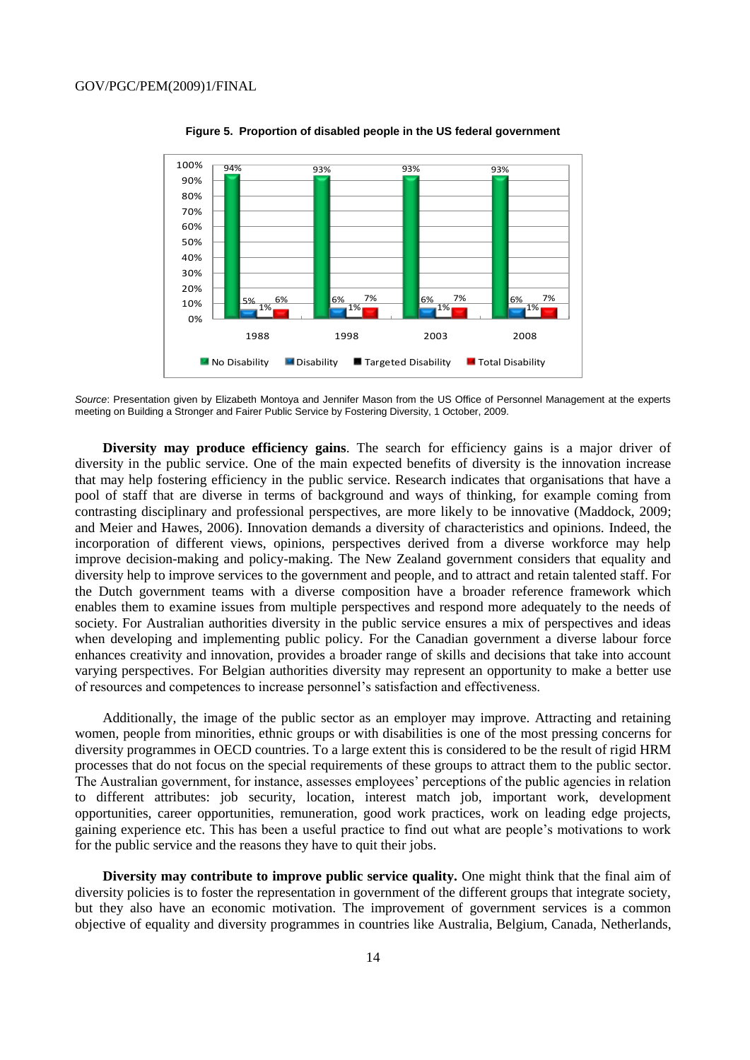**Figure 5. Proportion of disabled people in the US federal government**

| | 1988 | 1998 | 2003 | 2008 |
|---|---|---|---|---|
| No Disability | 94% | 93% | 93% | 93% |
| Disability | 5% | 6% | 6% | 6% |
| Targeted Disability | 1% | 1% | 1% | 1% |
| Total Disability | 6% | 7% | 7% | 7% |

*Source*: Presentation given by Elizabeth Montoya and Jennifer Mason from the US Office of Personnel Management at the experts meeting on Building a Stronger and Fairer Public Service by Fostering Diversity, 1 October, 2009.

**Diversity may produce efficiency gains**. The search for efficiency gains is a major driver of diversity in the public service. One of the main expected benefits of diversity is the innovation increase that may help fostering efficiency in the public service. Research indicates that organisations that have a pool of staff that are diverse in terms of background and ways of thinking, for example coming from contrasting disciplinary and professional perspectives, are more likely to be innovative (Maddock, 2009; and Meier and Hawes, 2006). Innovation demands a diversity of characteristics and opinions. Indeed, the incorporation of different views, opinions, perspectives derived from a diverse workforce may help improve decision-making and policy-making. The New Zealand government considers that equality and diversity help to improve services to the government and people, and to attract and retain talented staff. For the Dutch government teams with a diverse composition have a broader reference framework which enables them to examine issues from multiple perspectives and respond more adequately to the needs of society. For Australian authorities diversity in the public service ensures a mix of perspectives and ideas when developing and implementing public policy. For the Canadian government a diverse labour force enhances creativity and innovation, provides a broader range of skills and decisions that take into account varying perspectives. For Belgian authorities diversity may represent an opportunity to make a better use of resources and competences to increase personnel's satisfaction and effectiveness.

Additionally, the image of the public sector as an employer may improve. Attracting and retaining women, people from minorities, ethnic groups or with disabilities is one of the most pressing concerns for diversity programmes in OECD countries. To a large extent this is considered to be the result of rigid HRM processes that do not focus on the special requirements of these groups to attract them to the public sector. The Australian government, for instance, assesses employees' perceptions of the public agencies in relation to different attributes: job security, location, interest match job, important work, development opportunities, career opportunities, remuneration, good work practices, work on leading edge projects, gaining experience etc. This has been a useful practice to find out what are people's motivations to work for the public service and the reasons they have to quit their jobs.

**Diversity may contribute to improve public service quality.** One might think that the final aim of diversity policies is to foster the representation in government of the different groups that integrate society, but they also have an economic motivation. The improvement of government services is a common objective of equality and diversity programmes in countries like Australia, Belgium, Canada, Netherlands,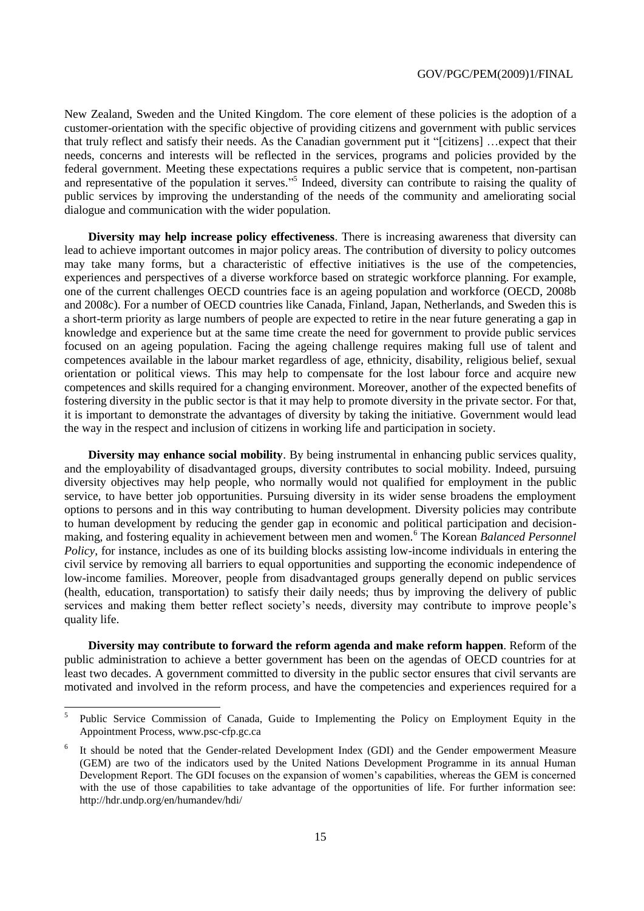New Zealand, Sweden and the United Kingdom. The core element of these policies is the adoption of a customer-orientation with the specific objective of providing citizens and government with public services that truly reflect and satisfy their needs. As the Canadian government put it "[citizens] …expect that their needs, concerns and interests will be reflected in the services, programs and policies provided by the federal government. Meeting these expectations requires a public service that is competent, non-partisan and representative of the population it serves."[5] Indeed, diversity can contribute to raising the quality of public services by improving the understanding of the needs of the community and ameliorating social dialogue and communication with the wider population.

**Diversity may help increase policy effectiveness**. There is increasing awareness that diversity can lead to achieve important outcomes in major policy areas. The contribution of diversity to policy outcomes may take many forms, but a characteristic of effective initiatives is the use of the competencies, experiences and perspectives of a diverse workforce based on strategic workforce planning. For example, one of the current challenges OECD countries face is an ageing population and workforce (OECD, 2008b and 2008c). For a number of OECD countries like Canada, Finland, Japan, Netherlands, and Sweden this is a short-term priority as large numbers of people are expected to retire in the near future generating a gap in knowledge and experience but at the same time create the need for government to provide public services focused on an ageing population. Facing the ageing challenge requires making full use of talent and competences available in the labour market regardless of age, ethnicity, disability, religious belief, sexual orientation or political views. This may help to compensate for the lost labour force and acquire new competences and skills required for a changing environment. Moreover, another of the expected benefits of fostering diversity in the public sector is that it may help to promote diversity in the private sector. For that, it is important to demonstrate the advantages of diversity by taking the initiative. Government would lead the way in the respect and inclusion of citizens in working life and participation in society.

**Diversity may enhance social mobility**. By being instrumental in enhancing public services quality, and the employability of disadvantaged groups, diversity contributes to social mobility. Indeed, pursuing diversity objectives may help people, who normally would not qualified for employment in the public service, to have better job opportunities. Pursuing diversity in its wider sense broadens the employment options to persons and in this way contributing to human development. Diversity policies may contribute to human development by reducing the gender gap in economic and political participation and decision-making, and fostering equality in achievement between men and women.[6] The Korean *Balanced Personnel Policy*, for instance, includes as one of its building blocks assisting low-income individuals in entering the civil service by removing all barriers to equal opportunities and supporting the economic independence of low-income families. Moreover, people from disadvantaged groups generally depend on public services (health, education, transportation) to satisfy their daily needs; thus by improving the delivery of public services and making them better reflect society's needs, diversity may contribute to improve people's quality life.

**Diversity may contribute to forward the reform agenda and make reform happen**. Reform of the public administration to achieve a better government has been on the agendas of OECD countries for at least two decades. A government committed to diversity in the public sector ensures that civil servants are motivated and involved in the reform process, and have the competencies and experiences required for a

---

[5] Public Service Commission of Canada, Guide to Implementing the Policy on Employment Equity in the Appointment Process, www.psc-cfp.gc.ca

[6] It should be noted that the Gender-related Development Index (GDI) and the Gender empowerment Measure (GEM) are two of the indicators used by the United Nations Development Programme in its annual Human Development Report. The GDI focuses on the expansion of women's capabilities, whereas the GEM is concerned with the use of those capabilities to take advantage of the opportunities of life. For further information see: http://hdr.undp.org/en/humandev/hdi/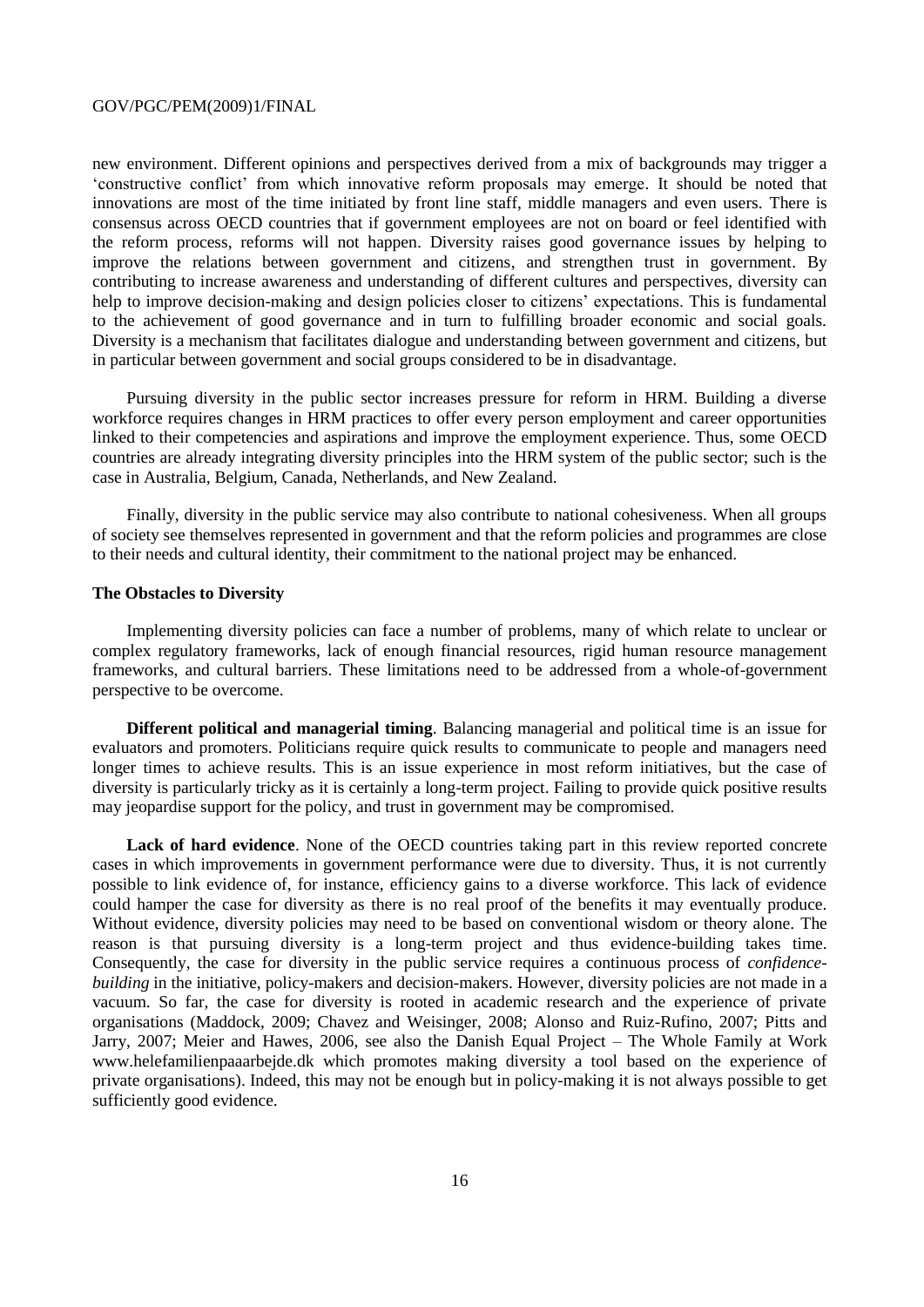new environment. Different opinions and perspectives derived from a mix of backgrounds may trigger a 'constructive conflict' from which innovative reform proposals may emerge. It should be noted that innovations are most of the time initiated by front line staff, middle managers and even users. There is consensus across OECD countries that if government employees are not on board or feel identified with the reform process, reforms will not happen. Diversity raises good governance issues by helping to improve the relations between government and citizens, and strengthen trust in government. By contributing to increase awareness and understanding of different cultures and perspectives, diversity can help to improve decision-making and design policies closer to citizens' expectations. This is fundamental to the achievement of good governance and in turn to fulfilling broader economic and social goals. Diversity is a mechanism that facilitates dialogue and understanding between government and citizens, but in particular between government and social groups considered to be in disadvantage.

Pursuing diversity in the public sector increases pressure for reform in HRM. Building a diverse workforce requires changes in HRM practices to offer every person employment and career opportunities linked to their competencies and aspirations and improve the employment experience. Thus, some OECD countries are already integrating diversity principles into the HRM system of the public sector; such is the case in Australia, Belgium, Canada, Netherlands, and New Zealand.

Finally, diversity in the public service may also contribute to national cohesiveness. When all groups of society see themselves represented in government and that the reform policies and programmes are close to their needs and cultural identity, their commitment to the national project may be enhanced.

**The Obstacles to Diversity**

Implementing diversity policies can face a number of problems, many of which relate to unclear or complex regulatory frameworks, lack of enough financial resources, rigid human resource management frameworks, and cultural barriers. These limitations need to be addressed from a whole-of-government perspective to be overcome.

**Different political and managerial timing**. Balancing managerial and political time is an issue for evaluators and promoters. Politicians require quick results to communicate to people and managers need longer times to achieve results. This is an issue experience in most reform initiatives, but the case of diversity is particularly tricky as it is certainly a long-term project. Failing to provide quick positive results may jeopardise support for the policy, and trust in government may be compromised.

**Lack of hard evidence**. None of the OECD countries taking part in this review reported concrete cases in which improvements in government performance were due to diversity. Thus, it is not currently possible to link evidence of, for instance, efficiency gains to a diverse workforce. This lack of evidence could hamper the case for diversity as there is no real proof of the benefits it may eventually produce. Without evidence, diversity policies may need to be based on conventional wisdom or theory alone. The reason is that pursuing diversity is a long-term project and thus evidence-building takes time. Consequently, the case for diversity in the public service requires a continuous process of *confidence-building* in the initiative, policy-makers and decision-makers. However, diversity policies are not made in a vacuum. So far, the case for diversity is rooted in academic research and the experience of private organisations (Maddock, 2009; Chavez and Weisinger, 2008; Alonso and Ruiz-Rufino, 2007; Pitts and Jarry, 2007; Meier and Hawes, 2006, see also the Danish Equal Project – The Whole Family at Work www.helefamilienpaaarbejde.dk which promotes making diversity a tool based on the experience of private organisations). Indeed, this may not be enough but in policy-making it is not always possible to get sufficiently good evidence.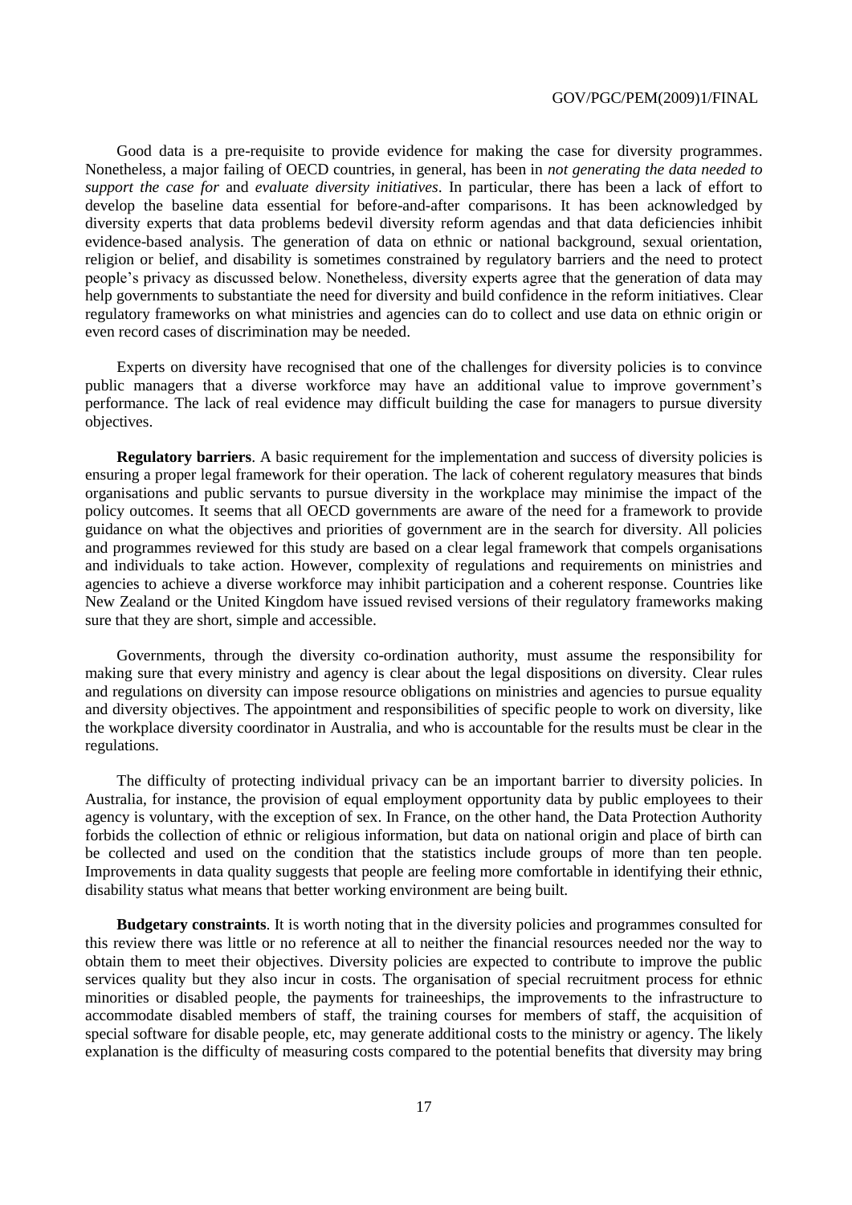Good data is a pre-requisite to provide evidence for making the case for diversity programmes. Nonetheless, a major failing of OECD countries, in general, has been in *not generating the data needed to support the case for* and *evaluate diversity initiatives*. In particular, there has been a lack of effort to develop the baseline data essential for before-and-after comparisons. It has been acknowledged by diversity experts that data problems bedevil diversity reform agendas and that data deficiencies inhibit evidence-based analysis. The generation of data on ethnic or national background, sexual orientation, religion or belief, and disability is sometimes constrained by regulatory barriers and the need to protect people's privacy as discussed below. Nonetheless, diversity experts agree that the generation of data may help governments to substantiate the need for diversity and build confidence in the reform initiatives. Clear regulatory frameworks on what ministries and agencies can do to collect and use data on ethnic origin or even record cases of discrimination may be needed.

Experts on diversity have recognised that one of the challenges for diversity policies is to convince public managers that a diverse workforce may have an additional value to improve government's performance. The lack of real evidence may difficult building the case for managers to pursue diversity objectives.

**Regulatory barriers**. A basic requirement for the implementation and success of diversity policies is ensuring a proper legal framework for their operation. The lack of coherent regulatory measures that binds organisations and public servants to pursue diversity in the workplace may minimise the impact of the policy outcomes. It seems that all OECD governments are aware of the need for a framework to provide guidance on what the objectives and priorities of government are in the search for diversity. All policies and programmes reviewed for this study are based on a clear legal framework that compels organisations and individuals to take action. However, complexity of regulations and requirements on ministries and agencies to achieve a diverse workforce may inhibit participation and a coherent response. Countries like New Zealand or the United Kingdom have issued revised versions of their regulatory frameworks making sure that they are short, simple and accessible.

Governments, through the diversity co-ordination authority, must assume the responsibility for making sure that every ministry and agency is clear about the legal dispositions on diversity. Clear rules and regulations on diversity can impose resource obligations on ministries and agencies to pursue equality and diversity objectives. The appointment and responsibilities of specific people to work on diversity, like the workplace diversity coordinator in Australia, and who is accountable for the results must be clear in the regulations.

The difficulty of protecting individual privacy can be an important barrier to diversity policies. In Australia, for instance, the provision of equal employment opportunity data by public employees to their agency is voluntary, with the exception of sex. In France, on the other hand, the Data Protection Authority forbids the collection of ethnic or religious information, but data on national origin and place of birth can be collected and used on the condition that the statistics include groups of more than ten people. Improvements in data quality suggests that people are feeling more comfortable in identifying their ethnic, disability status what means that better working environment are being built.

**Budgetary constraints**. It is worth noting that in the diversity policies and programmes consulted for this review there was little or no reference at all to neither the financial resources needed nor the way to obtain them to meet their objectives. Diversity policies are expected to contribute to improve the public services quality but they also incur in costs. The organisation of special recruitment process for ethnic minorities or disabled people, the payments for traineeships, the improvements to the infrastructure to accommodate disabled members of staff, the training courses for members of staff, the acquisition of special software for disable people, etc, may generate additional costs to the ministry or agency. The likely explanation is the difficulty of measuring costs compared to the potential benefits that diversity may bring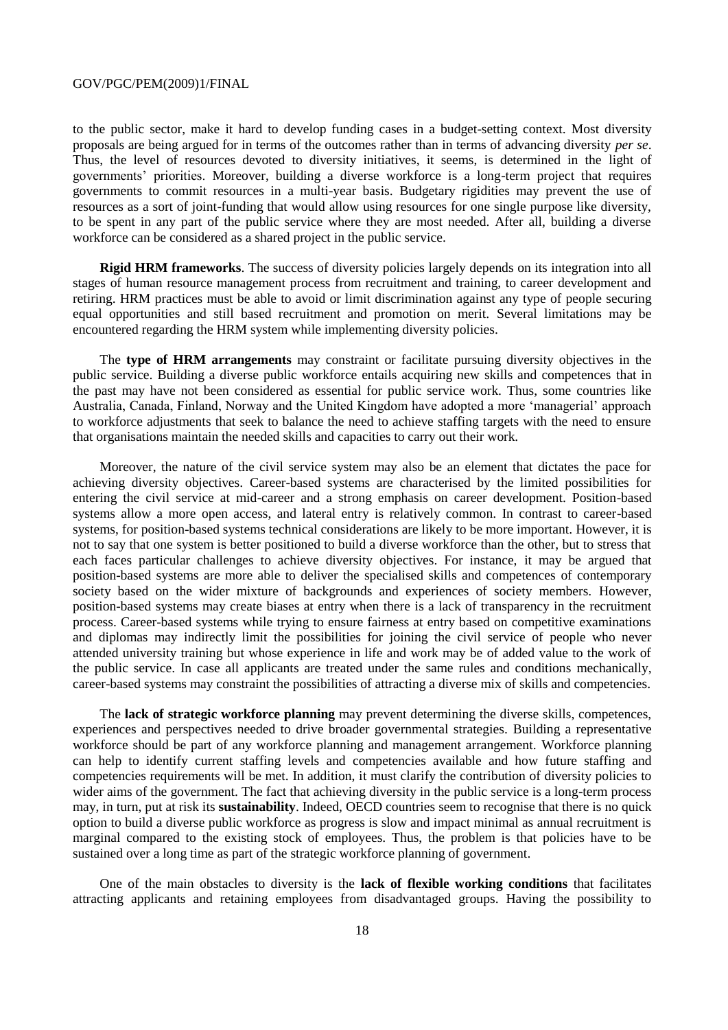to the public sector, make it hard to develop funding cases in a budget-setting context. Most diversity proposals are being argued for in terms of the outcomes rather than in terms of advancing diversity *per se*. Thus, the level of resources devoted to diversity initiatives, it seems, is determined in the light of governments' priorities. Moreover, building a diverse workforce is a long-term project that requires governments to commit resources in a multi-year basis. Budgetary rigidities may prevent the use of resources as a sort of joint-funding that would allow using resources for one single purpose like diversity, to be spent in any part of the public service where they are most needed. After all, building a diverse workforce can be considered as a shared project in the public service.

**Rigid HRM frameworks**. The success of diversity policies largely depends on its integration into all stages of human resource management process from recruitment and training, to career development and retiring. HRM practices must be able to avoid or limit discrimination against any type of people securing equal opportunities and still based recruitment and promotion on merit. Several limitations may be encountered regarding the HRM system while implementing diversity policies.

The **type of HRM arrangements** may constraint or facilitate pursuing diversity objectives in the public service. Building a diverse public workforce entails acquiring new skills and competences that in the past may have not been considered as essential for public service work. Thus, some countries like Australia, Canada, Finland, Norway and the United Kingdom have adopted a more 'managerial' approach to workforce adjustments that seek to balance the need to achieve staffing targets with the need to ensure that organisations maintain the needed skills and capacities to carry out their work.

Moreover, the nature of the civil service system may also be an element that dictates the pace for achieving diversity objectives. Career-based systems are characterised by the limited possibilities for entering the civil service at mid-career and a strong emphasis on career development. Position-based systems allow a more open access, and lateral entry is relatively common. In contrast to career-based systems, for position-based systems technical considerations are likely to be more important. However, it is not to say that one system is better positioned to build a diverse workforce than the other, but to stress that each faces particular challenges to achieve diversity objectives. For instance, it may be argued that position-based systems are more able to deliver the specialised skills and competences of contemporary society based on the wider mixture of backgrounds and experiences of society members. However, position-based systems may create biases at entry when there is a lack of transparency in the recruitment process. Career-based systems while trying to ensure fairness at entry based on competitive examinations and diplomas may indirectly limit the possibilities for joining the civil service of people who never attended university training but whose experience in life and work may be of added value to the work of the public service. In case all applicants are treated under the same rules and conditions mechanically, career-based systems may constraint the possibilities of attracting a diverse mix of skills and competencies.

The **lack of strategic workforce planning** may prevent determining the diverse skills, competences, experiences and perspectives needed to drive broader governmental strategies. Building a representative workforce should be part of any workforce planning and management arrangement. Workforce planning can help to identify current staffing levels and competencies available and how future staffing and competencies requirements will be met. In addition, it must clarify the contribution of diversity policies to wider aims of the government. The fact that achieving diversity in the public service is a long-term process may, in turn, put at risk its **sustainability**. Indeed, OECD countries seem to recognise that there is no quick option to build a diverse public workforce as progress is slow and impact minimal as annual recruitment is marginal compared to the existing stock of employees. Thus, the problem is that policies have to be sustained over a long time as part of the strategic workforce planning of government.

One of the main obstacles to diversity is the **lack of flexible working conditions** that facilitates attracting applicants and retaining employees from disadvantaged groups. Having the possibility to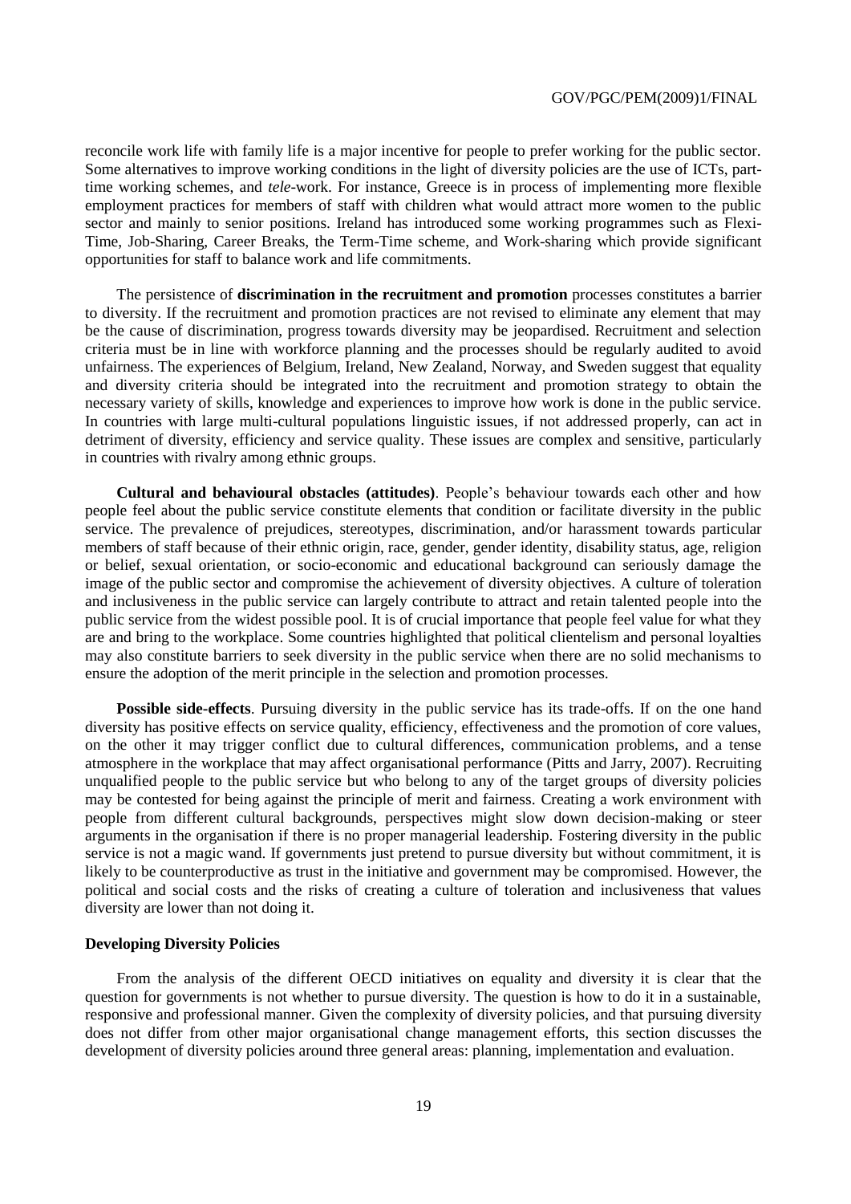reconcile work life with family life is a major incentive for people to prefer working for the public sector. Some alternatives to improve working conditions in the light of diversity policies are the use of ICTs, part-time working schemes, and *tele*-work. For instance, Greece is in process of implementing more flexible employment practices for members of staff with children what would attract more women to the public sector and mainly to senior positions. Ireland has introduced some working programmes such as Flexi-Time, Job-Sharing, Career Breaks, the Term-Time scheme, and Work-sharing which provide significant opportunities for staff to balance work and life commitments.

The persistence of **discrimination in the recruitment and promotion** processes constitutes a barrier to diversity. If the recruitment and promotion practices are not revised to eliminate any element that may be the cause of discrimination, progress towards diversity may be jeopardised. Recruitment and selection criteria must be in line with workforce planning and the processes should be regularly audited to avoid unfairness. The experiences of Belgium, Ireland, New Zealand, Norway, and Sweden suggest that equality and diversity criteria should be integrated into the recruitment and promotion strategy to obtain the necessary variety of skills, knowledge and experiences to improve how work is done in the public service. In countries with large multi-cultural populations linguistic issues, if not addressed properly, can act in detriment of diversity, efficiency and service quality. These issues are complex and sensitive, particularly in countries with rivalry among ethnic groups.

**Cultural and behavioural obstacles (attitudes)**. People's behaviour towards each other and how people feel about the public service constitute elements that condition or facilitate diversity in the public service. The prevalence of prejudices, stereotypes, discrimination, and/or harassment towards particular members of staff because of their ethnic origin, race, gender, gender identity, disability status, age, religion or belief, sexual orientation, or socio-economic and educational background can seriously damage the image of the public sector and compromise the achievement of diversity objectives. A culture of toleration and inclusiveness in the public service can largely contribute to attract and retain talented people into the public service from the widest possible pool. It is of crucial importance that people feel value for what they are and bring to the workplace. Some countries highlighted that political clientelism and personal loyalties may also constitute barriers to seek diversity in the public service when there are no solid mechanisms to ensure the adoption of the merit principle in the selection and promotion processes.

**Possible side-effects**. Pursuing diversity in the public service has its trade-offs. If on the one hand diversity has positive effects on service quality, efficiency, effectiveness and the promotion of core values, on the other it may trigger conflict due to cultural differences, communication problems, and a tense atmosphere in the workplace that may affect organisational performance (Pitts and Jarry, 2007). Recruiting unqualified people to the public service but who belong to any of the target groups of diversity policies may be contested for being against the principle of merit and fairness. Creating a work environment with people from different cultural backgrounds, perspectives might slow down decision-making or steer arguments in the organisation if there is no proper managerial leadership. Fostering diversity in the public service is not a magic wand. If governments just pretend to pursue diversity but without commitment, it is likely to be counterproductive as trust in the initiative and government may be compromised. However, the political and social costs and the risks of creating a culture of toleration and inclusiveness that values diversity are lower than not doing it.

### Developing Diversity Policies

From the analysis of the different OECD initiatives on equality and diversity it is clear that the question for governments is not whether to pursue diversity. The question is how to do it in a sustainable, responsive and professional manner. Given the complexity of diversity policies, and that pursuing diversity does not differ from other major organisational change management efforts, this section discusses the development of diversity policies around three general areas: planning, implementation and evaluation.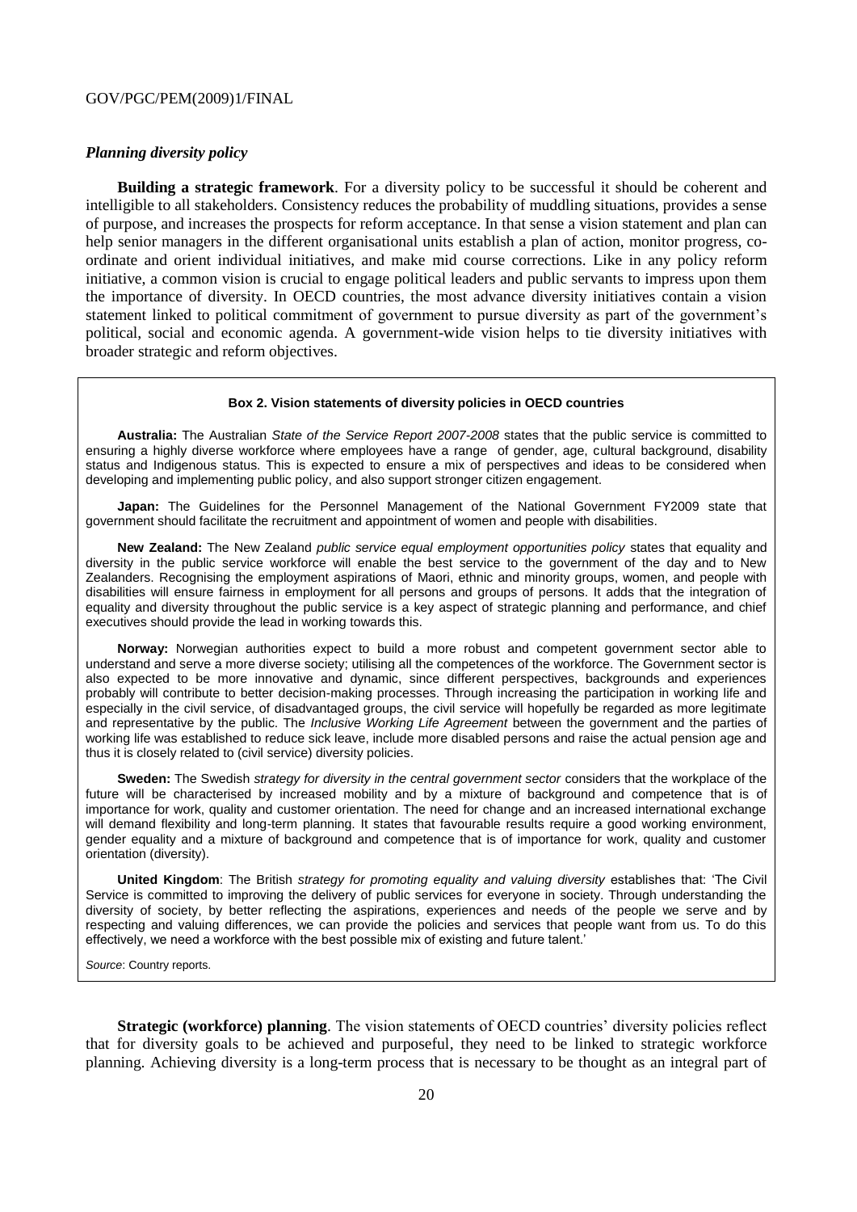### *Planning diversity policy*

**Building a strategic framework**. For a diversity policy to be successful it should be coherent and intelligible to all stakeholders. Consistency reduces the probability of muddling situations, provides a sense of purpose, and increases the prospects for reform acceptance. In that sense a vision statement and plan can help senior managers in the different organisational units establish a plan of action, monitor progress, co-ordinate and orient individual initiatives, and make mid course corrections. Like in any policy reform initiative, a common vision is crucial to engage political leaders and public servants to impress upon them the importance of diversity. In OECD countries, the most advance diversity initiatives contain a vision statement linked to political commitment of government to pursue diversity as part of the government's political, social and economic agenda. A government-wide vision helps to tie diversity initiatives with broader strategic and reform objectives.

**Box 2. Vision statements of diversity policies in OECD countries**

**Australia:** The Australian *State of the Service Report 2007-2008* states that the public service is committed to ensuring a highly diverse workforce where employees have a range of gender, age, cultural background, disability status and Indigenous status. This is expected to ensure a mix of perspectives and ideas to be considered when developing and implementing public policy, and also support stronger citizen engagement.

**Japan:** The Guidelines for the Personnel Management of the National Government FY2009 state that government should facilitate the recruitment and appointment of women and people with disabilities.

**New Zealand:** The New Zealand *public service equal employment opportunities policy* states that equality and diversity in the public service workforce will enable the best service to the government of the day and to New Zealanders. Recognising the employment aspirations of Maori, ethnic and minority groups, women, and people with disabilities will ensure fairness in employment for all persons and groups of persons. It adds that the integration of equality and diversity throughout the public service is a key aspect of strategic planning and performance, and chief executives should provide the lead in working towards this.

**Norway:** Norwegian authorities expect to build a more robust and competent government sector able to understand and serve a more diverse society; utilising all the competences of the workforce. The Government sector is also expected to be more innovative and dynamic, since different perspectives, backgrounds and experiences probably will contribute to better decision-making processes. Through increasing the participation in working life and especially in the civil service, of disadvantaged groups, the civil service will hopefully be regarded as more legitimate and representative by the public. The *Inclusive Working Life Agreement* between the government and the parties of working life was established to reduce sick leave, include more disabled persons and raise the actual pension age and thus it is closely related to (civil service) diversity policies.

**Sweden:** The Swedish *strategy for diversity in the central government sector* considers that the workplace of the future will be characterised by increased mobility and by a mixture of background and competence that is of importance for work, quality and customer orientation. The need for change and an increased international exchange will demand flexibility and long-term planning. It states that favourable results require a good working environment, gender equality and a mixture of background and competence that is of importance for work, quality and customer orientation (diversity).

**United Kingdom**: The British *strategy for promoting equality and valuing diversity* establishes that: 'The Civil Service is committed to improving the delivery of public services for everyone in society. Through understanding the diversity of society, by better reflecting the aspirations, experiences and needs of the people we serve and by respecting and valuing differences, we can provide the policies and services that people want from us. To do this effectively, we need a workforce with the best possible mix of existing and future talent.'

*Source*: Country reports.

**Strategic (workforce) planning**. The vision statements of OECD countries' diversity policies reflect that for diversity goals to be achieved and purposeful, they need to be linked to strategic workforce planning. Achieving diversity is a long-term process that is necessary to be thought as an integral part of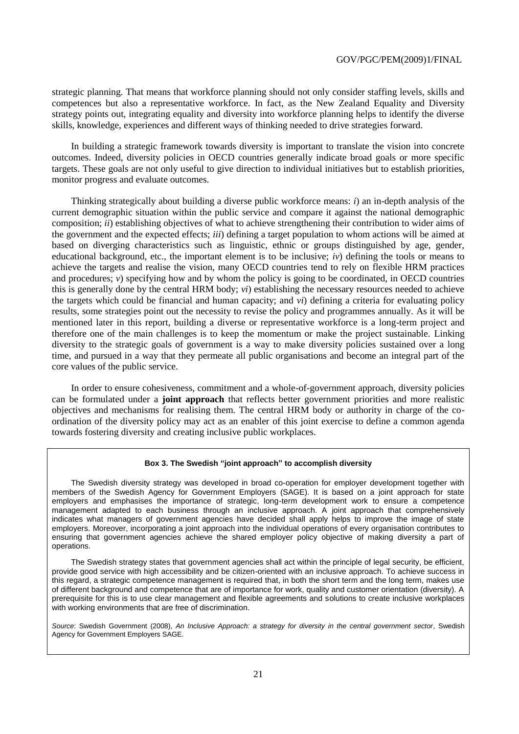strategic planning. That means that workforce planning should not only consider staffing levels, skills and competences but also a representative workforce. In fact, as the New Zealand Equality and Diversity strategy points out, integrating equality and diversity into workforce planning helps to identify the diverse skills, knowledge, experiences and different ways of thinking needed to drive strategies forward.

In building a strategic framework towards diversity is important to translate the vision into concrete outcomes. Indeed, diversity policies in OECD countries generally indicate broad goals or more specific targets. These goals are not only useful to give direction to individual initiatives but to establish priorities, monitor progress and evaluate outcomes.

Thinking strategically about building a diverse public workforce means: *i*) an in-depth analysis of the current demographic situation within the public service and compare it against the national demographic composition; *ii*) establishing objectives of what to achieve strengthening their contribution to wider aims of the government and the expected effects; *iii*) defining a target population to whom actions will be aimed at based on diverging characteristics such as linguistic, ethnic or groups distinguished by age, gender, educational background, etc., the important element is to be inclusive; *iv*) defining the tools or means to achieve the targets and realise the vision, many OECD countries tend to rely on flexible HRM practices and procedures; *v*) specifying how and by whom the policy is going to be coordinated, in OECD countries this is generally done by the central HRM body; *vi*) establishing the necessary resources needed to achieve the targets which could be financial and human capacity; and *vi*) defining a criteria for evaluating policy results, some strategies point out the necessity to revise the policy and programmes annually. As it will be mentioned later in this report, building a diverse or representative workforce is a long-term project and therefore one of the main challenges is to keep the momentum or make the project sustainable. Linking diversity to the strategic goals of government is a way to make diversity policies sustained over a long time, and pursued in a way that they permeate all public organisations and become an integral part of the core values of the public service.

In order to ensure cohesiveness, commitment and a whole-of-government approach, diversity policies can be formulated under a **joint approach** that reflects better government priorities and more realistic objectives and mechanisms for realising them. The central HRM body or authority in charge of the co-ordination of the diversity policy may act as an enabler of this joint exercise to define a common agenda towards fostering diversity and creating inclusive public workplaces.

**Box 3. The Swedish "joint approach" to accomplish diversity**

The Swedish diversity strategy was developed in broad co-operation for employer development together with members of the Swedish Agency for Government Employers (SAGE). It is based on a joint approach for state employers and emphasises the importance of strategic, long-term development work to ensure a competence management adapted to each business through an inclusive approach. A joint approach that comprehensively indicates what managers of government agencies have decided shall apply helps to improve the image of state employers. Moreover, incorporating a joint approach into the individual operations of every organisation contributes to ensuring that government agencies achieve the shared employer policy objective of making diversity a part of operations.

The Swedish strategy states that government agencies shall act within the principle of legal security, be efficient, provide good service with high accessibility and be citizen-oriented with an inclusive approach. To achieve success in this regard, a strategic competence management is required that, in both the short term and the long term, makes use of different background and competence that are of importance for work, quality and customer orientation (diversity). A prerequisite for this is to use clear management and flexible agreements and solutions to create inclusive workplaces with working environments that are free of discrimination.

*Source*: Swedish Government (2008), *An Inclusive Approach: a strategy for diversity in the central government sector*, Swedish Agency for Government Employers SAGE.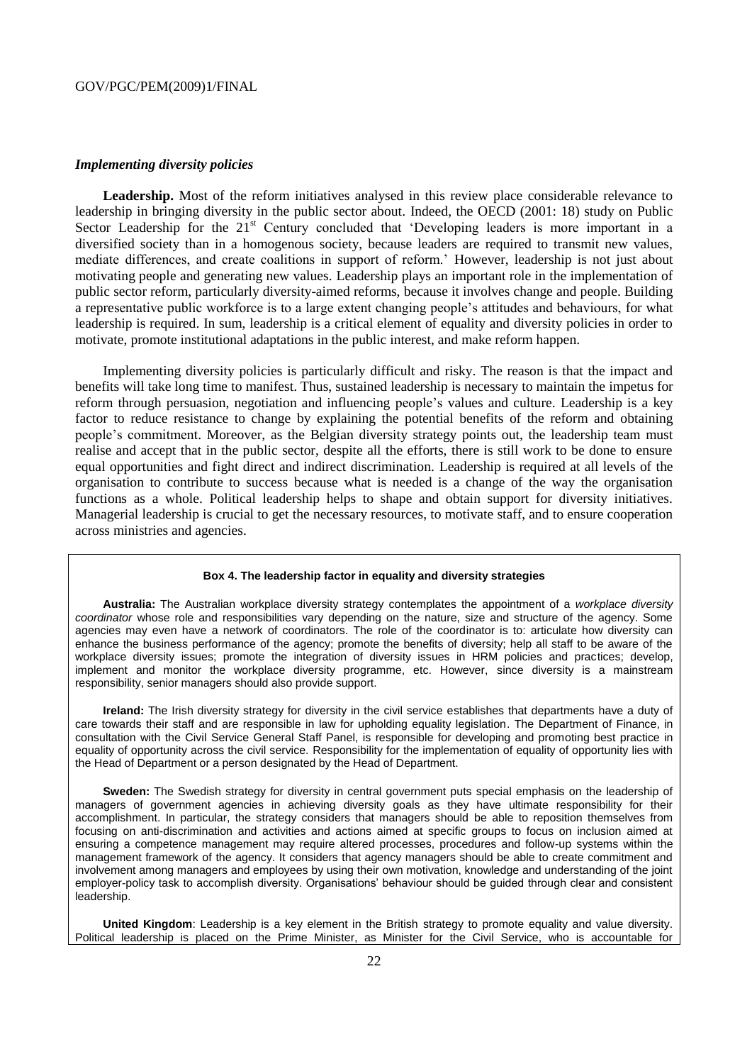### *Implementing diversity policies*

**Leadership.** Most of the reform initiatives analysed in this review place considerable relevance to leadership in bringing diversity in the public sector about. Indeed, the OECD (2001: 18) study on Public Sector Leadership for the 21st Century concluded that 'Developing leaders is more important in a diversified society than in a homogenous society, because leaders are required to transmit new values, mediate differences, and create coalitions in support of reform.' However, leadership is not just about motivating people and generating new values. Leadership plays an important role in the implementation of public sector reform, particularly diversity-aimed reforms, because it involves change and people. Building a representative public workforce is to a large extent changing people's attitudes and behaviours, for what leadership is required. In sum, leadership is a critical element of equality and diversity policies in order to motivate, promote institutional adaptations in the public interest, and make reform happen.

Implementing diversity policies is particularly difficult and risky. The reason is that the impact and benefits will take long time to manifest. Thus, sustained leadership is necessary to maintain the impetus for reform through persuasion, negotiation and influencing people's values and culture. Leadership is a key factor to reduce resistance to change by explaining the potential benefits of the reform and obtaining people's commitment. Moreover, as the Belgian diversity strategy points out, the leadership team must realise and accept that in the public sector, despite all the efforts, there is still work to be done to ensure equal opportunities and fight direct and indirect discrimination. Leadership is required at all levels of the organisation to contribute to success because what is needed is a change of the way the organisation functions as a whole. Political leadership helps to shape and obtain support for diversity initiatives. Managerial leadership is crucial to get the necessary resources, to motivate staff, and to ensure cooperation across ministries and agencies.

**Box 4. The leadership factor in equality and diversity strategies**

**Australia:** The Australian workplace diversity strategy contemplates the appointment of a *workplace diversity coordinator* whose role and responsibilities vary depending on the nature, size and structure of the agency. Some agencies may even have a network of coordinators. The role of the coordinator is to: articulate how diversity can enhance the business performance of the agency; promote the benefits of diversity; help all staff to be aware of the workplace diversity issues; promote the integration of diversity issues in HRM policies and practices; develop, implement and monitor the workplace diversity programme, etc. However, since diversity is a mainstream responsibility, senior managers should also provide support.

**Ireland:** The Irish diversity strategy for diversity in the civil service establishes that departments have a duty of care towards their staff and are responsible in law for upholding equality legislation. The Department of Finance, in consultation with the Civil Service General Staff Panel, is responsible for developing and promoting best practice in equality of opportunity across the civil service. Responsibility for the implementation of equality of opportunity lies with the Head of Department or a person designated by the Head of Department.

**Sweden:** The Swedish strategy for diversity in central government puts special emphasis on the leadership of managers of government agencies in achieving diversity goals as they have ultimate responsibility for their accomplishment. In particular, the strategy considers that managers should be able to reposition themselves from focusing on anti-discrimination and activities and actions aimed at specific groups to focus on inclusion aimed at ensuring a competence management may require altered processes, procedures and follow-up systems within the management framework of the agency. It considers that agency managers should be able to create commitment and involvement among managers and employees by using their own motivation, knowledge and understanding of the joint employer-policy task to accomplish diversity. Organisations' behaviour should be guided through clear and consistent leadership.

**United Kingdom**: Leadership is a key element in the British strategy to promote equality and value diversity. Political leadership is placed on the Prime Minister, as Minister for the Civil Service, who is accountable for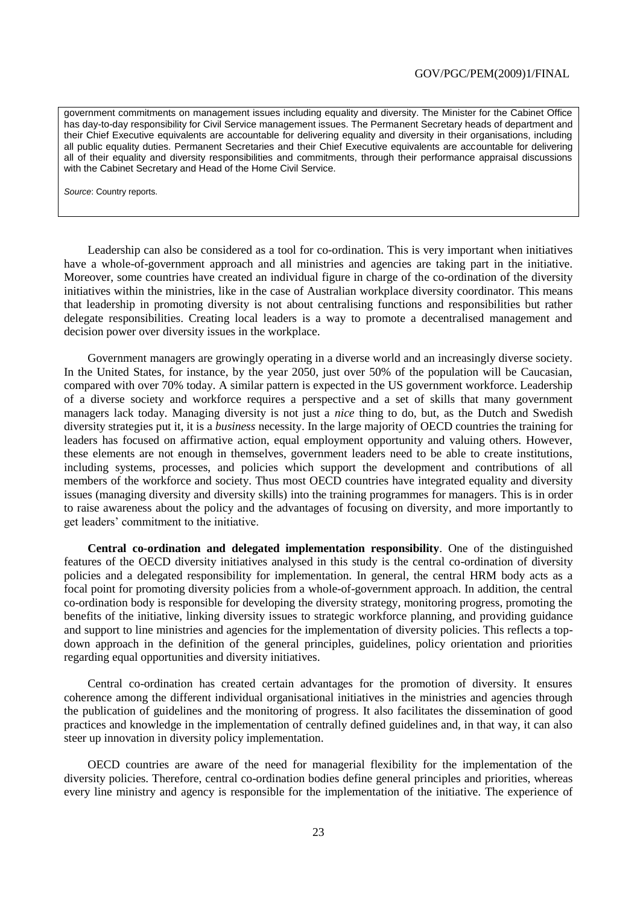government commitments on management issues including equality and diversity. The Minister for the Cabinet Office has day-to-day responsibility for Civil Service management issues. The Permanent Secretary heads of department and their Chief Executive equivalents are accountable for delivering equality and diversity in their organisations, including all public equality duties. Permanent Secretaries and their Chief Executive equivalents are accountable for delivering all of their equality and diversity responsibilities and commitments, through their performance appraisal discussions with the Cabinet Secretary and Head of the Home Civil Service.

*Source*: Country reports.

Leadership can also be considered as a tool for co-ordination. This is very important when initiatives have a whole-of-government approach and all ministries and agencies are taking part in the initiative. Moreover, some countries have created an individual figure in charge of the co-ordination of the diversity initiatives within the ministries, like in the case of Australian workplace diversity coordinator. This means that leadership in promoting diversity is not about centralising functions and responsibilities but rather delegate responsibilities. Creating local leaders is a way to promote a decentralised management and decision power over diversity issues in the workplace.

Government managers are growingly operating in a diverse world and an increasingly diverse society. In the United States, for instance, by the year 2050, just over 50% of the population will be Caucasian, compared with over 70% today. A similar pattern is expected in the US government workforce. Leadership of a diverse society and workforce requires a perspective and a set of skills that many government managers lack today. Managing diversity is not just a *nice* thing to do, but, as the Dutch and Swedish diversity strategies put it, it is a *business* necessity. In the large majority of OECD countries the training for leaders has focused on affirmative action, equal employment opportunity and valuing others. However, these elements are not enough in themselves, government leaders need to be able to create institutions, including systems, processes, and policies which support the development and contributions of all members of the workforce and society. Thus most OECD countries have integrated equality and diversity issues (managing diversity and diversity skills) into the training programmes for managers. This is in order to raise awareness about the policy and the advantages of focusing on diversity, and more importantly to get leaders' commitment to the initiative.

**Central co-ordination and delegated implementation responsibility**. One of the distinguished features of the OECD diversity initiatives analysed in this study is the central co-ordination of diversity policies and a delegated responsibility for implementation. In general, the central HRM body acts as a focal point for promoting diversity policies from a whole-of-government approach. In addition, the central co-ordination body is responsible for developing the diversity strategy, monitoring progress, promoting the benefits of the initiative, linking diversity issues to strategic workforce planning, and providing guidance and support to line ministries and agencies for the implementation of diversity policies. This reflects a top-down approach in the definition of the general principles, guidelines, policy orientation and priorities regarding equal opportunities and diversity initiatives.

Central co-ordination has created certain advantages for the promotion of diversity. It ensures coherence among the different individual organisational initiatives in the ministries and agencies through the publication of guidelines and the monitoring of progress. It also facilitates the dissemination of good practices and knowledge in the implementation of centrally defined guidelines and, in that way, it can also steer up innovation in diversity policy implementation.

OECD countries are aware of the need for managerial flexibility for the implementation of the diversity policies. Therefore, central co-ordination bodies define general principles and priorities, whereas every line ministry and agency is responsible for the implementation of the initiative. The experience of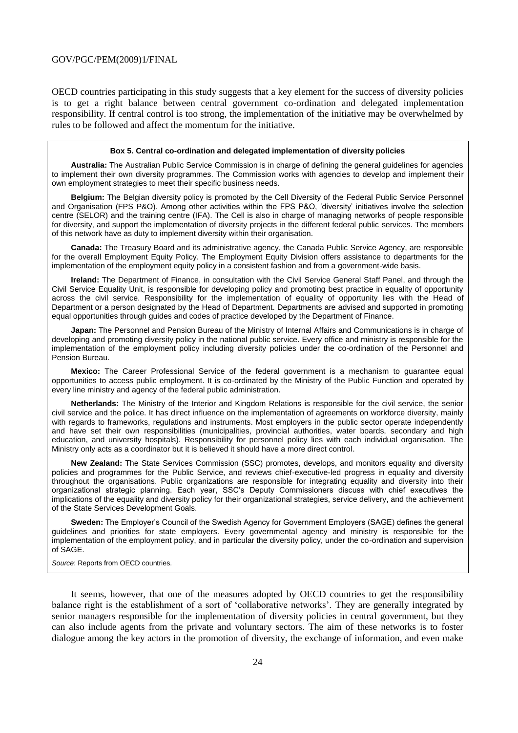OECD countries participating in this study suggests that a key element for the success of diversity policies is to get a right balance between central government co-ordination and delegated implementation responsibility. If central control is too strong, the implementation of the initiative may be overwhelmed by rules to be followed and affect the momentum for the initiative.

> **Box 5. Central co-ordination and delegated implementation of diversity policies**
>
> **Australia:** The Australian Public Service Commission is in charge of defining the general guidelines for agencies to implement their own diversity programmes. The Commission works with agencies to develop and implement their own employment strategies to meet their specific business needs.
>
> **Belgium:** The Belgian diversity policy is promoted by the Cell Diversity of the Federal Public Service Personnel and Organisation (FPS P&O). Among other activities within the FPS P&O, 'diversity' initiatives involve the selection centre (SELOR) and the training centre (IFA). The Cell is also in charge of managing networks of people responsible for diversity, and support the implementation of diversity projects in the different federal public services. The members of this network have as duty to implement diversity within their organisation.
>
> **Canada:** The Treasury Board and its administrative agency, the Canada Public Service Agency, are responsible for the overall Employment Equity Policy. The Employment Equity Division offers assistance to departments for the implementation of the employment equity policy in a consistent fashion and from a government-wide basis.
>
> **Ireland:** The Department of Finance, in consultation with the Civil Service General Staff Panel, and through the Civil Service Equality Unit, is responsible for developing policy and promoting best practice in equality of opportunity across the civil service. Responsibility for the implementation of equality of opportunity lies with the Head of Department or a person designated by the Head of Department. Departments are advised and supported in promoting equal opportunities through guides and codes of practice developed by the Department of Finance.
>
> **Japan:** The Personnel and Pension Bureau of the Ministry of Internal Affairs and Communications is in charge of developing and promoting diversity policy in the national public service. Every office and ministry is responsible for the implementation of the employment policy including diversity policies under the co-ordination of the Personnel and Pension Bureau.
>
> **Mexico:** The Career Professional Service of the federal government is a mechanism to guarantee equal opportunities to access public employment. It is co-ordinated by the Ministry of the Public Function and operated by every line ministry and agency of the federal public administration.
>
> **Netherlands:** The Ministry of the Interior and Kingdom Relations is responsible for the civil service, the senior civil service and the police. It has direct influence on the implementation of agreements on workforce diversity, mainly with regards to frameworks, regulations and instruments. Most employers in the public sector operate independently and have set their own responsibilities (municipalities, provincial authorities, water boards, secondary and high education, and university hospitals). Responsibility for personnel policy lies with each individual organisation. The Ministry only acts as a coordinator but it is believed it should have a more direct control.
>
> **New Zealand:** The State Services Commission (SSC) promotes, develops, and monitors equality and diversity policies and programmes for the Public Service, and reviews chief-executive-led progress in equality and diversity throughout the organisations. Public organizations are responsible for integrating equality and diversity into their organizational strategic planning. Each year, SSC's Deputy Commissioners discuss with chief executives the implications of the equality and diversity policy for their organizational strategies, service delivery, and the achievement of the State Services Development Goals.
>
> **Sweden:** The Employer's Council of the Swedish Agency for Government Employers (SAGE) defines the general guidelines and priorities for state employers. Every governmental agency and ministry is responsible for the implementation of the employment policy, and in particular the diversity policy, under the co-ordination and supervision of SAGE.
>
> *Source*: Reports from OECD countries.

It seems, however, that one of the measures adopted by OECD countries to get the responsibility balance right is the establishment of a sort of 'collaborative networks'. They are generally integrated by senior managers responsible for the implementation of diversity policies in central government, but they can also include agents from the private and voluntary sectors. The aim of these networks is to foster dialogue among the key actors in the promotion of diversity, the exchange of information, and even make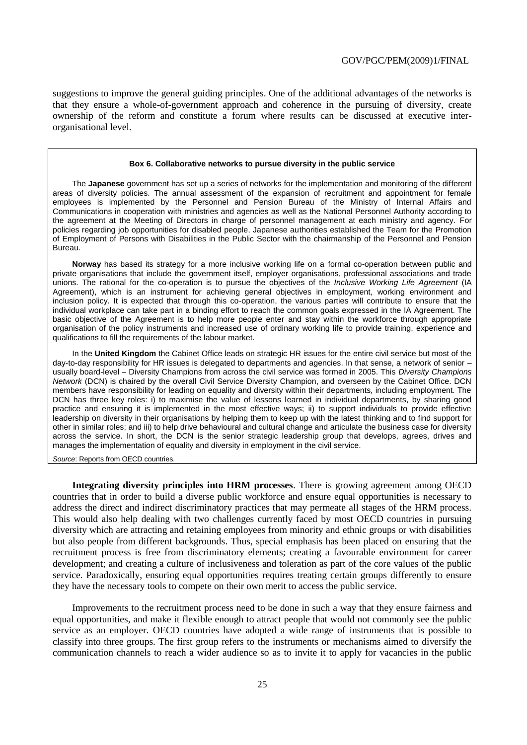suggestions to improve the general guiding principles. One of the additional advantages of the networks is that they ensure a whole-of-government approach and coherence in the pursuing of diversity, create ownership of the reform and constitute a forum where results can be discussed at executive inter-organisational level.

> **Box 6. Collaborative networks to pursue diversity in the public service**
>
> The **Japanese** government has set up a series of networks for the implementation and monitoring of the different areas of diversity policies. The annual assessment of the expansion of recruitment and appointment for female employees is implemented by the Personnel and Pension Bureau of the Ministry of Internal Affairs and Communications in cooperation with ministries and agencies as well as the National Personnel Authority according to the agreement at the Meeting of Directors in charge of personnel management at each ministry and agency. For policies regarding job opportunities for disabled people, Japanese authorities established the Team for the Promotion of Employment of Persons with Disabilities in the Public Sector with the chairmanship of the Personnel and Pension Bureau.
>
> **Norway** has based its strategy for a more inclusive working life on a formal co-operation between public and private organisations that include the government itself, employer organisations, professional associations and trade unions. The rational for the co-operation is to pursue the objectives of the *Inclusive Working Life Agreement* (IA Agreement), which is an instrument for achieving general objectives in employment, working environment and inclusion policy. It is expected that through this co-operation, the various parties will contribute to ensure that the individual workplace can take part in a binding effort to reach the common goals expressed in the IA Agreement. The basic objective of the Agreement is to help more people enter and stay within the workforce through appropriate organisation of the policy instruments and increased use of ordinary working life to provide training, experience and qualifications to fill the requirements of the labour market.
>
> In the **United Kingdom** the Cabinet Office leads on strategic HR issues for the entire civil service but most of the day-to-day responsibility for HR issues is delegated to departments and agencies. In that sense, a network of senior – usually board-level – Diversity Champions from across the civil service was formed in 2005. This *Diversity Champions Network* (DCN) is chaired by the overall Civil Service Diversity Champion, and overseen by the Cabinet Office. DCN members have responsibility for leading on equality and diversity within their departments, including employment. The DCN has three key roles: i) to maximise the value of lessons learned in individual departments, by sharing good practice and ensuring it is implemented in the most effective ways; ii) to support individuals to provide effective leadership on diversity in their organisations by helping them to keep up with the latest thinking and to find support for other in similar roles; and iii) to help drive behavioural and cultural change and articulate the business case for diversity across the service. In short, the DCN is the senior strategic leadership group that develops, agrees, drives and manages the implementation of equality and diversity in employment in the civil service.
>
> *Source*: Reports from OECD countries.

**Integrating diversity principles into HRM processes**. There is growing agreement among OECD countries that in order to build a diverse public workforce and ensure equal opportunities is necessary to address the direct and indirect discriminatory practices that may permeate all stages of the HRM process. This would also help dealing with two challenges currently faced by most OECD countries in pursuing diversity which are attracting and retaining employees from minority and ethnic groups or with disabilities but also people from different backgrounds. Thus, special emphasis has been placed on ensuring that the recruitment process is free from discriminatory elements; creating a favourable environment for career development; and creating a culture of inclusiveness and toleration as part of the core values of the public service. Paradoxically, ensuring equal opportunities requires treating certain groups differently to ensure they have the necessary tools to compete on their own merit to access the public service.

Improvements to the recruitment process need to be done in such a way that they ensure fairness and equal opportunities, and make it flexible enough to attract people that would not commonly see the public service as an employer. OECD countries have adopted a wide range of instruments that is possible to classify into three groups. The first group refers to the instruments or mechanisms aimed to diversify the communication channels to reach a wider audience so as to invite it to apply for vacancies in the public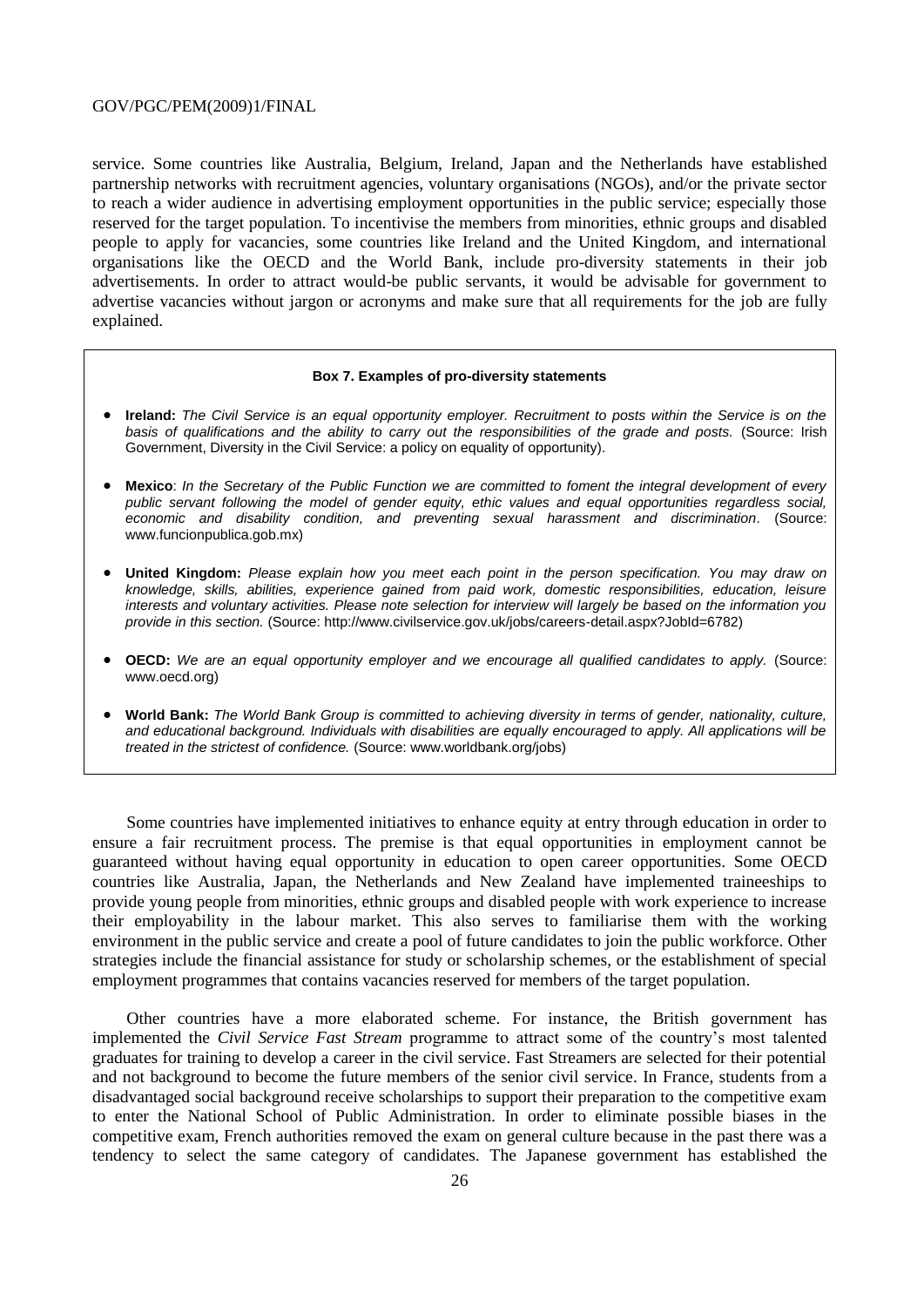service. Some countries like Australia, Belgium, Ireland, Japan and the Netherlands have established partnership networks with recruitment agencies, voluntary organisations (NGOs), and/or the private sector to reach a wider audience in advertising employment opportunities in the public service; especially those reserved for the target population. To incentivise the members from minorities, ethnic groups and disabled people to apply for vacancies, some countries like Ireland and the United Kingdom, and international organisations like the OECD and the World Bank, include pro-diversity statements in their job advertisements. In order to attract would-be public servants, it would be advisable for government to advertise vacancies without jargon or acronyms and make sure that all requirements for the job are fully explained.

**Box 7. Examples of pro-diversity statements**

- **Ireland:** *The Civil Service is an equal opportunity employer. Recruitment to posts within the Service is on the basis of qualifications and the ability to carry out the responsibilities of the grade and posts.* (Source: Irish Government, Diversity in the Civil Service: a policy on equality of opportunity).
- **Mexico**: *In the Secretary of the Public Function we are committed to foment the integral development of every public servant following the model of gender equity, ethic values and equal opportunities regardless social, economic and disability condition, and preventing sexual harassment and discrimination.* (Source: www.funcionpublica.gob.mx)
- **United Kingdom:** *Please explain how you meet each point in the person specification. You may draw on knowledge, skills, abilities, experience gained from paid work, domestic responsibilities, education, leisure interests and voluntary activities. Please note selection for interview will largely be based on the information you provide in this section.* (Source: http://www.civilservice.gov.uk/jobs/careers-detail.aspx?JobId=6782)
- **OECD:** *We are an equal opportunity employer and we encourage all qualified candidates to apply.* (Source: www.oecd.org)
- **World Bank:** *The World Bank Group is committed to achieving diversity in terms of gender, nationality, culture, and educational background. Individuals with disabilities are equally encouraged to apply. All applications will be treated in the strictest of confidence.* (Source: www.worldbank.org/jobs)

Some countries have implemented initiatives to enhance equity at entry through education in order to ensure a fair recruitment process. The premise is that equal opportunities in employment cannot be guaranteed without having equal opportunity in education to open career opportunities. Some OECD countries like Australia, Japan, the Netherlands and New Zealand have implemented traineeships to provide young people from minorities, ethnic groups and disabled people with work experience to increase their employability in the labour market. This also serves to familiarise them with the working environment in the public service and create a pool of future candidates to join the public workforce. Other strategies include the financial assistance for study or scholarship schemes, or the establishment of special employment programmes that contains vacancies reserved for members of the target population.

Other countries have a more elaborated scheme. For instance, the British government has implemented the *Civil Service Fast Stream* programme to attract some of the country's most talented graduates for training to develop a career in the civil service. Fast Streamers are selected for their potential and not background to become the future members of the senior civil service. In France, students from a disadvantaged social background receive scholarships to support their preparation to the competitive exam to enter the National School of Public Administration. In order to eliminate possible biases in the competitive exam, French authorities removed the exam on general culture because in the past there was a tendency to select the same category of candidates. The Japanese government has established the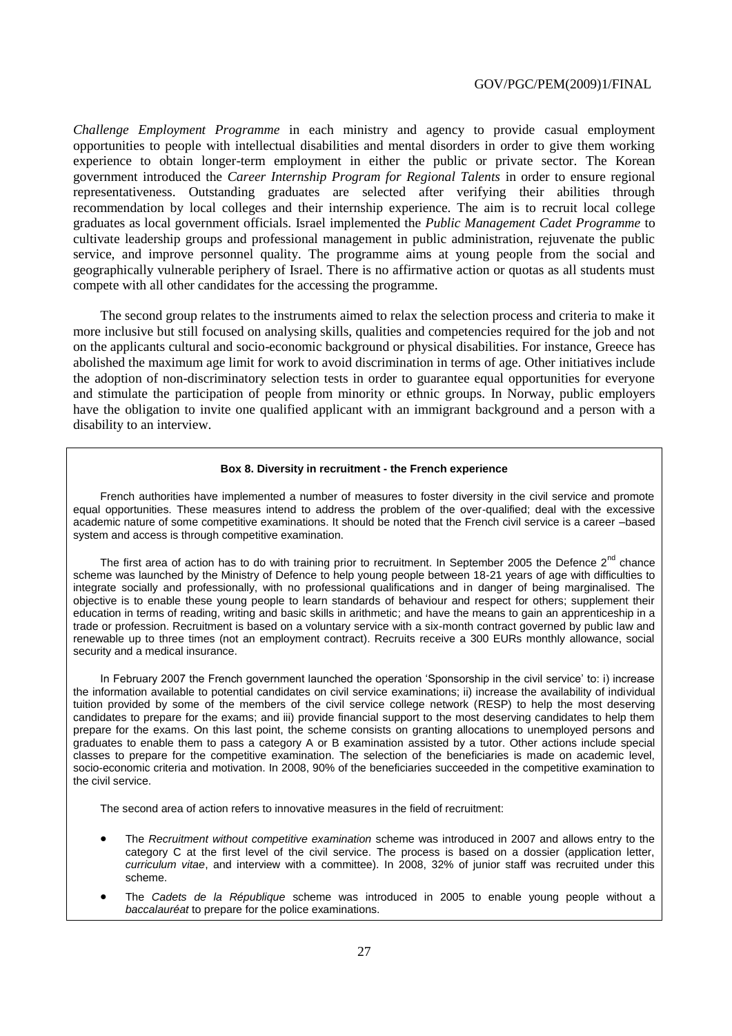*Challenge Employment Programme* in each ministry and agency to provide casual employment opportunities to people with intellectual disabilities and mental disorders in order to give them working experience to obtain longer-term employment in either the public or private sector. The Korean government introduced the *Career Internship Program for Regional Talents* in order to ensure regional representativeness. Outstanding graduates are selected after verifying their abilities through recommendation by local colleges and their internship experience. The aim is to recruit local college graduates as local government officials. Israel implemented the *Public Management Cadet Programme* to cultivate leadership groups and professional management in public administration, rejuvenate the public service, and improve personnel quality. The programme aims at young people from the social and geographically vulnerable periphery of Israel. There is no affirmative action or quotas as all students must compete with all other candidates for the accessing the programme.

The second group relates to the instruments aimed to relax the selection process and criteria to make it more inclusive but still focused on analysing skills, qualities and competencies required for the job and not on the applicants cultural and socio-economic background or physical disabilities. For instance, Greece has abolished the maximum age limit for work to avoid discrimination in terms of age. Other initiatives include the adoption of non-discriminatory selection tests in order to guarantee equal opportunities for everyone and stimulate the participation of people from minority or ethnic groups. In Norway, public employers have the obligation to invite one qualified applicant with an immigrant background and a person with a disability to an interview.

**Box 8. Diversity in recruitment - the French experience**

French authorities have implemented a number of measures to foster diversity in the civil service and promote equal opportunities. These measures intend to address the problem of the over-qualified; deal with the excessive academic nature of some competitive examinations. It should be noted that the French civil service is a career –based system and access is through competitive examination.

The first area of action has to do with training prior to recruitment. In September 2005 the Defence 2[nd] chance scheme was launched by the Ministry of Defence to help young people between 18-21 years of age with difficulties to integrate socially and professionally, with no professional qualifications and in danger of being marginalised. The objective is to enable these young people to learn standards of behaviour and respect for others; supplement their education in terms of reading, writing and basic skills in arithmetic; and have the means to gain an apprenticeship in a trade or profession. Recruitment is based on a voluntary service with a six-month contract governed by public law and renewable up to three times (not an employment contract). Recruits receive a 300 EURs monthly allowance, social security and a medical insurance.

In February 2007 the French government launched the operation 'Sponsorship in the civil service' to: i) increase the information available to potential candidates on civil service examinations; ii) increase the availability of individual tuition provided by some of the members of the civil service college network (RESP) to help the most deserving candidates to prepare for the exams; and iii) provide financial support to the most deserving candidates to help them prepare for the exams. On this last point, the scheme consists on granting allocations to unemployed persons and graduates to enable them to pass a category A or B examination assisted by a tutor. Other actions include special classes to prepare for the competitive examination. The selection of the beneficiaries is made on academic level, socio-economic criteria and motivation. In 2008, 90% of the beneficiaries succeeded in the competitive examination to the civil service.

The second area of action refers to innovative measures in the field of recruitment:

- The *Recruitment without competitive examination* scheme was introduced in 2007 and allows entry to the category C at the first level of the civil service. The process is based on a dossier (application letter, *curriculum vitae*, and interview with a committee). In 2008, 32% of junior staff was recruited under this scheme.
- The *Cadets de la République* scheme was introduced in 2005 to enable young people without a *baccalauréat* to prepare for the police examinations.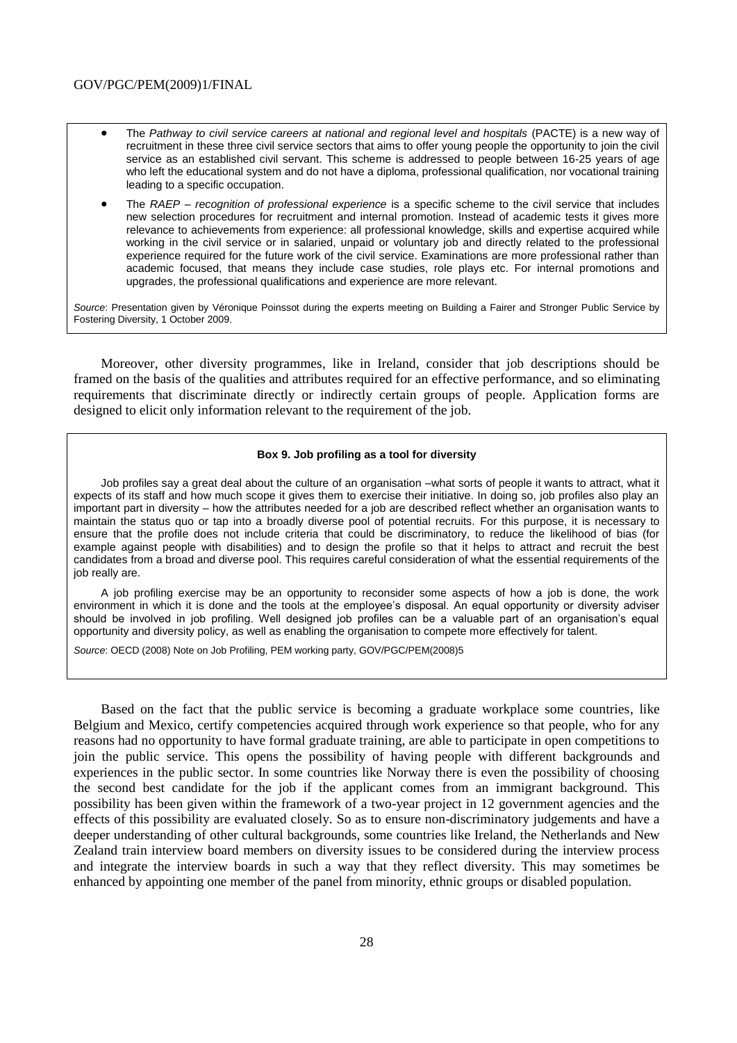- The *Pathway to civil service careers at national and regional level and hospitals* (PACTE) is a new way of recruitment in these three civil service sectors that aims to offer young people the opportunity to join the civil service as an established civil servant. This scheme is addressed to people between 16-25 years of age who left the educational system and do not have a diploma, professional qualification, nor vocational training leading to a specific occupation.
- The *RAEP – recognition of professional experience* is a specific scheme to the civil service that includes new selection procedures for recruitment and internal promotion. Instead of academic tests it gives more relevance to achievements from experience: all professional knowledge, skills and expertise acquired while working in the civil service or in salaried, unpaid or voluntary job and directly related to the professional experience required for the future work of the civil service. Examinations are more professional rather than academic focused, that means they include case studies, role plays etc. For internal promotions and upgrades, the professional qualifications and experience are more relevant.

*Source*: Presentation given by Véronique Poinssot during the experts meeting on Building a Fairer and Stronger Public Service by Fostering Diversity, 1 October 2009.

Moreover, other diversity programmes, like in Ireland, consider that job descriptions should be framed on the basis of the qualities and attributes required for an effective performance, and so eliminating requirements that discriminate directly or indirectly certain groups of people. Application forms are designed to elicit only information relevant to the requirement of the job.

**Box 9. Job profiling as a tool for diversity**

Job profiles say a great deal about the culture of an organisation –what sorts of people it wants to attract, what it expects of its staff and how much scope it gives them to exercise their initiative. In doing so, job profiles also play an important part in diversity – how the attributes needed for a job are described reflect whether an organisation wants to maintain the status quo or tap into a broadly diverse pool of potential recruits. For this purpose, it is necessary to ensure that the profile does not include criteria that could be discriminatory, to reduce the likelihood of bias (for example against people with disabilities) and to design the profile so that it helps to attract and recruit the best candidates from a broad and diverse pool. This requires careful consideration of what the essential requirements of the job really are.

A job profiling exercise may be an opportunity to reconsider some aspects of how a job is done, the work environment in which it is done and the tools at the employee's disposal. An equal opportunity or diversity adviser should be involved in job profiling. Well designed job profiles can be a valuable part of an organisation's equal opportunity and diversity policy, as well as enabling the organisation to compete more effectively for talent.

*Source*: OECD (2008) Note on Job Profiling, PEM working party, GOV/PGC/PEM(2008)5

Based on the fact that the public service is becoming a graduate workplace some countries, like Belgium and Mexico, certify competencies acquired through work experience so that people, who for any reasons had no opportunity to have formal graduate training, are able to participate in open competitions to join the public service. This opens the possibility of having people with different backgrounds and experiences in the public sector. In some countries like Norway there is even the possibility of choosing the second best candidate for the job if the applicant comes from an immigrant background. This possibility has been given within the framework of a two-year project in 12 government agencies and the effects of this possibility are evaluated closely. So as to ensure non-discriminatory judgements and have a deeper understanding of other cultural backgrounds, some countries like Ireland, the Netherlands and New Zealand train interview board members on diversity issues to be considered during the interview process and integrate the interview boards in such a way that they reflect diversity. This may sometimes be enhanced by appointing one member of the panel from minority, ethnic groups or disabled population.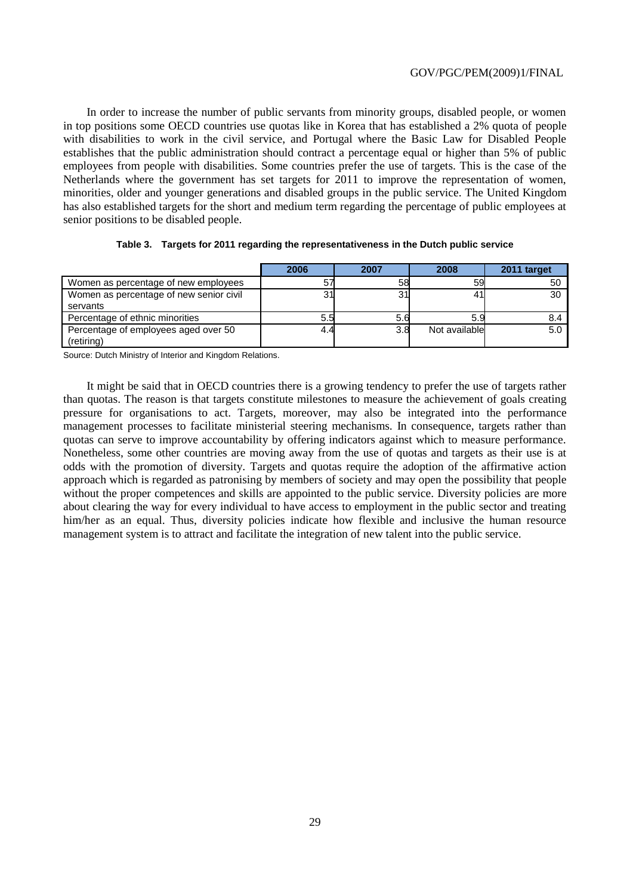In order to increase the number of public servants from minority groups, disabled people, or women in top positions some OECD countries use quotas like in Korea that has established a 2% quota of people with disabilities to work in the civil service, and Portugal where the Basic Law for Disabled People establishes that the public administration should contract a percentage equal or higher than 5% of public employees from people with disabilities. Some countries prefer the use of targets. This is the case of the Netherlands where the government has set targets for 2011 to improve the representation of women, minorities, older and younger generations and disabled groups in the public service. The United Kingdom has also established targets for the short and medium term regarding the percentage of public employees at senior positions to be disabled people.

**Table 3. Targets for 2011 regarding the representativeness in the Dutch public service**

| | 2006 | 2007 | 2008 | 2011 target |
|---|---|---|---|---|
| Women as percentage of new employees | 57 | 58 | 59 | 50 |
| Women as percentage of new senior civil servants | 31 | 31 | 41 | 30 |
| Percentage of ethnic minorities | 5.5 | 5.6 | 5.9 | 8.4 |
| Percentage of employees aged over 50 (retiring) | 4.4 | 3.8 | Not available | 5.0 |

Source: Dutch Ministry of Interior and Kingdom Relations.

It might be said that in OECD countries there is a growing tendency to prefer the use of targets rather than quotas. The reason is that targets constitute milestones to measure the achievement of goals creating pressure for organisations to act. Targets, moreover, may also be integrated into the performance management processes to facilitate ministerial steering mechanisms. In consequence, targets rather than quotas can serve to improve accountability by offering indicators against which to measure performance. Nonetheless, some other countries are moving away from the use of quotas and targets as their use is at odds with the promotion of diversity. Targets and quotas require the adoption of the affirmative action approach which is regarded as patronising by members of society and may open the possibility that people without the proper competences and skills are appointed to the public service. Diversity policies are more about clearing the way for every individual to have access to employment in the public sector and treating him/her as an equal. Thus, diversity policies indicate how flexible and inclusive the human resource management system is to attract and facilitate the integration of new talent into the public service.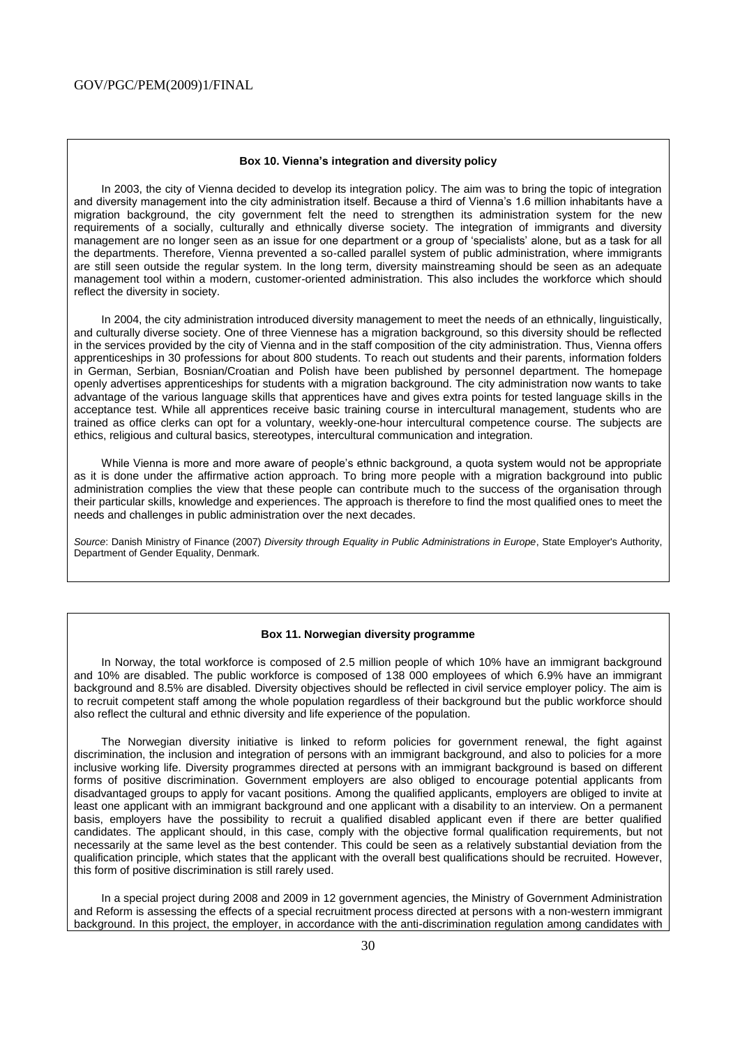**Box 10. Vienna's integration and diversity policy**

In 2003, the city of Vienna decided to develop its integration policy. The aim was to bring the topic of integration and diversity management into the city administration itself. Because a third of Vienna's 1.6 million inhabitants have a migration background, the city government felt the need to strengthen its administration system for the new requirements of a socially, culturally and ethnically diverse society. The integration of immigrants and diversity management are no longer seen as an issue for one department or a group of 'specialists' alone, but as a task for all the departments. Therefore, Vienna prevented a so-called parallel system of public administration, where immigrants are still seen outside the regular system. In the long term, diversity mainstreaming should be seen as an adequate management tool within a modern, customer-oriented administration. This also includes the workforce which should reflect the diversity in society.

In 2004, the city administration introduced diversity management to meet the needs of an ethnically, linguistically, and culturally diverse society. One of three Viennese has a migration background, so this diversity should be reflected in the services provided by the city of Vienna and in the staff composition of the city administration. Thus, Vienna offers apprenticeships in 30 professions for about 800 students. To reach out students and their parents, information folders in German, Serbian, Bosnian/Croatian and Polish have been published by personnel department. The homepage openly advertises apprenticeships for students with a migration background. The city administration now wants to take advantage of the various language skills that apprentices have and gives extra points for tested language skills in the acceptance test. While all apprentices receive basic training course in intercultural management, students who are trained as office clerks can opt for a voluntary, weekly-one-hour intercultural competence course. The subjects are ethics, religious and cultural basics, stereotypes, intercultural communication and integration.

While Vienna is more and more aware of people's ethnic background, a quota system would not be appropriate as it is done under the affirmative action approach. To bring more people with a migration background into public administration complies the view that these people can contribute much to the success of the organisation through their particular skills, knowledge and experiences. The approach is therefore to find the most qualified ones to meet the needs and challenges in public administration over the next decades.

*Source*: Danish Ministry of Finance (2007) *Diversity through Equality in Public Administrations in Europe*, State Employer's Authority, Department of Gender Equality, Denmark.

**Box 11. Norwegian diversity programme**

In Norway, the total workforce is composed of 2.5 million people of which 10% have an immigrant background and 10% are disabled. The public workforce is composed of 138 000 employees of which 6.9% have an immigrant background and 8.5% are disabled. Diversity objectives should be reflected in civil service employer policy. The aim is to recruit competent staff among the whole population regardless of their background but the public workforce should also reflect the cultural and ethnic diversity and life experience of the population.

The Norwegian diversity initiative is linked to reform policies for government renewal, the fight against discrimination, the inclusion and integration of persons with an immigrant background, and also to policies for a more inclusive working life. Diversity programmes directed at persons with an immigrant background is based on different forms of positive discrimination. Government employers are also obliged to encourage potential applicants from disadvantaged groups to apply for vacant positions. Among the qualified applicants, employers are obliged to invite at least one applicant with an immigrant background and one applicant with a disability to an interview. On a permanent basis, employers have the possibility to recruit a qualified disabled applicant even if there are better qualified candidates. The applicant should, in this case, comply with the objective formal qualification requirements, but not necessarily at the same level as the best contender. This could be seen as a relatively substantial deviation from the qualification principle, which states that the applicant with the overall best qualifications should be recruited. However, this form of positive discrimination is still rarely used.

In a special project during 2008 and 2009 in 12 government agencies, the Ministry of Government Administration and Reform is assessing the effects of a special recruitment process directed at persons with a non-western immigrant background. In this project, the employer, in accordance with the anti-discrimination regulation among candidates with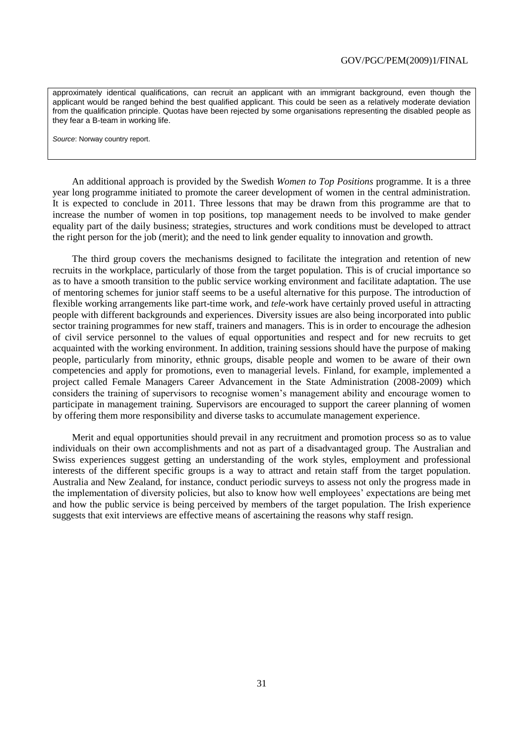approximately identical qualifications, can recruit an applicant with an immigrant background, even though the applicant would be ranged behind the best qualified applicant. This could be seen as a relatively moderate deviation from the qualification principle. Quotas have been rejected by some organisations representing the disabled people as they fear a B-team in working life.

*Source*: Norway country report.

An additional approach is provided by the Swedish *Women to Top Positions* programme. It is a three year long programme initiated to promote the career development of women in the central administration. It is expected to conclude in 2011. Three lessons that may be drawn from this programme are that to increase the number of women in top positions, top management needs to be involved to make gender equality part of the daily business; strategies, structures and work conditions must be developed to attract the right person for the job (merit); and the need to link gender equality to innovation and growth.

The third group covers the mechanisms designed to facilitate the integration and retention of new recruits in the workplace, particularly of those from the target population. This is of crucial importance so as to have a smooth transition to the public service working environment and facilitate adaptation. The use of mentoring schemes for junior staff seems to be a useful alternative for this purpose. The introduction of flexible working arrangements like part-time work, and *tele*-work have certainly proved useful in attracting people with different backgrounds and experiences. Diversity issues are also being incorporated into public sector training programmes for new staff, trainers and managers. This is in order to encourage the adhesion of civil service personnel to the values of equal opportunities and respect and for new recruits to get acquainted with the working environment. In addition, training sessions should have the purpose of making people, particularly from minority, ethnic groups, disable people and women to be aware of their own competencies and apply for promotions, even to managerial levels. Finland, for example, implemented a project called Female Managers Career Advancement in the State Administration (2008-2009) which considers the training of supervisors to recognise women's management ability and encourage women to participate in management training. Supervisors are encouraged to support the career planning of women by offering them more responsibility and diverse tasks to accumulate management experience.

Merit and equal opportunities should prevail in any recruitment and promotion process so as to value individuals on their own accomplishments and not as part of a disadvantaged group. The Australian and Swiss experiences suggest getting an understanding of the work styles, employment and professional interests of the different specific groups is a way to attract and retain staff from the target population. Australia and New Zealand, for instance, conduct periodic surveys to assess not only the progress made in the implementation of diversity policies, but also to know how well employees' expectations are being met and how the public service is being perceived by members of the target population. The Irish experience suggests that exit interviews are effective means of ascertaining the reasons why staff resign.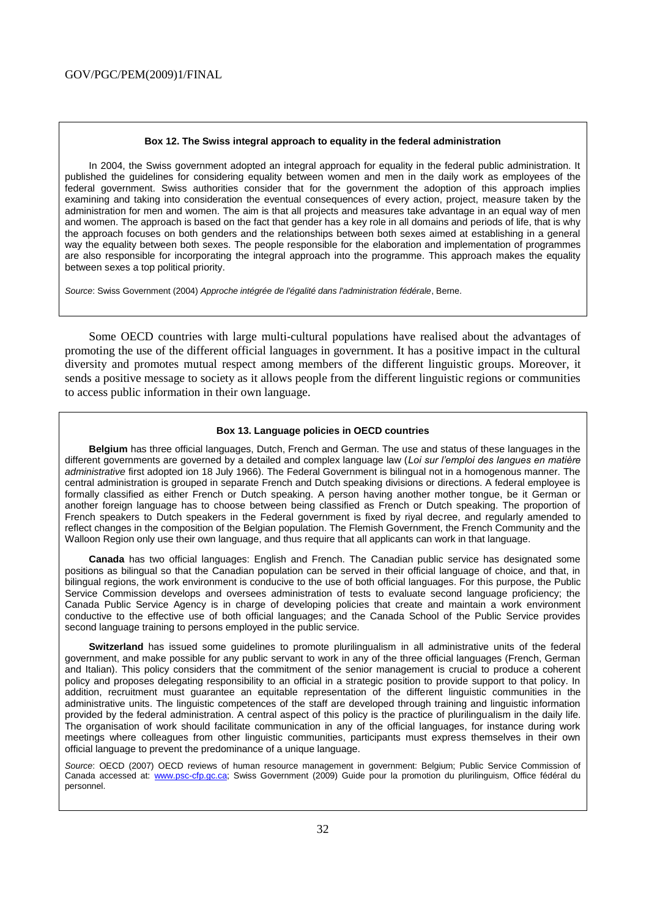**Box 12. The Swiss integral approach to equality in the federal administration**

In 2004, the Swiss government adopted an integral approach for equality in the federal public administration. It published the guidelines for considering equality between women and men in the daily work as employees of the federal government. Swiss authorities consider that for the government the adoption of this approach implies examining and taking into consideration the eventual consequences of every action, project, measure taken by the administration for men and women. The aim is that all projects and measures take advantage in an equal way of men and women. The approach is based on the fact that gender has a key role in all domains and periods of life, that is why the approach focuses on both genders and the relationships between both sexes aimed at establishing in a general way the equality between both sexes. The people responsible for the elaboration and implementation of programmes are also responsible for incorporating the integral approach into the programme. This approach makes the equality between sexes a top political priority.

*Source*: Swiss Government (2004) *Approche intégrée de l'égalité dans l'administration fédérale*, Berne.

Some OECD countries with large multi-cultural populations have realised about the advantages of promoting the use of the different official languages in government. It has a positive impact in the cultural diversity and promotes mutual respect among members of the different linguistic groups. Moreover, it sends a positive message to society as it allows people from the different linguistic regions or communities to access public information in their own language.

**Box 13. Language policies in OECD countries**

**Belgium** has three official languages, Dutch, French and German. The use and status of these languages in the different governments are governed by a detailed and complex language law (*Loi sur l'emploi des langues en matière administrative* first adopted ion 18 July 1966). The Federal Government is bilingual not in a homogenous manner. The central administration is grouped in separate French and Dutch speaking divisions or directions. A federal employee is formally classified as either French or Dutch speaking. A person having another mother tongue, be it German or another foreign language has to choose between being classified as French or Dutch speaking. The proportion of French speakers to Dutch speakers in the Federal government is fixed by riyal decree, and regularly amended to reflect changes in the composition of the Belgian population. The Flemish Government, the French Community and the Walloon Region only use their own language, and thus require that all applicants can work in that language.

**Canada** has two official languages: English and French. The Canadian public service has designated some positions as bilingual so that the Canadian population can be served in their official language of choice, and that, in bilingual regions, the work environment is conducive to the use of both official languages. For this purpose, the Public Service Commission develops and oversees administration of tests to evaluate second language proficiency; the Canada Public Service Agency is in charge of developing policies that create and maintain a work environment conductive to the effective use of both official languages; and the Canada School of the Public Service provides second language training to persons employed in the public service.

**Switzerland** has issued some guidelines to promote plurilingualism in all administrative units of the federal government, and make possible for any public servant to work in any of the three official languages (French, German and Italian). This policy considers that the commitment of the senior management is crucial to produce a coherent policy and proposes delegating responsibility to an official in a strategic position to provide support to that policy. In addition, recruitment must guarantee an equitable representation of the different linguistic communities in the administrative units. The linguistic competences of the staff are developed through training and linguistic information provided by the federal administration. A central aspect of this policy is the practice of plurilingualism in the daily life. The organisation of work should facilitate communication in any of the official languages, for instance during work meetings where colleagues from other linguistic communities, participants must express themselves in their own official language to prevent the predominance of a unique language.

*Source*: OECD (2007) OECD reviews of human resource management in government: Belgium; Public Service Commission of Canada accessed at: www.psc-cfp.gc.ca; Swiss Government (2009) Guide pour la promotion du plurilinguism, Office fédéral du personnel.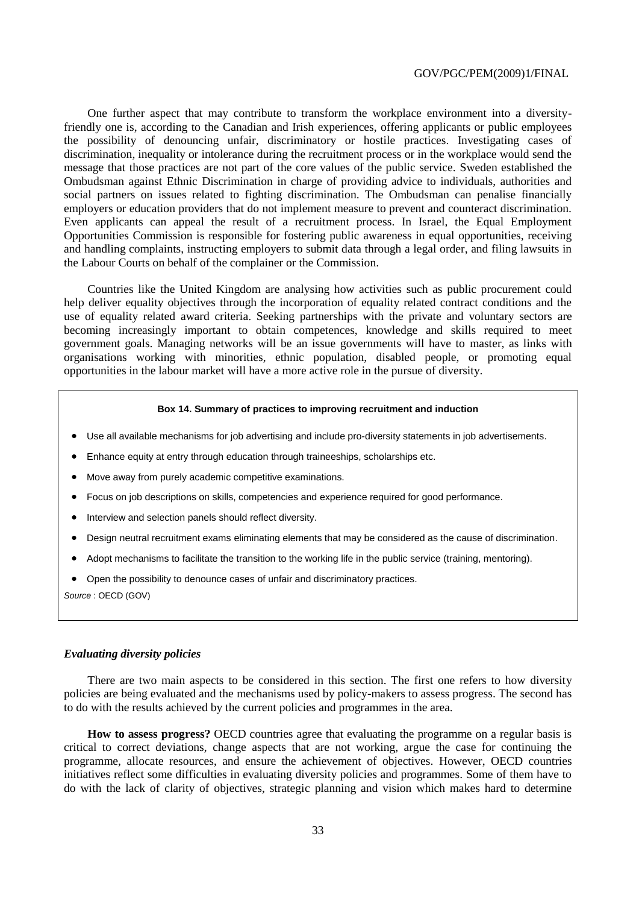One further aspect that may contribute to transform the workplace environment into a diversity-friendly one is, according to the Canadian and Irish experiences, offering applicants or public employees the possibility of denouncing unfair, discriminatory or hostile practices. Investigating cases of discrimination, inequality or intolerance during the recruitment process or in the workplace would send the message that those practices are not part of the core values of the public service. Sweden established the Ombudsman against Ethnic Discrimination in charge of providing advice to individuals, authorities and social partners on issues related to fighting discrimination. The Ombudsman can penalise financially employers or education providers that do not implement measure to prevent and counteract discrimination. Even applicants can appeal the result of a recruitment process. In Israel, the Equal Employment Opportunities Commission is responsible for fostering public awareness in equal opportunities, receiving and handling complaints, instructing employers to submit data through a legal order, and filing lawsuits in the Labour Courts on behalf of the complainer or the Commission.

Countries like the United Kingdom are analysing how activities such as public procurement could help deliver equality objectives through the incorporation of equality related contract conditions and the use of equality related award criteria. Seeking partnerships with the private and voluntary sectors are becoming increasingly important to obtain competences, knowledge and skills required to meet government goals. Managing networks will be an issue governments will have to master, as links with organisations working with minorities, ethnic population, disabled people, or promoting equal opportunities in the labour market will have a more active role in the pursue of diversity.

**Box 14. Summary of practices to improving recruitment and induction**

- Use all available mechanisms for job advertising and include pro-diversity statements in job advertisements.
- Enhance equity at entry through education through traineeships, scholarships etc.
- Move away from purely academic competitive examinations.
- Focus on job descriptions on skills, competencies and experience required for good performance.
- Interview and selection panels should reflect diversity.
- Design neutral recruitment exams eliminating elements that may be considered as the cause of discrimination.
- Adopt mechanisms to facilitate the transition to the working life in the public service (training, mentoring).
- Open the possibility to denounce cases of unfair and discriminatory practices.

*Source* : OECD (GOV)

### *Evaluating diversity policies*

There are two main aspects to be considered in this section. The first one refers to how diversity policies are being evaluated and the mechanisms used by policy-makers to assess progress. The second has to do with the results achieved by the current policies and programmes in the area.

**How to assess progress?** OECD countries agree that evaluating the programme on a regular basis is critical to correct deviations, change aspects that are not working, argue the case for continuing the programme, allocate resources, and ensure the achievement of objectives. However, OECD countries initiatives reflect some difficulties in evaluating diversity policies and programmes. Some of them have to do with the lack of clarity of objectives, strategic planning and vision which makes hard to determine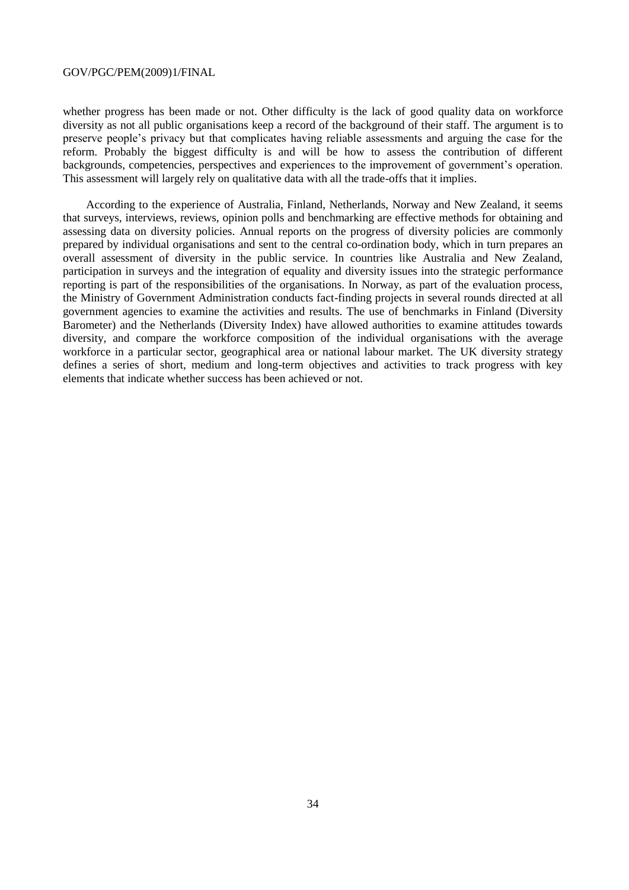whether progress has been made or not. Other difficulty is the lack of good quality data on workforce diversity as not all public organisations keep a record of the background of their staff. The argument is to preserve people's privacy but that complicates having reliable assessments and arguing the case for the reform. Probably the biggest difficulty is and will be how to assess the contribution of different backgrounds, competencies, perspectives and experiences to the improvement of government's operation. This assessment will largely rely on qualitative data with all the trade-offs that it implies.

According to the experience of Australia, Finland, Netherlands, Norway and New Zealand, it seems that surveys, interviews, reviews, opinion polls and benchmarking are effective methods for obtaining and assessing data on diversity policies. Annual reports on the progress of diversity policies are commonly prepared by individual organisations and sent to the central co-ordination body, which in turn prepares an overall assessment of diversity in the public service. In countries like Australia and New Zealand, participation in surveys and the integration of equality and diversity issues into the strategic performance reporting is part of the responsibilities of the organisations. In Norway, as part of the evaluation process, the Ministry of Government Administration conducts fact-finding projects in several rounds directed at all government agencies to examine the activities and results. The use of benchmarks in Finland (Diversity Barometer) and the Netherlands (Diversity Index) have allowed authorities to examine attitudes towards diversity, and compare the workforce composition of the individual organisations with the average workforce in a particular sector, geographical area or national labour market. The UK diversity strategy defines a series of short, medium and long-term objectives and activities to track progress with key elements that indicate whether success has been achieved or not.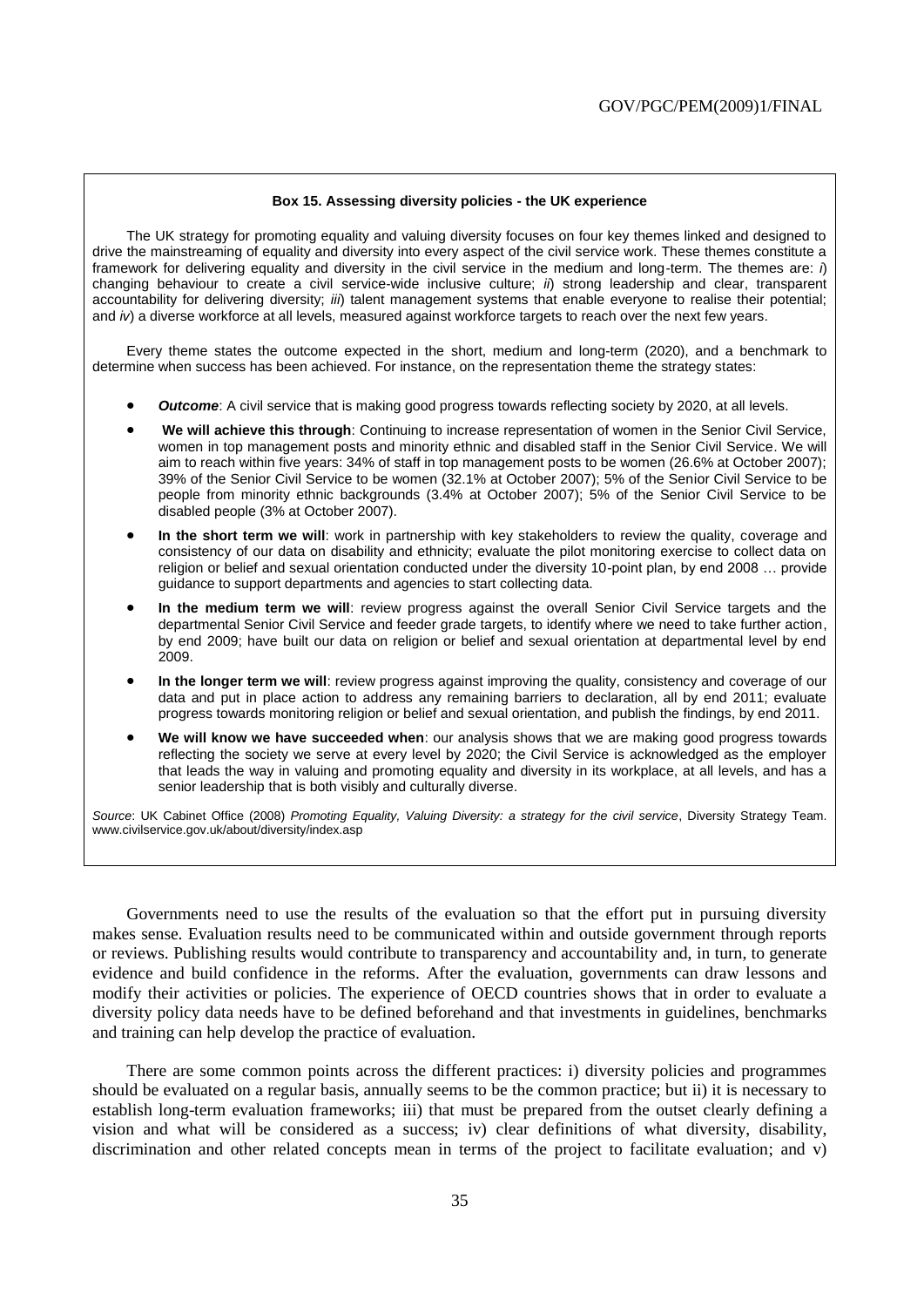**Box 15. Assessing diversity policies - the UK experience**

The UK strategy for promoting equality and valuing diversity focuses on four key themes linked and designed to drive the mainstreaming of equality and diversity into every aspect of the civil service work. These themes constitute a framework for delivering equality and diversity in the civil service in the medium and long-term. The themes are: *i*) changing behaviour to create a civil service-wide inclusive culture; *ii*) strong leadership and clear, transparent accountability for delivering diversity; *iii*) talent management systems that enable everyone to realise their potential; and *iv*) a diverse workforce at all levels, measured against workforce targets to reach over the next few years.

Every theme states the outcome expected in the short, medium and long-term (2020), and a benchmark to determine when success has been achieved. For instance, on the representation theme the strategy states:

- ***Outcome***: A civil service that is making good progress towards reflecting society by 2020, at all levels.
- **We will achieve this through**: Continuing to increase representation of women in the Senior Civil Service, women in top management posts and minority ethnic and disabled staff in the Senior Civil Service. We will aim to reach within five years: 34% of staff in top management posts to be women (26.6% at October 2007); 39% of the Senior Civil Service to be women (32.1% at October 2007); 5% of the Senior Civil Service to be people from minority ethnic backgrounds (3.4% at October 2007); 5% of the Senior Civil Service to be disabled people (3% at October 2007).
- **In the short term we will**: work in partnership with key stakeholders to review the quality, coverage and consistency of our data on disability and ethnicity; evaluate the pilot monitoring exercise to collect data on religion or belief and sexual orientation conducted under the diversity 10-point plan, by end 2008 … provide guidance to support departments and agencies to start collecting data.
- **In the medium term we will**: review progress against the overall Senior Civil Service targets and the departmental Senior Civil Service and feeder grade targets, to identify where we need to take further action, by end 2009; have built our data on religion or belief and sexual orientation at departmental level by end 2009.
- **In the longer term we will**: review progress against improving the quality, consistency and coverage of our data and put in place action to address any remaining barriers to declaration, all by end 2011; evaluate progress towards monitoring religion or belief and sexual orientation, and publish the findings, by end 2011.
- **We will know we have succeeded when**: our analysis shows that we are making good progress towards reflecting the society we serve at every level by 2020; the Civil Service is acknowledged as the employer that leads the way in valuing and promoting equality and diversity in its workplace, at all levels, and has a senior leadership that is both visibly and culturally diverse.

*Source*: UK Cabinet Office (2008) *Promoting Equality, Valuing Diversity: a strategy for the civil service*, Diversity Strategy Team. www.civilservice.gov.uk/about/diversity/index.asp

Governments need to use the results of the evaluation so that the effort put in pursuing diversity makes sense. Evaluation results need to be communicated within and outside government through reports or reviews. Publishing results would contribute to transparency and accountability and, in turn, to generate evidence and build confidence in the reforms. After the evaluation, governments can draw lessons and modify their activities or policies. The experience of OECD countries shows that in order to evaluate a diversity policy data needs have to be defined beforehand and that investments in guidelines, benchmarks and training can help develop the practice of evaluation.

There are some common points across the different practices: i) diversity policies and programmes should be evaluated on a regular basis, annually seems to be the common practice; but ii) it is necessary to establish long-term evaluation frameworks; iii) that must be prepared from the outset clearly defining a vision and what will be considered as a success; iv) clear definitions of what diversity, disability, discrimination and other related concepts mean in terms of the project to facilitate evaluation; and v)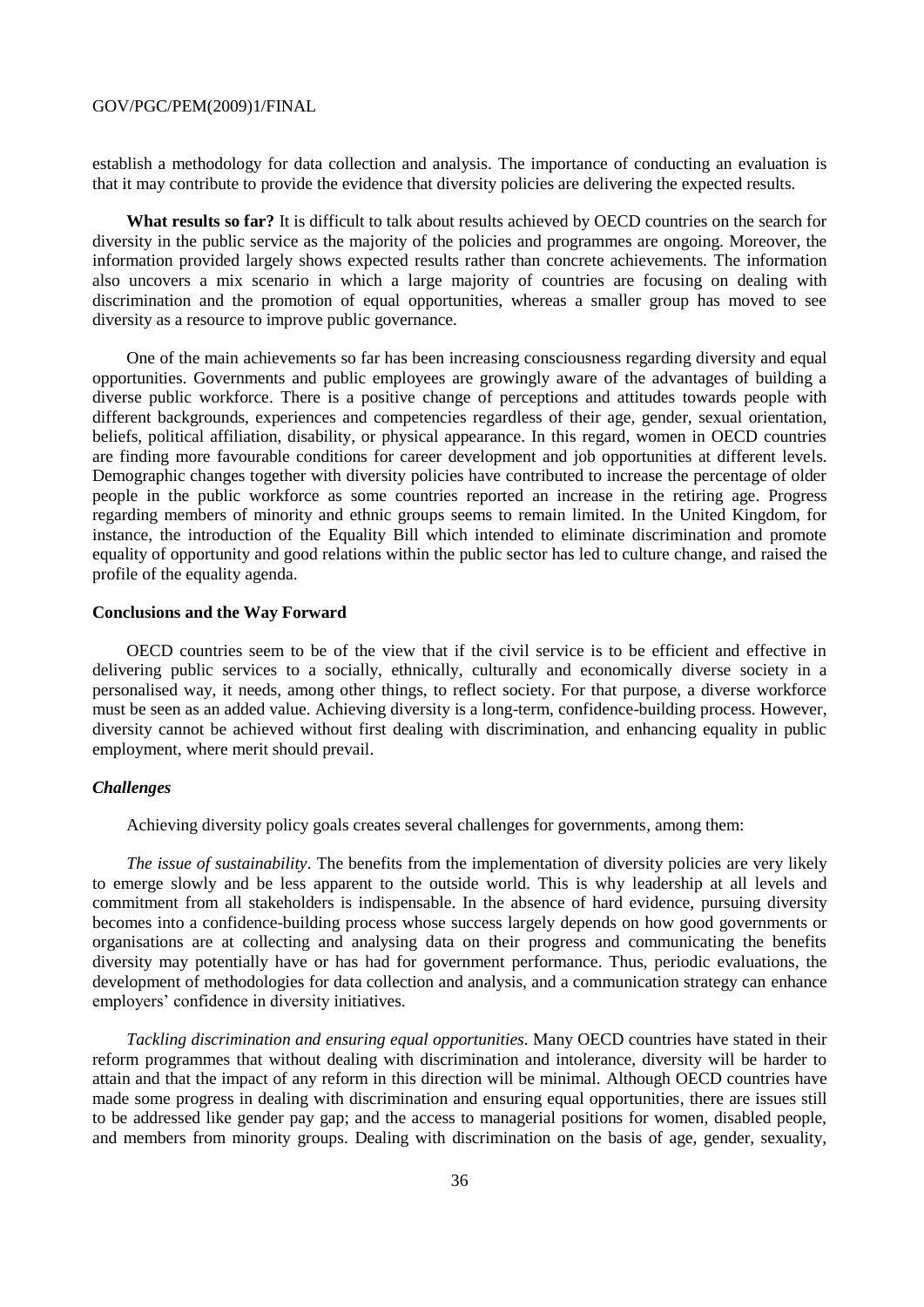establish a methodology for data collection and analysis. The importance of conducting an evaluation is that it may contribute to provide the evidence that diversity policies are delivering the expected results.

**What results so far?** It is difficult to talk about results achieved by OECD countries on the search for diversity in the public service as the majority of the policies and programmes are ongoing. Moreover, the information provided largely shows expected results rather than concrete achievements. The information also uncovers a mix scenario in which a large majority of countries are focusing on dealing with discrimination and the promotion of equal opportunities, whereas a smaller group has moved to see diversity as a resource to improve public governance.

One of the main achievements so far has been increasing consciousness regarding diversity and equal opportunities. Governments and public employees are growingly aware of the advantages of building a diverse public workforce. There is a positive change of perceptions and attitudes towards people with different backgrounds, experiences and competencies regardless of their age, gender, sexual orientation, beliefs, political affiliation, disability, or physical appearance. In this regard, women in OECD countries are finding more favourable conditions for career development and job opportunities at different levels. Demographic changes together with diversity policies have contributed to increase the percentage of older people in the public workforce as some countries reported an increase in the retiring age. Progress regarding members of minority and ethnic groups seems to remain limited. In the United Kingdom, for instance, the introduction of the Equality Bill which intended to eliminate discrimination and promote equality of opportunity and good relations within the public sector has led to culture change, and raised the profile of the equality agenda.

## Conclusions and the Way Forward

OECD countries seem to be of the view that if the civil service is to be efficient and effective in delivering public services to a socially, ethnically, culturally and economically diverse society in a personalised way, it needs, among other things, to reflect society. For that purpose, a diverse workforce must be seen as an added value. Achieving diversity is a long-term, confidence-building process. However, diversity cannot be achieved without first dealing with discrimination, and enhancing equality in public employment, where merit should prevail.

### *Challenges*

Achieving diversity policy goals creates several challenges for governments, among them:

*The issue of sustainability*. The benefits from the implementation of diversity policies are very likely to emerge slowly and be less apparent to the outside world. This is why leadership at all levels and commitment from all stakeholders is indispensable. In the absence of hard evidence, pursuing diversity becomes into a confidence-building process whose success largely depends on how good governments or organisations are at collecting and analysing data on their progress and communicating the benefits diversity may potentially have or has had for government performance. Thus, periodic evaluations, the development of methodologies for data collection and analysis, and a communication strategy can enhance employers' confidence in diversity initiatives.

*Tackling discrimination and ensuring equal opportunities*. Many OECD countries have stated in their reform programmes that without dealing with discrimination and intolerance, diversity will be harder to attain and that the impact of any reform in this direction will be minimal. Although OECD countries have made some progress in dealing with discrimination and ensuring equal opportunities, there are issues still to be addressed like gender pay gap; and the access to managerial positions for women, disabled people, and members from minority groups. Dealing with discrimination on the basis of age, gender, sexuality,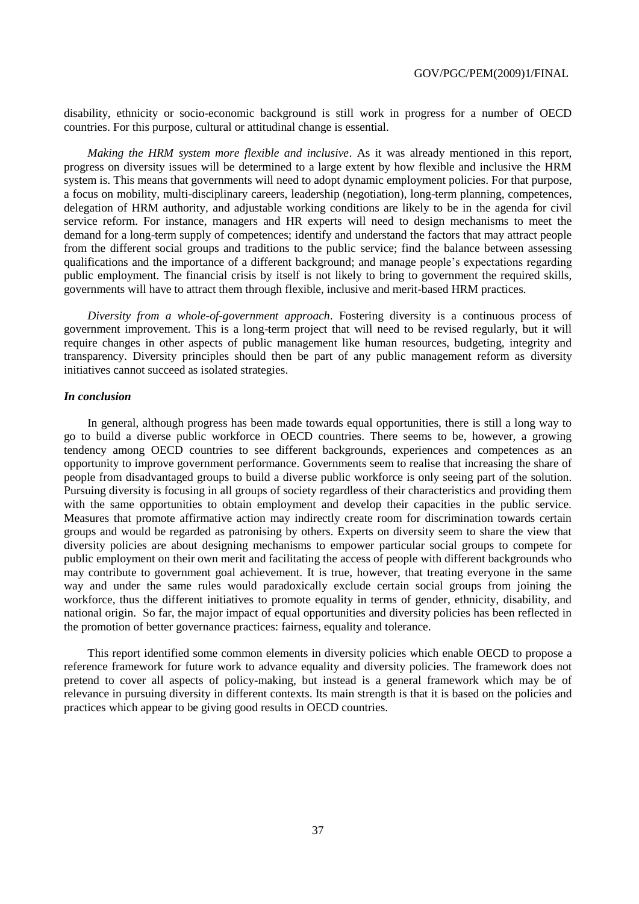disability, ethnicity or socio-economic background is still work in progress for a number of OECD countries. For this purpose, cultural or attitudinal change is essential.

*Making the HRM system more flexible and inclusive*. As it was already mentioned in this report, progress on diversity issues will be determined to a large extent by how flexible and inclusive the HRM system is. This means that governments will need to adopt dynamic employment policies. For that purpose, a focus on mobility, multi-disciplinary careers, leadership (negotiation), long-term planning, competences, delegation of HRM authority, and adjustable working conditions are likely to be in the agenda for civil service reform. For instance, managers and HR experts will need to design mechanisms to meet the demand for a long-term supply of competences; identify and understand the factors that may attract people from the different social groups and traditions to the public service; find the balance between assessing qualifications and the importance of a different background; and manage people's expectations regarding public employment. The financial crisis by itself is not likely to bring to government the required skills, governments will have to attract them through flexible, inclusive and merit-based HRM practices.

*Diversity from a whole-of-government approach*. Fostering diversity is a continuous process of government improvement. This is a long-term project that will need to be revised regularly, but it will require changes in other aspects of public management like human resources, budgeting, integrity and transparency. Diversity principles should then be part of any public management reform as diversity initiatives cannot succeed as isolated strategies.

### *In conclusion*

In general, although progress has been made towards equal opportunities, there is still a long way to go to build a diverse public workforce in OECD countries. There seems to be, however, a growing tendency among OECD countries to see different backgrounds, experiences and competences as an opportunity to improve government performance. Governments seem to realise that increasing the share of people from disadvantaged groups to build a diverse public workforce is only seeing part of the solution. Pursuing diversity is focusing in all groups of society regardless of their characteristics and providing them with the same opportunities to obtain employment and develop their capacities in the public service. Measures that promote affirmative action may indirectly create room for discrimination towards certain groups and would be regarded as patronising by others. Experts on diversity seem to share the view that diversity policies are about designing mechanisms to empower particular social groups to compete for public employment on their own merit and facilitating the access of people with different backgrounds who may contribute to government goal achievement. It is true, however, that treating everyone in the same way and under the same rules would paradoxically exclude certain social groups from joining the workforce, thus the different initiatives to promote equality in terms of gender, ethnicity, disability, and national origin. So far, the major impact of equal opportunities and diversity policies has been reflected in the promotion of better governance practices: fairness, equality and tolerance.

This report identified some common elements in diversity policies which enable OECD to propose a reference framework for future work to advance equality and diversity policies. The framework does not pretend to cover all aspects of policy-making, but instead is a general framework which may be of relevance in pursuing diversity in different contexts. Its main strength is that it is based on the policies and practices which appear to be giving good results in OECD countries.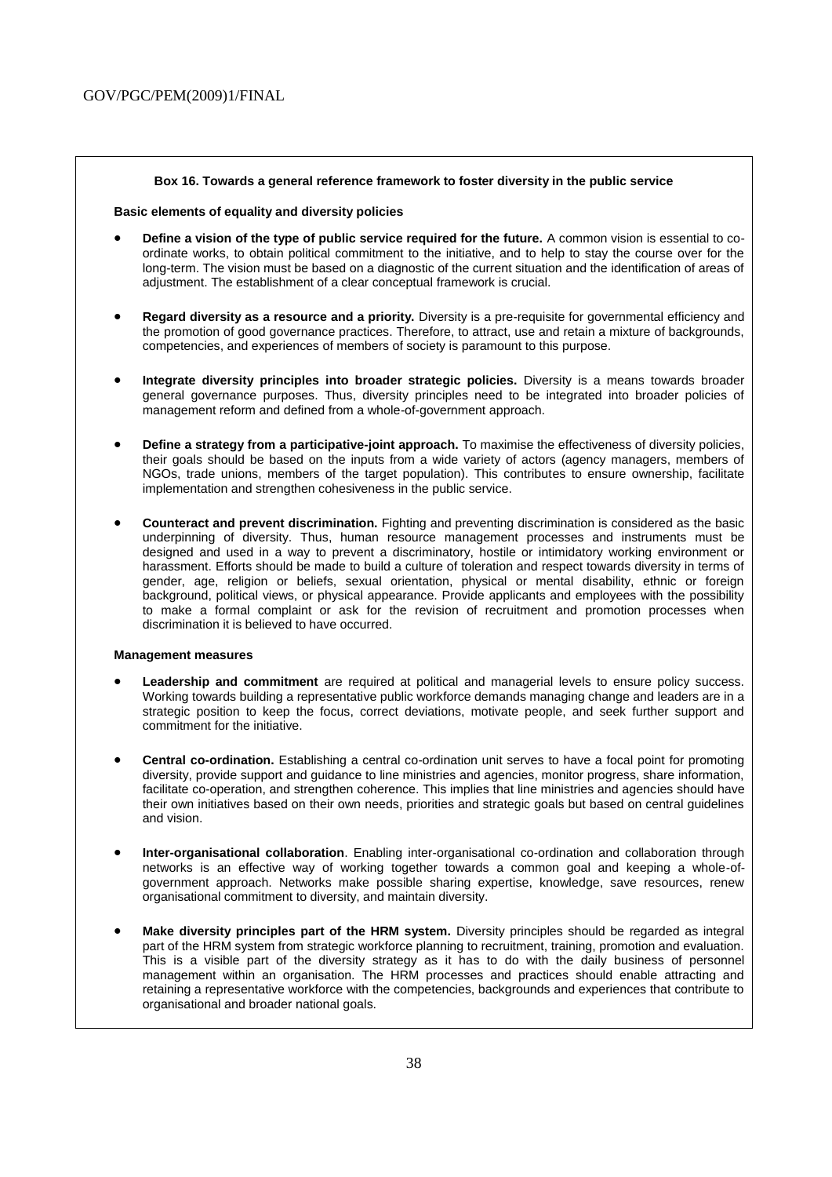**Box 16. Towards a general reference framework to foster diversity in the public service**

**Basic elements of equality and diversity policies**

- **Define a vision of the type of public service required for the future.** A common vision is essential to co-ordinate works, to obtain political commitment to the initiative, and to help to stay the course over for the long-term. The vision must be based on a diagnostic of the current situation and the identification of areas of adjustment. The establishment of a clear conceptual framework is crucial.

- **Regard diversity as a resource and a priority.** Diversity is a pre-requisite for governmental efficiency and the promotion of good governance practices. Therefore, to attract, use and retain a mixture of backgrounds, competencies, and experiences of members of society is paramount to this purpose.

- **Integrate diversity principles into broader strategic policies.** Diversity is a means towards broader general governance purposes. Thus, diversity principles need to be integrated into broader policies of management reform and defined from a whole-of-government approach.

- **Define a strategy from a participative-joint approach.** To maximise the effectiveness of diversity policies, their goals should be based on the inputs from a wide variety of actors (agency managers, members of NGOs, trade unions, members of the target population). This contributes to ensure ownership, facilitate implementation and strengthen cohesiveness in the public service.

- **Counteract and prevent discrimination.** Fighting and preventing discrimination is considered as the basic underpinning of diversity. Thus, human resource management processes and instruments must be designed and used in a way to prevent a discriminatory, hostile or intimidatory working environment or harassment. Efforts should be made to build a culture of toleration and respect towards diversity in terms of gender, age, religion or beliefs, sexual orientation, physical or mental disability, ethnic or foreign background, political views, or physical appearance. Provide applicants and employees with the possibility to make a formal complaint or ask for the revision of recruitment and promotion processes when discrimination it is believed to have occurred.

**Management measures**

- **Leadership and commitment** are required at political and managerial levels to ensure policy success. Working towards building a representative public workforce demands managing change and leaders are in a strategic position to keep the focus, correct deviations, motivate people, and seek further support and commitment for the initiative.

- **Central co-ordination.** Establishing a central co-ordination unit serves to have a focal point for promoting diversity, provide support and guidance to line ministries and agencies, monitor progress, share information, facilitate co-operation, and strengthen coherence. This implies that line ministries and agencies should have their own initiatives based on their own needs, priorities and strategic goals but based on central guidelines and vision.

- **Inter-organisational collaboration**. Enabling inter-organisational co-ordination and collaboration through networks is an effective way of working together towards a common goal and keeping a whole-of-government approach. Networks make possible sharing expertise, knowledge, save resources, renew organisational commitment to diversity, and maintain diversity.

- **Make diversity principles part of the HRM system.** Diversity principles should be regarded as integral part of the HRM system from strategic workforce planning to recruitment, training, promotion and evaluation. This is a visible part of the diversity strategy as it has to do with the daily business of personnel management within an organisation. The HRM processes and practices should enable attracting and retaining a representative workforce with the competencies, backgrounds and experiences that contribute to organisational and broader national goals.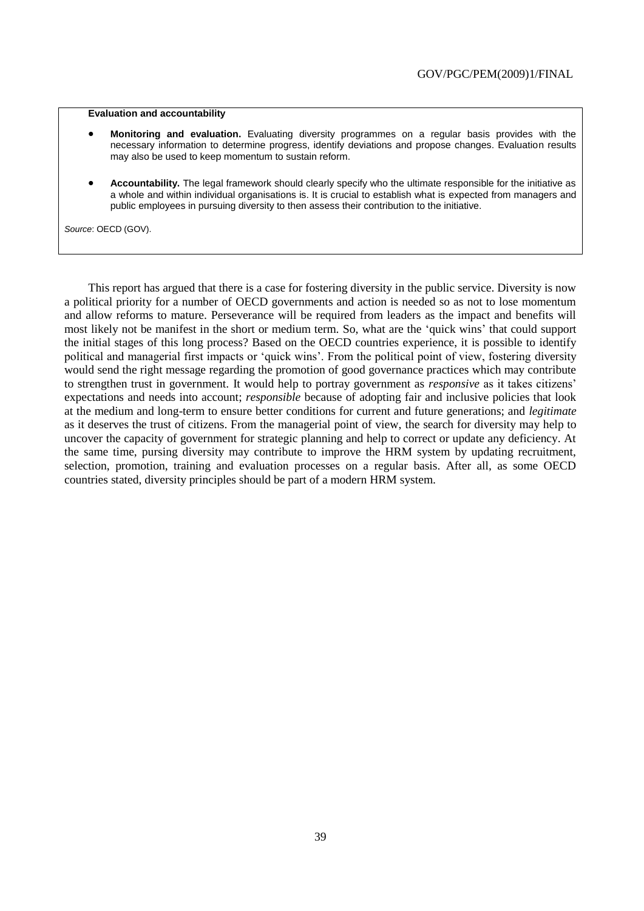**Evaluation and accountability**

- **Monitoring and evaluation.** Evaluating diversity programmes on a regular basis provides with the necessary information to determine progress, identify deviations and propose changes. Evaluation results may also be used to keep momentum to sustain reform.

- **Accountability.** The legal framework should clearly specify who the ultimate responsible for the initiative as a whole and within individual organisations is. It is crucial to establish what is expected from managers and public employees in pursuing diversity to then assess their contribution to the initiative.

*Source*: OECD (GOV).

This report has argued that there is a case for fostering diversity in the public service. Diversity is now a political priority for a number of OECD governments and action is needed so as not to lose momentum and allow reforms to mature. Perseverance will be required from leaders as the impact and benefits will most likely not be manifest in the short or medium term. So, what are the 'quick wins' that could support the initial stages of this long process? Based on the OECD countries experience, it is possible to identify political and managerial first impacts or 'quick wins'. From the political point of view, fostering diversity would send the right message regarding the promotion of good governance practices which may contribute to strengthen trust in government. It would help to portray government as *responsive* as it takes citizens' expectations and needs into account; *responsible* because of adopting fair and inclusive policies that look at the medium and long-term to ensure better conditions for current and future generations; and *legitimate* as it deserves the trust of citizens. From the managerial point of view, the search for diversity may help to uncover the capacity of government for strategic planning and help to correct or update any deficiency. At the same time, pursing diversity may contribute to improve the HRM system by updating recruitment, selection, promotion, training and evaluation processes on a regular basis. After all, as some OECD countries stated, diversity principles should be part of a modern HRM system.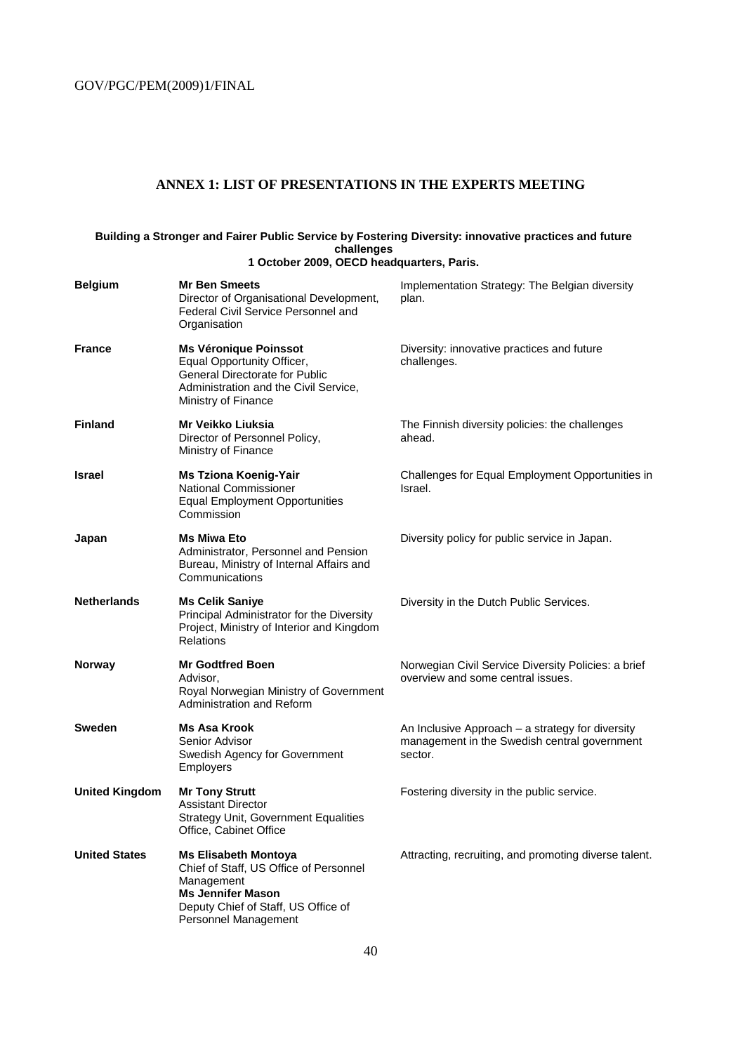## ANNEX 1: LIST OF PRESENTATIONS IN THE EXPERTS MEETING

**Building a Stronger and Fairer Public Service by Fostering Diversity: innovative practices and future challenges**
**1 October 2009, OECD headquarters, Paris.**

| | | |
|---|---|---|
| **Belgium** | **Mr Ben Smeets**<br>Director of Organisational Development, Federal Civil Service Personnel and Organisation | Implementation Strategy: The Belgian diversity plan. |
| **France** | **Ms Véronique Poinssot**<br>Equal Opportunity Officer, General Directorate for Public Administration and the Civil Service, Ministry of Finance | Diversity: innovative practices and future challenges. |
| **Finland** | **Mr Veikko Liuksia**<br>Director of Personnel Policy, Ministry of Finance | The Finnish diversity policies: the challenges ahead. |
| **Israel** | **Ms Tziona Koenig-Yair**<br>National Commissioner<br>Equal Employment Opportunities Commission | Challenges for Equal Employment Opportunities in Israel. |
| **Japan** | **Ms Miwa Eto**<br>Administrator, Personnel and Pension Bureau, Ministry of Internal Affairs and Communications | Diversity policy for public service in Japan. |
| **Netherlands** | **Ms Celik Saniye**<br>Principal Administrator for the Diversity Project, Ministry of Interior and Kingdom Relations | Diversity in the Dutch Public Services. |
| **Norway** | **Mr Godtfred Boen**<br>Advisor,<br>Royal Norwegian Ministry of Government Administration and Reform | Norwegian Civil Service Diversity Policies: a brief overview and some central issues. |
| **Sweden** | **Ms Asa Krook**<br>Senior Advisor<br>Swedish Agency for Government Employers | An Inclusive Approach – a strategy for diversity management in the Swedish central government sector. |
| **United Kingdom** | **Mr Tony Strutt**<br>Assistant Director<br>Strategy Unit, Government Equalities Office, Cabinet Office | Fostering diversity in the public service. |
| **United States** | **Ms Elisabeth Montoya**<br>Chief of Staff, US Office of Personnel Management<br>**Ms Jennifer Mason**<br>Deputy Chief of Staff, US Office of Personnel Management | Attracting, recruiting, and promoting diverse talent. |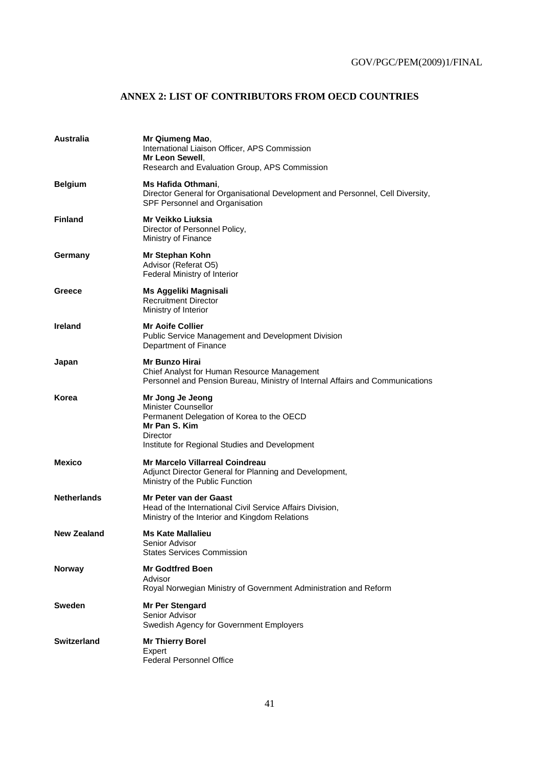## ANNEX 2: LIST OF CONTRIBUTORS FROM OECD COUNTRIES

| | |
|---|---|
| **Australia** | **Mr Qiumeng Mao**, International Liaison Officer, APS Commission<br>**Mr Leon Sewell**, Research and Evaluation Group, APS Commission |
| **Belgium** | **Ms Hafida Othmani**, Director General for Organisational Development and Personnel, Cell Diversity, SPF Personnel and Organisation |
| **Finland** | **Mr Veikko Liuksia** Director of Personnel Policy, Ministry of Finance |
| **Germany** | **Mr Stephan Kohn** Advisor (Referat O5) Federal Ministry of Interior |
| **Greece** | **Ms Aggeliki Magnisali** Recruitment Director Ministry of Interior |
| **Ireland** | **Mr Aoife Collier** Public Service Management and Development Division Department of Finance |
| **Japan** | **Mr Bunzo Hirai** Chief Analyst for Human Resource Management Personnel and Pension Bureau, Ministry of Internal Affairs and Communications |
| **Korea** | **Mr Jong Je Jeong** Minister Counsellor Permanent Delegation of Korea to the OECD<br>**Mr Pan S. Kim** Director Institute for Regional Studies and Development |
| **Mexico** | **Mr Marcelo Villarreal Coindreau** Adjunct Director General for Planning and Development, Ministry of the Public Function |
| **Netherlands** | **Mr Peter van der Gaast** Head of the International Civil Service Affairs Division, Ministry of the Interior and Kingdom Relations |
| **New Zealand** | **Ms Kate Mallalieu** Senior Advisor States Services Commission |
| **Norway** | **Mr Godtfred Boen** Advisor Royal Norwegian Ministry of Government Administration and Reform |
| **Sweden** | **Mr Per Stengard** Senior Advisor Swedish Agency for Government Employers |
| **Switzerland** | **Mr Thierry Borel** Expert Federal Personnel Office |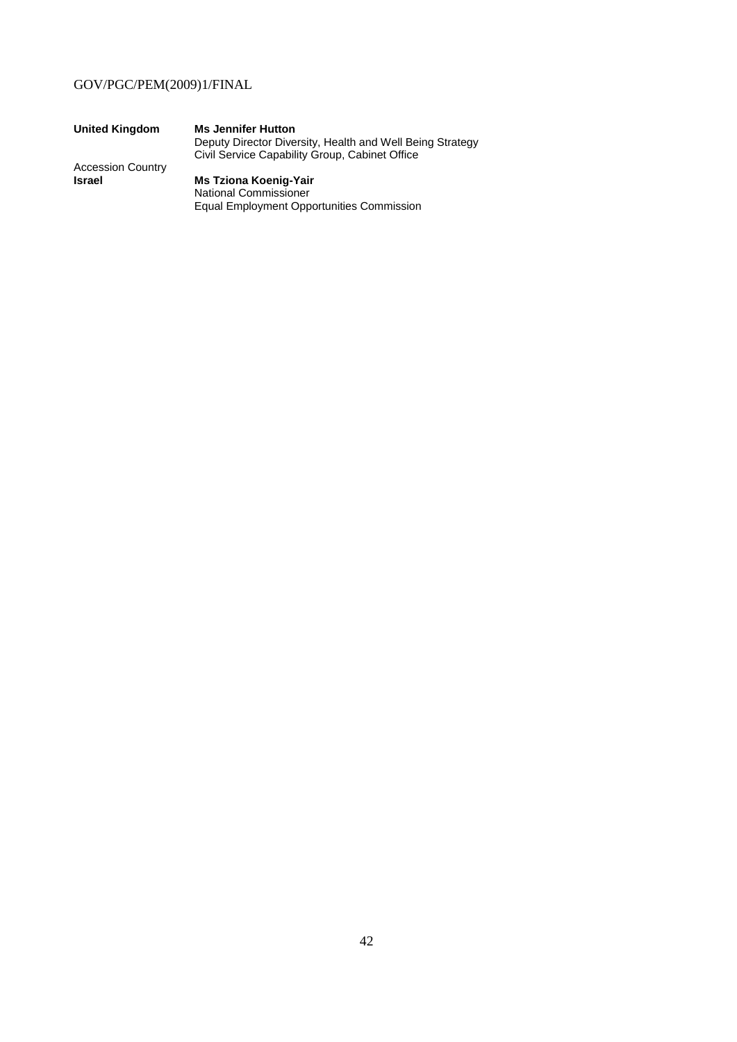| | |
|---|---|
| **United Kingdom** | **Ms Jennifer Hutton**<br>Deputy Director Diversity, Health and Well Being Strategy<br>Civil Service Capability Group, Cabinet Office |
| Accession Country<br>**Israel** | **Ms Tziona Koenig-Yair**<br>National Commissioner<br>Equal Employment Opportunities Commission |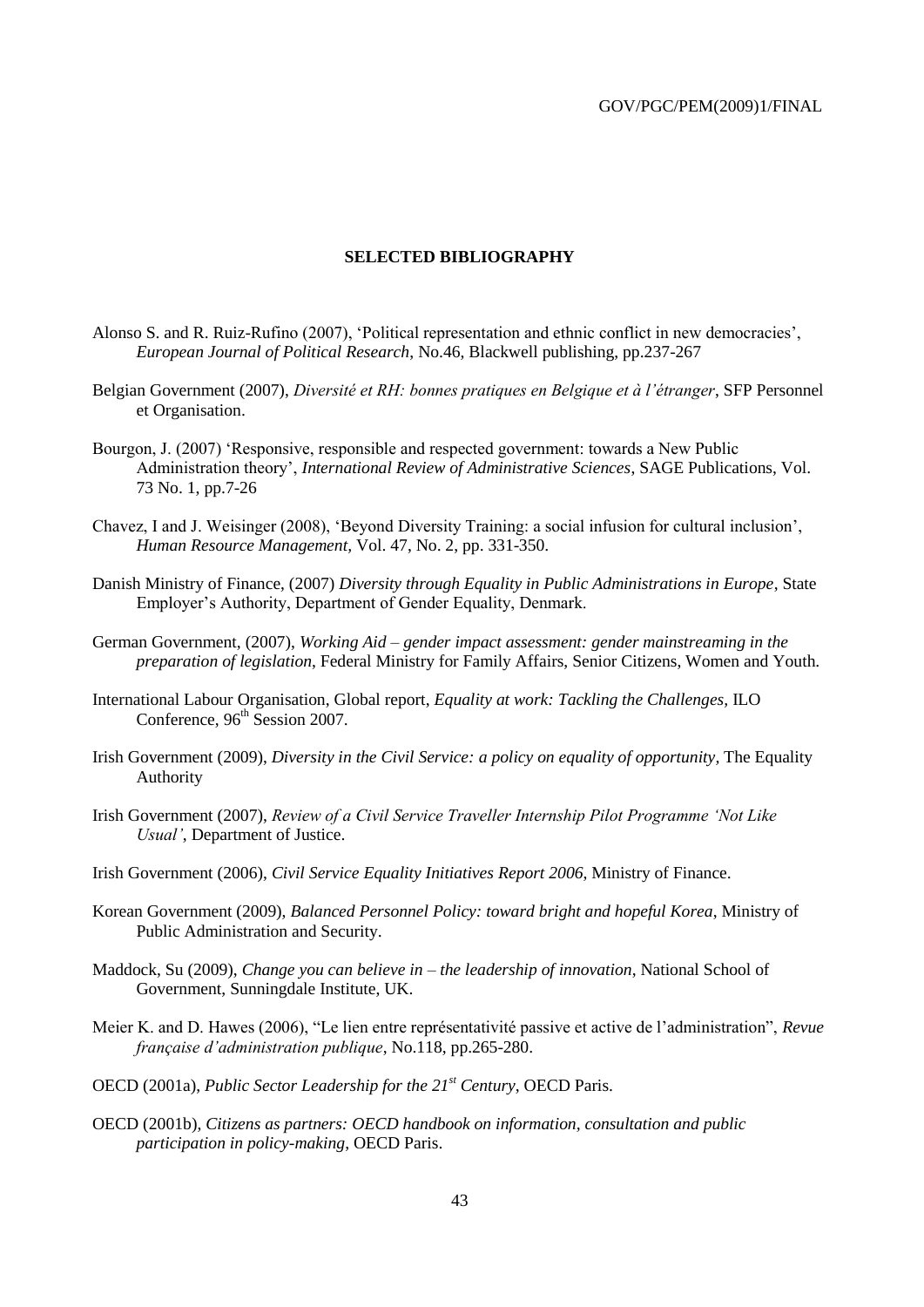## SELECTED BIBLIOGRAPHY

Alonso S. and R. Ruiz-Rufino (2007), 'Political representation and ethnic conflict in new democracies', *European Journal of Political Research*, No.46, Blackwell publishing, pp.237-267

Belgian Government (2007), *Diversité et RH: bonnes pratiques en Belgique et à l'étranger*, SFP Personnel et Organisation.

Bourgon, J. (2007) 'Responsive, responsible and respected government: towards a New Public Administration theory', *International Review of Administrative Sciences*, SAGE Publications, Vol. 73 No. 1, pp.7-26

Chavez, I and J. Weisinger (2008), 'Beyond Diversity Training: a social infusion for cultural inclusion', *Human Resource Management*, Vol. 47, No. 2, pp. 331-350.

Danish Ministry of Finance, (2007) *Diversity through Equality in Public Administrations in Europe*, State Employer's Authority, Department of Gender Equality, Denmark.

German Government, (2007), *Working Aid – gender impact assessment: gender mainstreaming in the preparation of legislation*, Federal Ministry for Family Affairs, Senior Citizens, Women and Youth.

International Labour Organisation, Global report, *Equality at work: Tackling the Challenges,* ILO Conference, 96th Session 2007.

Irish Government (2009), *Diversity in the Civil Service: a policy on equality of opportunity,* The Equality Authority

Irish Government (2007), *Review of a Civil Service Traveller Internship Pilot Programme 'Not Like Usual'*, Department of Justice.

Irish Government (2006), *Civil Service Equality Initiatives Report 2006*, Ministry of Finance.

Korean Government (2009), *Balanced Personnel Policy: toward bright and hopeful Korea*, Ministry of Public Administration and Security.

Maddock, Su (2009), *Change you can believe in – the leadership of innovation*, National School of Government, Sunningdale Institute, UK.

Meier K. and D. Hawes (2006), "Le lien entre représentativité passive et active de l'administration", *Revue française d'administration publique*, No.118, pp.265-280.

OECD (2001a), *Public Sector Leadership for the 21st Century*, OECD Paris.

OECD (2001b), *Citizens as partners: OECD handbook on information, consultation and public participation in policy-making*, OECD Paris.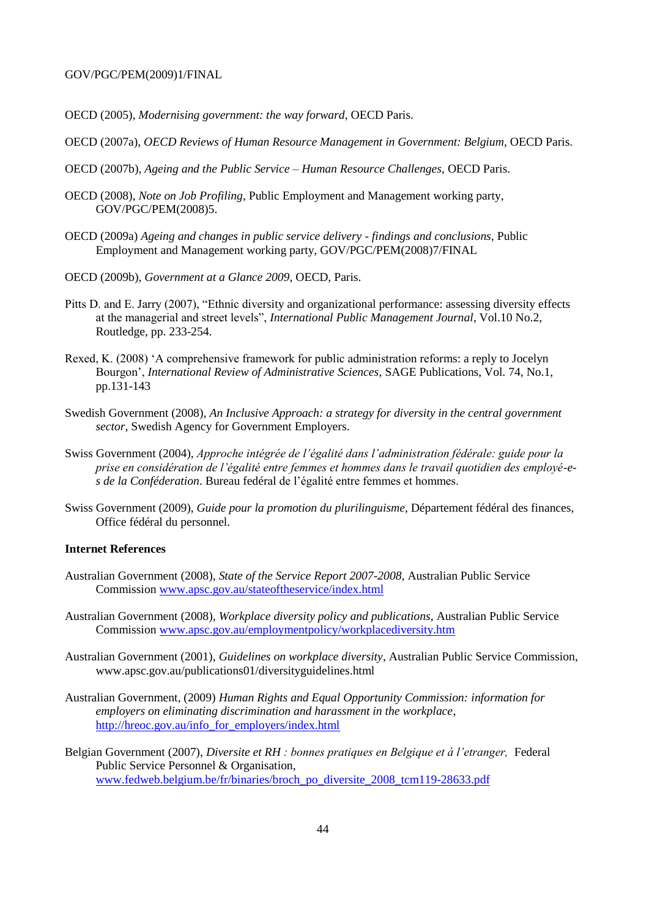OECD (2005), *Modernising government: the way forward*, OECD Paris.

OECD (2007a), *OECD Reviews of Human Resource Management in Government: Belgium*, OECD Paris.

OECD (2007b), *Ageing and the Public Service – Human Resource Challenges*, OECD Paris.

OECD (2008), *Note on Job Profiling*, Public Employment and Management working party, GOV/PGC/PEM(2008)5.

OECD (2009a) *Ageing and changes in public service delivery - findings and conclusions*, Public Employment and Management working party, GOV/PGC/PEM(2008)7/FINAL

OECD (2009b), *Government at a Glance 2009*, OECD, Paris.

Pitts D. and E. Jarry (2007), "Ethnic diversity and organizational performance: assessing diversity effects at the managerial and street levels", *International Public Management Journal*, Vol.10 No.2, Routledge, pp. 233-254.

Rexed, K. (2008) 'A comprehensive framework for public administration reforms: a reply to Jocelyn Bourgon', *International Review of Administrative Sciences*, SAGE Publications, Vol. 74, No.1, pp.131-143

Swedish Government (2008), *An Inclusive Approach: a strategy for diversity in the central government sector*, Swedish Agency for Government Employers.

Swiss Government (2004), *Approche intégrée de l'égalité dans l'administration fédérale: guide pour la prise en considération de l'égalité entre femmes et hommes dans le travail quotidien des employé-e-s de la Conféderation*. Bureau fedéral de l'égalité entre femmes et hommes.

Swiss Government (2009), *Guide pour la promotion du plurilinguisme*, Département fédéral des finances, Office fédéral du personnel.

**Internet References**

Australian Government (2008), *State of the Service Report 2007-2008*, Australian Public Service Commission www.apsc.gov.au/stateoftheservice/index.html

Australian Government (2008), *Workplace diversity policy and publications*, Australian Public Service Commission www.apsc.gov.au/employmentpolicy/workplacediversity.htm

Australian Government (2001), *Guidelines on workplace diversity*, Australian Public Service Commission, www.apsc.gov.au/publications01/diversityguidelines.html

Australian Government, (2009) *Human Rights and Equal Opportunity Commission: information for employers on eliminating discrimination and harassment in the workplace*, http://hreoc.gov.au/info_for_employers/index.html

Belgian Government (2007), *Diversite et RH : bonnes pratiques en Belgique et à l'etranger,* Federal Public Service Personnel & Organisation, www.fedweb.belgium.be/fr/binaries/broch_po_diversite_2008_tcm119-28633.pdf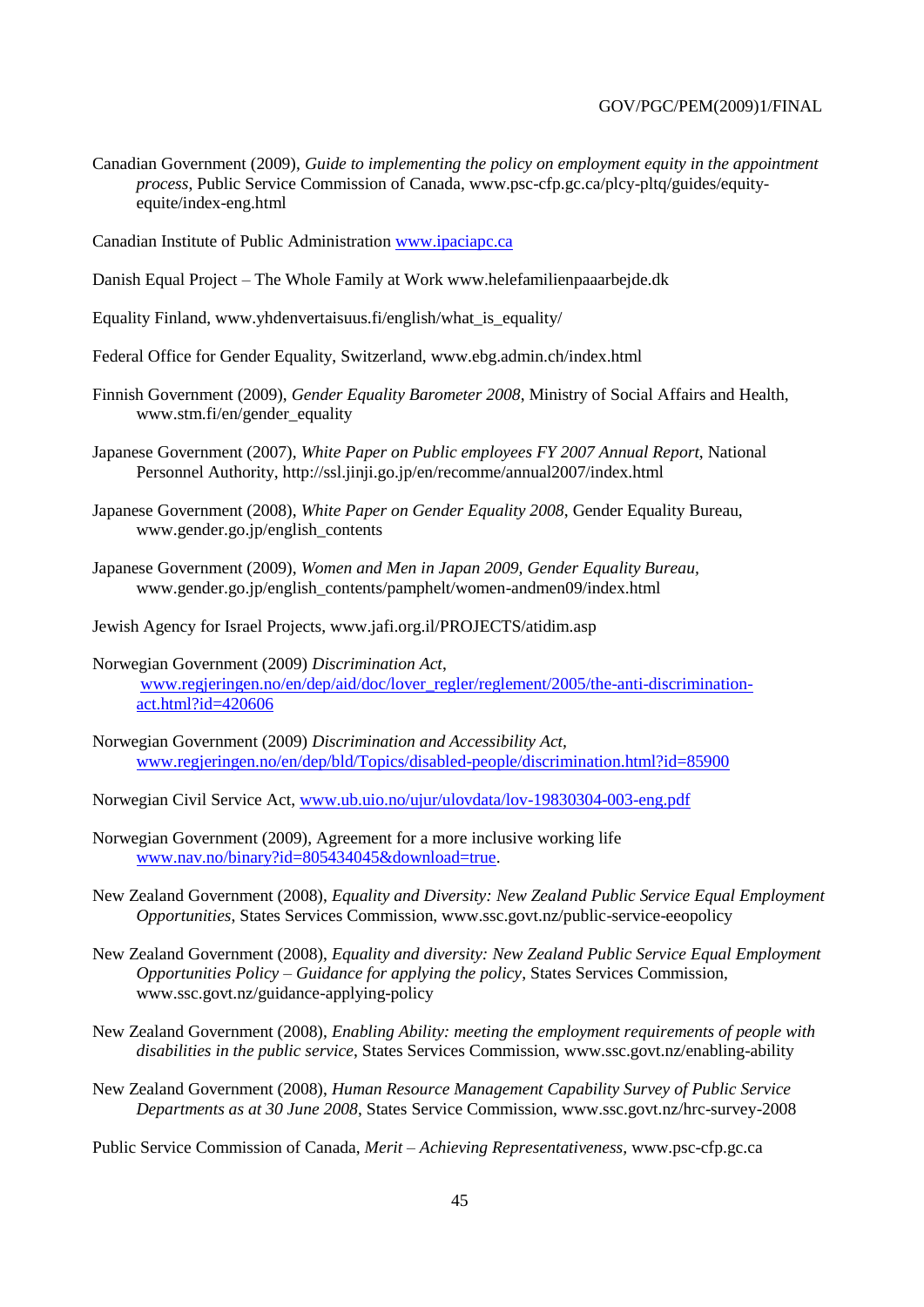Canadian Government (2009), *Guide to implementing the policy on employment equity in the appointment process*, Public Service Commission of Canada, www.psc-cfp.gc.ca/plcy-pltq/guides/equity-equite/index-eng.html

Canadian Institute of Public Administration www.ipaciapc.ca

Danish Equal Project – The Whole Family at Work www.helefamilienpaaarbejde.dk

Equality Finland, www.yhdenvertaisuus.fi/english/what_is_equality/

Federal Office for Gender Equality, Switzerland, www.ebg.admin.ch/index.html

Finnish Government (2009), *Gender Equality Barometer 2008*, Ministry of Social Affairs and Health, www.stm.fi/en/gender_equality

Japanese Government (2007), *White Paper on Public employees FY 2007 Annual Report*, National Personnel Authority, http://ssl.jinji.go.jp/en/recomme/annual2007/index.html

Japanese Government (2008), *White Paper on Gender Equality 2008*, Gender Equality Bureau, www.gender.go.jp/english_contents

Japanese Government (2009), *Women and Men in Japan 2009, Gender Equality Bureau*, www.gender.go.jp/english_contents/pamphelt/women-andmen09/index.html

Jewish Agency for Israel Projects, www.jafi.org.il/PROJECTS/atidim.asp

Norwegian Government (2009) *Discrimination Act*, www.regjeringen.no/en/dep/aid/doc/lover_regler/reglement/2005/the-anti-discrimination-act.html?id=420606

Norwegian Government (2009) *Discrimination and Accessibility Act*, www.regjeringen.no/en/dep/bld/Topics/disabled-people/discrimination.html?id=85900

Norwegian Civil Service Act, www.ub.uio.no/ujur/ulovdata/lov-19830304-003-eng.pdf

Norwegian Government (2009), Agreement for a more inclusive working life www.nav.no/binary?id=805434045&download=true.

New Zealand Government (2008), *Equality and Diversity: New Zealand Public Service Equal Employment Opportunities*, States Services Commission, www.ssc.govt.nz/public-service-eeopolicy

New Zealand Government (2008), *Equality and diversity: New Zealand Public Service Equal Employment Opportunities Policy – Guidance for applying the policy*, States Services Commission, www.ssc.govt.nz/guidance-applying-policy

New Zealand Government (2008), *Enabling Ability: meeting the employment requirements of people with disabilities in the public service*, States Services Commission, www.ssc.govt.nz/enabling-ability

New Zealand Government (2008), *Human Resource Management Capability Survey of Public Service Departments as at 30 June 2008*, States Service Commission, www.ssc.govt.nz/hrc-survey-2008

Public Service Commission of Canada, *Merit – Achieving Representativeness*, www.psc-cfp.gc.ca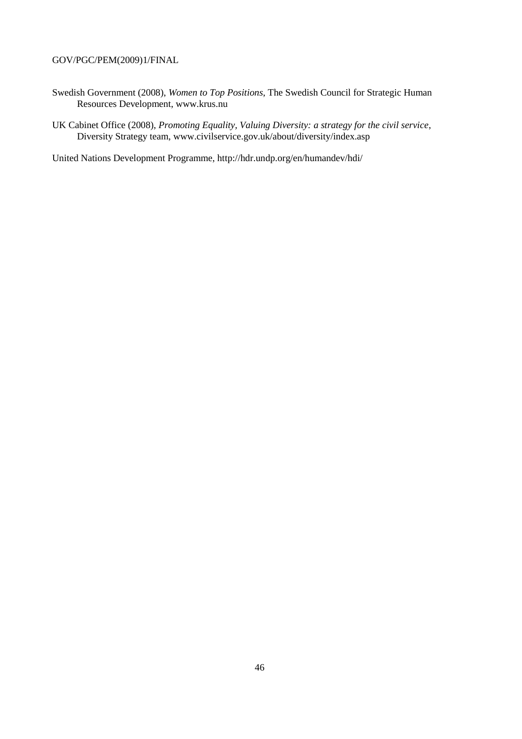Swedish Government (2008), *Women to Top Positions*, The Swedish Council for Strategic Human Resources Development, www.krus.nu

UK Cabinet Office (2008), *Promoting Equality, Valuing Diversity: a strategy for the civil service*, Diversity Strategy team, www.civilservice.gov.uk/about/diversity/index.asp

United Nations Development Programme, http://hdr.undp.org/en/humandev/hdi/